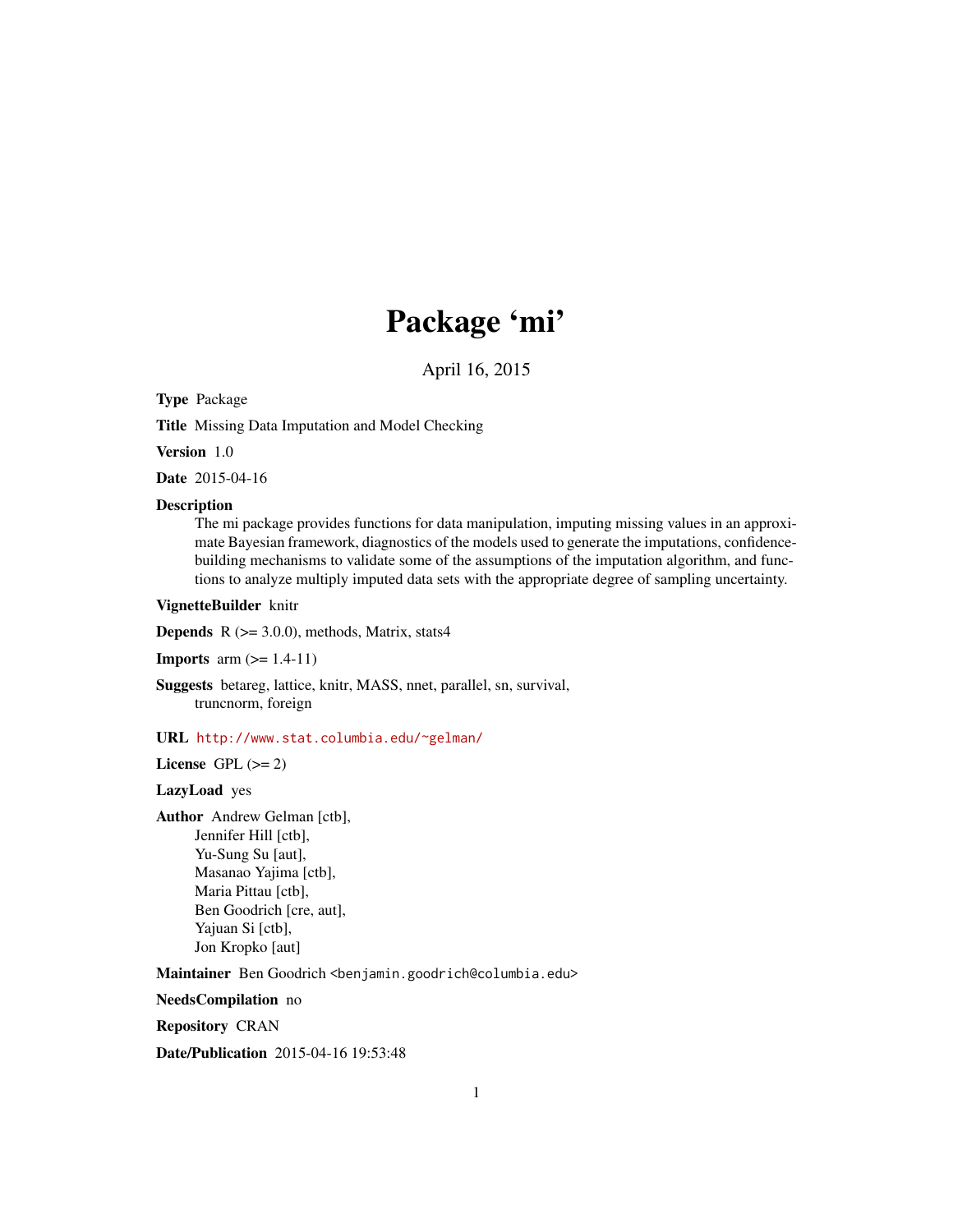# Package 'mi'

April 16, 2015

**Type** Package

**Title** Missing Data Imputation and Model Checking

**Version** 1.0

**Date** 2015-04-16

**Description**
The mi package provides functions for data manipulation, imputing missing values in an approximate Bayesian framework, diagnostics of the models used to generate the imputations, confidence-building mechanisms to validate some of the assumptions of the imputation algorithm, and functions to analyze multiply imputed data sets with the appropriate degree of sampling uncertainty.

**VignetteBuilder** knitr

**Depends** R (>= 3.0.0), methods, Matrix, stats4

**Imports** arm (>= 1.4-11)

**Suggests** betareg, lattice, knitr, MASS, nnet, parallel, sn, survival, truncnorm, foreign

**URL** http://www.stat.columbia.edu/~gelman/

**License** GPL (>= 2)

**LazyLoad** yes

**Author** Andrew Gelman [ctb],
Jennifer Hill [ctb],
Yu-Sung Su [aut],
Masanao Yajima [ctb],
Maria Pittau [ctb],
Ben Goodrich [cre, aut],
Yajuan Si [ctb],
Jon Kropko [aut]

**Maintainer** Ben Goodrich <benjamin.goodrich@columbia.edu>

**NeedsCompilation** no

**Repository** CRAN

**Date/Publication** 2015-04-16 19:53:48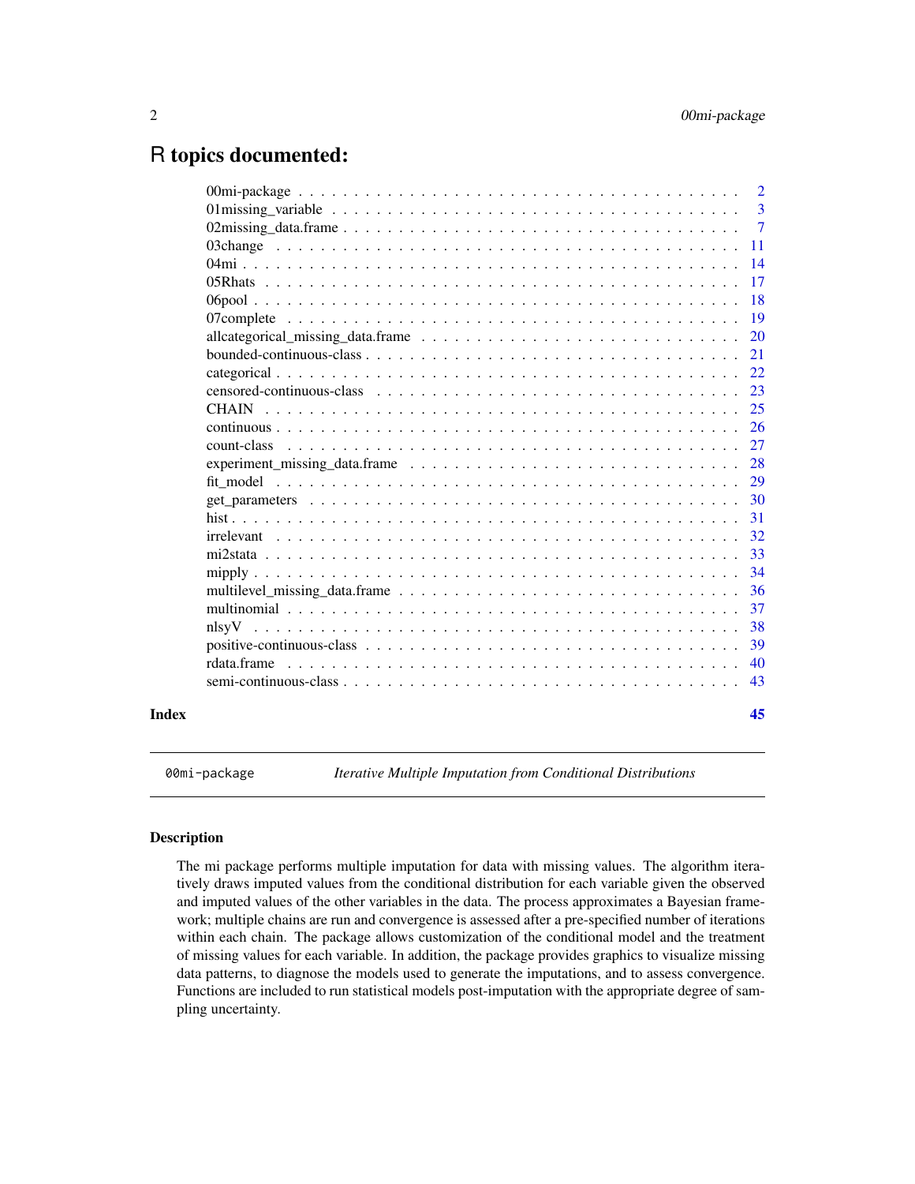# R topics documented:

| | |
|---|---|
| 00mi-package | 2 |
| 01missing_variable | 3 |
| 02missing_data.frame | 7 |
| 03change | 11 |
| 04mi | 14 |
| 05Rhats | 17 |
| 06pool | 18 |
| 07complete | 19 |
| allcategorical_missing_data.frame | 20 |
| bounded-continuous-class | 21 |
| categorical | 22 |
| censored-continuous-class | 23 |
| CHAIN | 25 |
| continuous | 26 |
| count-class | 27 |
| experiment_missing_data.frame | 28 |
| fit_model | 29 |
| get_parameters | 30 |
| hist | 31 |
| irrelevant | 32 |
| mi2stata | 33 |
| mipply | 34 |
| multilevel_missing_data.frame | 36 |
| multinomial | 37 |
| nlsyV | 38 |
| positive-continuous-class | 39 |
| rdata.frame | 40 |
| semi-continuous-class | 43 |
| **Index** | **45** |

---

`00mi-package` *Iterative Multiple Imputation from Conditional Distributions*

---

### Description

The mi package performs multiple imputation for data with missing values. The algorithm iteratively draws imputed values from the conditional distribution for each variable given the observed and imputed values of the other variables in the data. The process approximates a Bayesian framework; multiple chains are run and convergence is assessed after a pre-specified number of iterations within each chain. The package allows customization of the conditional model and the treatment of missing values for each variable. In addition, the package provides graphics to visualize missing data patterns, to diagnose the models used to generate the imputations, and to assess convergence. Functions are included to run statistical models post-imputation with the appropriate degree of sampling uncertainty.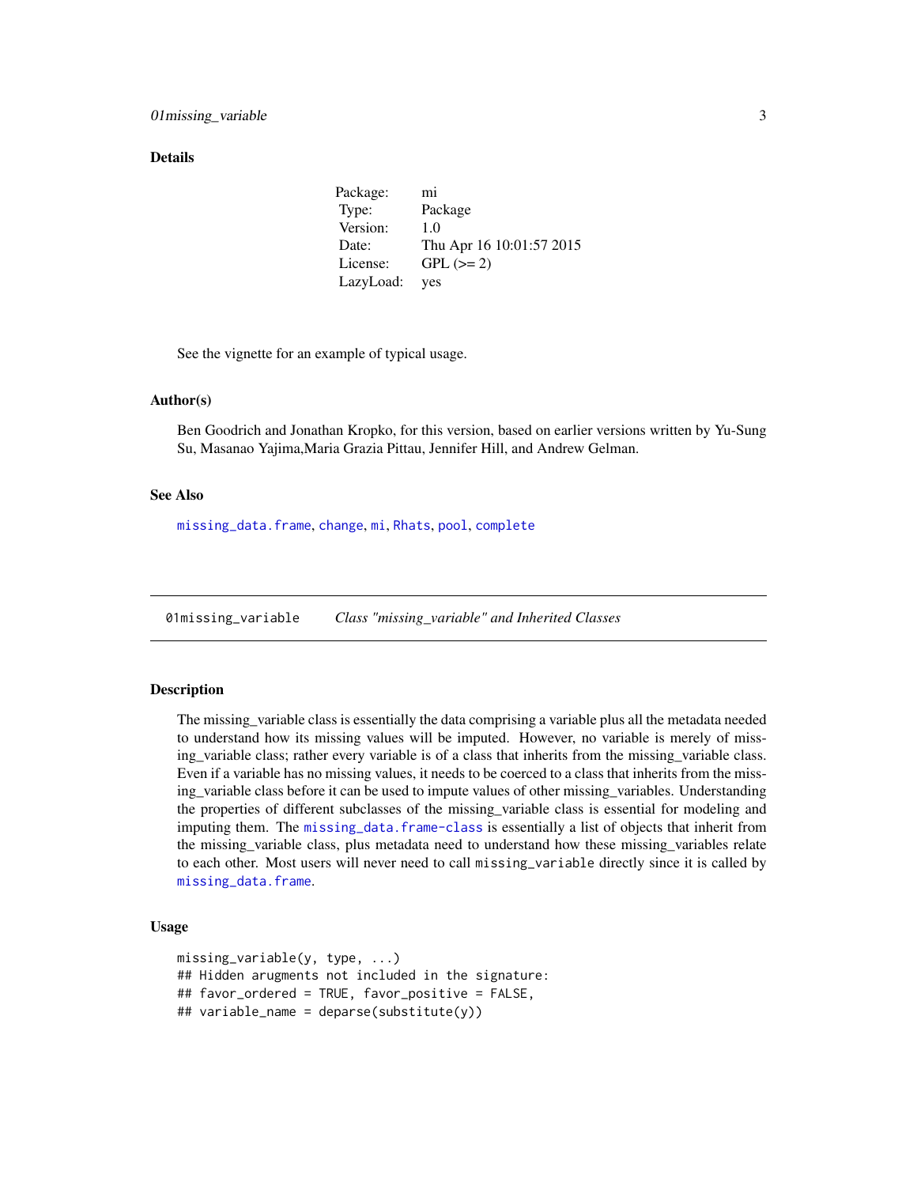### Details

| | |
|---|---|
| Package: | mi |
| Type: | Package |
| Version: | 1.0 |
| Date: | Thu Apr 16 10:01:57 2015 |
| License: | GPL (>= 2) |
| LazyLoad: | yes |

See the vignette for an example of typical usage.

### Author(s)

Ben Goodrich and Jonathan Kropko, for this version, based on earlier versions written by Yu-Sung Su, Masanao Yajima,Maria Grazia Pittau, Jennifer Hill, and Andrew Gelman.

### See Also

`missing_data.frame`, `change`, `mi`, `Rhats`, `pool`, `complete`

---

## 01missing_variable *Class "missing_variable" and Inherited Classes*

---

### Description

The missing_variable class is essentially the data comprising a variable plus all the metadata needed to understand how its missing values will be imputed. However, no variable is merely of missing_variable class; rather every variable is of a class that inherits from the missing_variable class. Even if a variable has no missing values, it needs to be coerced to a class that inherits from the missing_variable class before it can be used to impute values of other missing_variables. Understanding the properties of different subclasses of the missing_variable class is essential for modeling and imputing them. The `missing_data.frame-class` is essentially a list of objects that inherit from the missing_variable class, plus metadata need to understand how these missing_variables relate to each other. Most users will never need to call `missing_variable` directly since it is called by `missing_data.frame`.

### Usage

```
missing_variable(y, type, ...)
## Hidden arugments not included in the signature:
## favor_ordered = TRUE, favor_positive = FALSE,
## variable_name = deparse(substitute(y))
```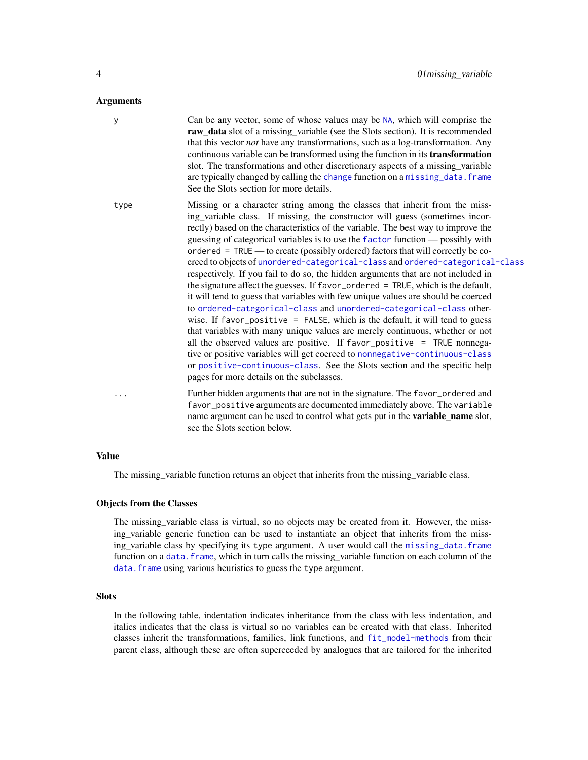## Arguments

| | |
|---|---|
| y | Can be any vector, some of whose values may be `NA`, which will comprise the **raw_data** slot of a missing_variable (see the Slots section). It is recommended that this vector *not* have any transformations, such as a log-transformation. Any continuous variable can be transformed using the function in its **transformation** slot. The transformations and other discretionary aspects of a missing_variable are typically changed by calling the `change` function on a `missing_data.frame` See the Slots section for more details. |
| type | Missing or a character string among the classes that inherit from the missing_variable class. If missing, the constructor will guess (sometimes incorrectly) based on the characteristics of the variable. The best way to improve the guessing of categorical variables is to use the `factor` function — possibly with `ordered = TRUE` — to create (possibly ordered) factors that will correctly be coerced to objects of `unordered-categorical-class` and `ordered-categorical-class` respectively. If you fail to do so, the hidden arguments that are not included in the signature affect the guesses. If `favor_ordered = TRUE`, which is the default, it will tend to guess that variables with few unique values are should be coerced to `ordered-categorical-class` and `unordered-categorical-class` otherwise. If `favor_positive = FALSE`, which is the default, it will tend to guess that variables with many unique values are merely continuous, whether or not all the observed values are positive. If `favor_positive = TRUE` nonnegative or positive variables will get coerced to `nonnegative-continuous-class` or `positive-continuous-class`. See the Slots section and the specific help pages for more details on the subclasses. |
| ... | Further hidden arguments that are not in the signature. The `favor_ordered` and `favor_positive` arguments are documented immediately above. The `variable` name argument can be used to control what gets put in the **variable_name** slot, see the Slots section below. |

## Value

The missing_variable function returns an object that inherits from the missing_variable class.

## Objects from the Classes

The missing_variable class is virtual, so no objects may be created from it. However, the missing_variable generic function can be used to instantiate an object that inherits from the missing_variable class by specifying its `type` argument. A user would call the `missing_data.frame` function on a `data.frame`, which in turn calls the missing_variable function on each column of the `data.frame` using various heuristics to guess the `type` argument.

## Slots

In the following table, indentation indicates inheritance from the class with less indentation, and italics indicates that the class is virtual so no variables can be created with that class. Inherited classes inherit the transformations, families, link functions, and `fit_model-methods` from their parent class, although these are often superceeded by analogues that are tailored for the inherited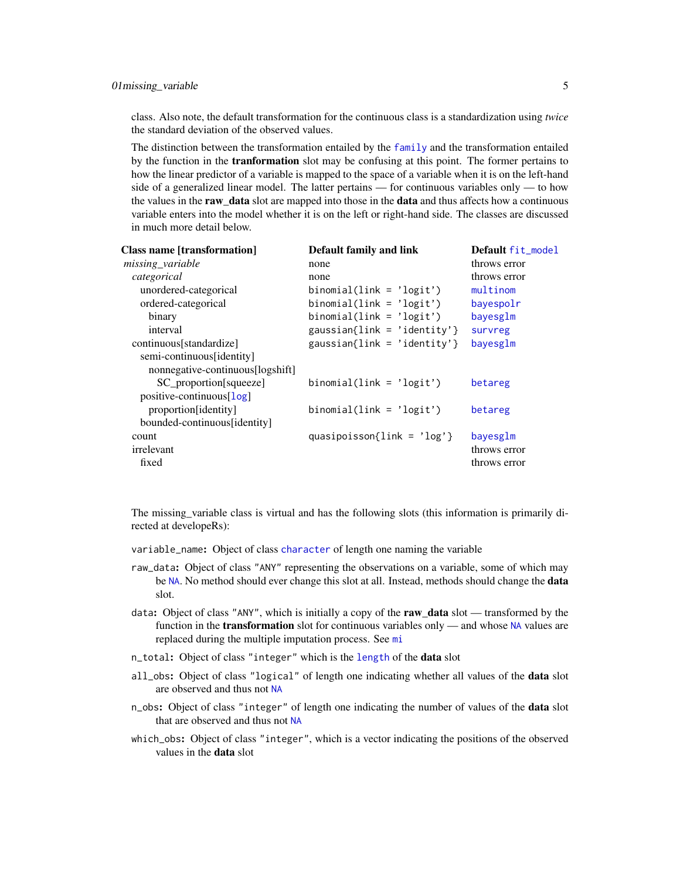class. Also note, the default transformation for the continuous class is a standardization using *twice* the standard deviation of the observed values.

The distinction between the transformation entailed by the `family` and the transformation entailed by the function in the **tranformation** slot may be confusing at this point. The former pertains to how the linear predictor of a variable is mapped to the space of a variable when it is on the left-hand side of a generalized linear model. The latter pertains — for continuous variables only — to how the values in the **raw_data** slot are mapped into those in the **data** and thus affects how a continuous variable enters into the model whether it is on the left or right-hand side. The classes are discussed in much more detail below.

| Class name [transformation] | Default family and link | Default `fit_model` |
|---|---|---|
| *missing_variable* | none | throws error |
| *categorical* | none | throws error |
| unordered-categorical | `binomial(link = 'logit')` | `multinom` |
| ordered-categorical | `binomial(link = 'logit')` | `bayespolr` |
| binary | `binomial(link = 'logit')` | `bayesglm` |
| interval | `gaussian{link = 'identity'}` | `survreg` |
| continuous[standardize] | `gaussian{link = 'identity'}` | `bayesglm` |
| semi-continuous[identity] | | |
| nonnegative-continuous[logshift] | | |
| SC_proportion[squeeze] | `binomial(link = 'logit')` | `betareg` |
| positive-continuous[log] | | |
| proportion[identity] | `binomial(link = 'logit')` | `betareg` |
| bounded-continuous[identity] | | |
| count | `quasipoisson{link = 'log'}` | `bayesglm` |
| irrelevant | | throws error |
| fixed | | throws error |

The missing_variable class is virtual and has the following slots (this information is primarily directed at developeRs):

`variable_name`: Object of class `character` of length one naming the variable

`raw_data`: Object of class `"ANY"` representing the observations on a variable, some of which may be `NA`. No method should ever change this slot at all. Instead, methods should change the **data** slot.

`data`: Object of class `"ANY"`, which is initially a copy of the **raw_data** slot — transformed by the function in the **transformation** slot for continuous variables only — and whose `NA` values are replaced during the multiple imputation process. See `mi`

`n_total`: Object of class `"integer"` which is the `length` of the **data** slot

`all_obs`: Object of class `"logical"` of length one indicating whether all values of the **data** slot are observed and thus not `NA`

`n_obs`: Object of class `"integer"` of length one indicating the number of values of the **data** slot that are observed and thus not `NA`

`which_obs`: Object of class `"integer"`, which is a vector indicating the positions of the observed values in the **data** slot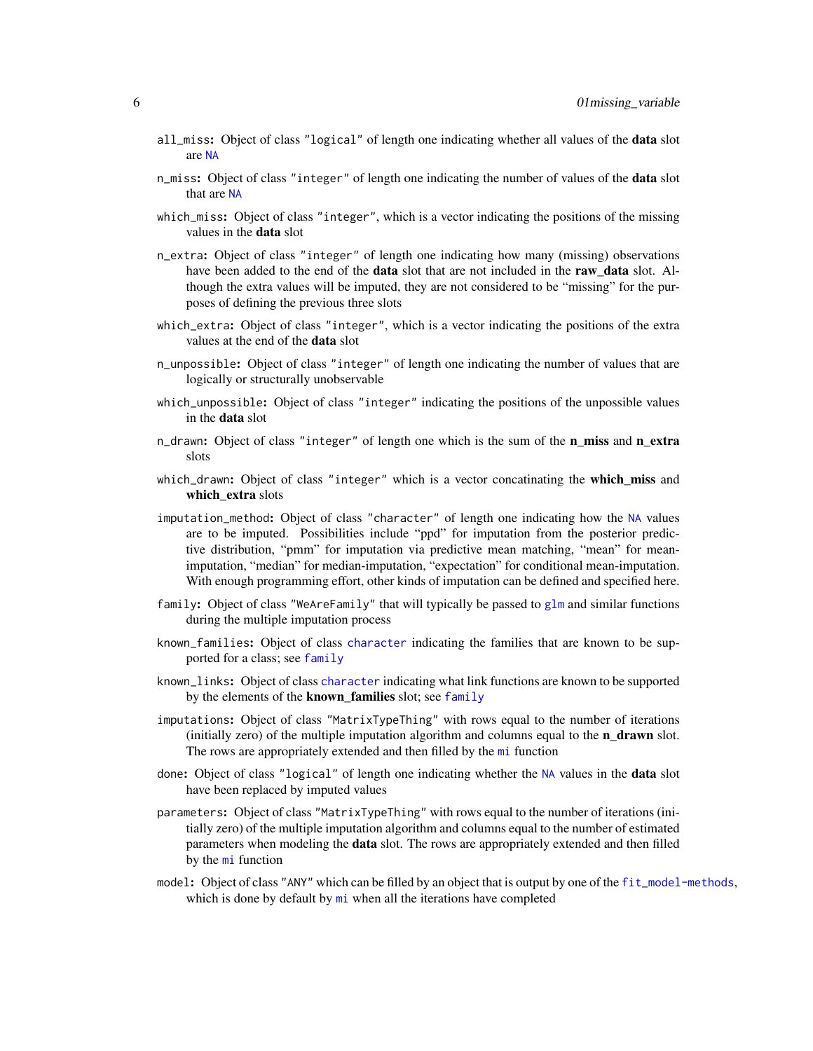`all_miss`: Object of class `"logical"` of length one indicating whether all values of the **data** slot are `NA`

`n_miss`: Object of class `"integer"` of length one indicating the number of values of the **data** slot that are `NA`

`which_miss`: Object of class `"integer"`, which is a vector indicating the positions of the missing values in the **data** slot

`n_extra`: Object of class `"integer"` of length one indicating how many (missing) observations have been added to the end of the **data** slot that are not included in the **raw_data** slot. Although the extra values will be imputed, they are not considered to be "missing" for the purposes of defining the previous three slots

`which_extra`: Object of class `"integer"`, which is a vector indicating the positions of the extra values at the end of the **data** slot

`n_unpossible`: Object of class `"integer"` of length one indicating the number of values that are logically or structurally unobservable

`which_unpossible`: Object of class `"integer"` indicating the positions of the unpossible values in the **data** slot

`n_drawn`: Object of class `"integer"` of length one which is the sum of the **n_miss** and **n_extra** slots

`which_drawn`: Object of class `"integer"` which is a vector concatinating the **which_miss** and **which_extra** slots

`imputation_method`: Object of class `"character"` of length one indicating how the `NA` values are to be imputed. Possibilities include "ppd" for imputation from the posterior predictive distribution, "pmm" for imputation via predictive mean matching, "mean" for mean-imputation, "median" for median-imputation, "expectation" for conditional mean-imputation. With enough programming effort, other kinds of imputation can be defined and specified here.

`family`: Object of class `"WeAreFamily"` that will typically be passed to `glm` and similar functions during the multiple imputation process

`known_families`: Object of class `character` indicating the families that are known to be supported for a class; see `family`

`known_links`: Object of class `character` indicating what link functions are known to be supported by the elements of the **known_families** slot; see `family`

`imputations`: Object of class `"MatrixTypeThing"` with rows equal to the number of iterations (initially zero) of the multiple imputation algorithm and columns equal to the **n_drawn** slot. The rows are appropriately extended and then filled by the `mi` function

`done`: Object of class `"logical"` of length one indicating whether the `NA` values in the **data** slot have been replaced by imputed values

`parameters`: Object of class `"MatrixTypeThing"` with rows equal to the number of iterations (initially zero) of the multiple imputation algorithm and columns equal to the number of estimated parameters when modeling the **data** slot. The rows are appropriately extended and then filled by the `mi` function

`model`: Object of class `"ANY"` which can be filled by an object that is output by one of the `fit_model-methods`, which is done by default by `mi` when all the iterations have completed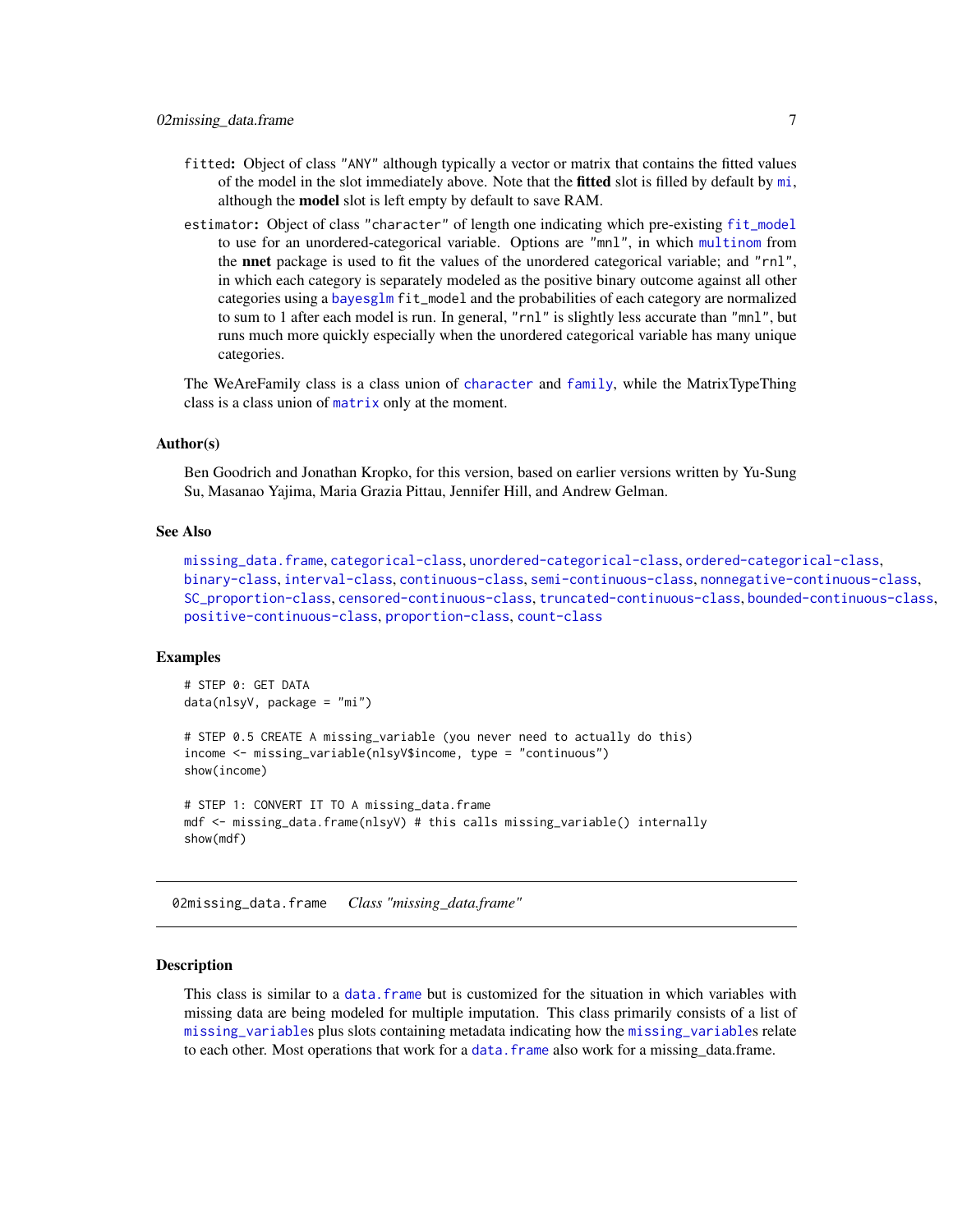fitted**:** Object of class "ANY" although typically a vector or matrix that contains the fitted values of the model in the slot immediately above. Note that the **fitted** slot is filled by default by mi, although the **model** slot is left empty by default to save RAM.

estimator**:** Object of class "character" of length one indicating which pre-existing fit_model to use for an unordered-categorical variable. Options are "mnl", in which multinom from the **nnet** package is used to fit the values of the unordered categorical variable; and "rnl", in which each category is separately modeled as the positive binary outcome against all other categories using a bayesglm fit_model and the probabilities of each category are normalized to sum to 1 after each model is run. In general, "rnl" is slightly less accurate than "mnl", but runs much more quickly especially when the unordered categorical variable has many unique categories.

The WeAreFamily class is a class union of character and family, while the MatrixTypeThing class is a class union of matrix only at the moment.

## Author(s)

Ben Goodrich and Jonathan Kropko, for this version, based on earlier versions written by Yu-Sung Su, Masanao Yajima, Maria Grazia Pittau, Jennifer Hill, and Andrew Gelman.

## See Also

missing_data.frame, categorical-class, unordered-categorical-class, ordered-categorical-class, binary-class, interval-class, continuous-class, semi-continuous-class, nonnegative-continuous-class, SC_proportion-class, censored-continuous-class, truncated-continuous-class, bounded-continuous-class, positive-continuous-class, proportion-class, count-class

## Examples

```
# STEP 0: GET DATA
data(nlsyV, package = "mi")

# STEP 0.5 CREATE A missing_variable (you never need to actually do this)
income <- missing_variable(nlsyV$income, type = "continuous")
show(income)

# STEP 1: CONVERT IT TO A missing_data.frame
mdf <- missing_data.frame(nlsyV) # this calls missing_variable() internally
show(mdf)
```

---

02missing_data.frame &nbsp;&nbsp;&nbsp; *Class "missing_data.frame"*

---

## Description

This class is similar to a data.frame but is customized for the situation in which variables with missing data are being modeled for multiple imputation. This class primarily consists of a list of missing_variables plus slots containing metadata indicating how the missing_variables relate to each other. Most operations that work for a data.frame also work for a missing_data.frame.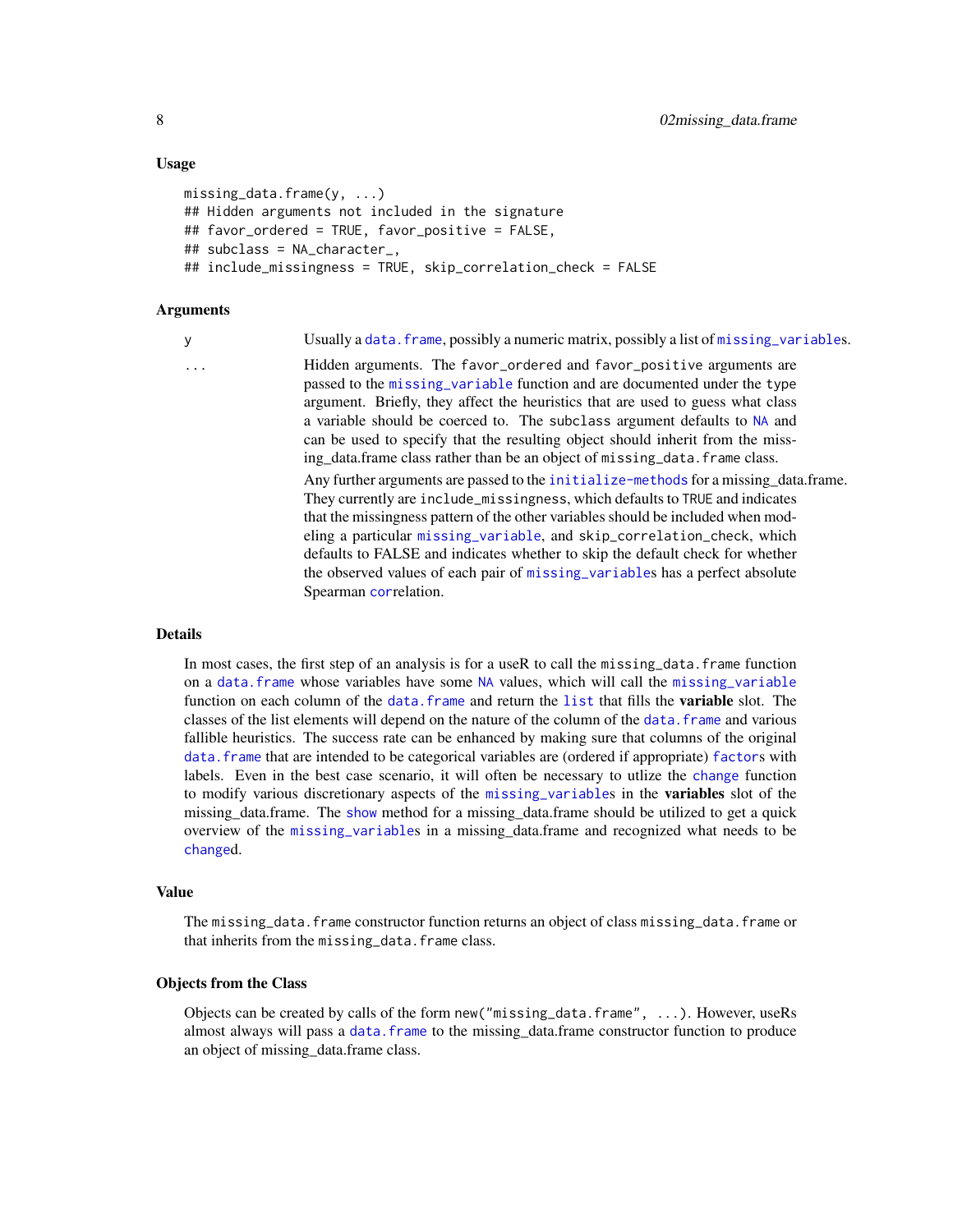### Usage

```
missing_data.frame(y, ...)
## Hidden arguments not included in the signature
## favor_ordered = TRUE, favor_positive = FALSE,
## subclass = NA_character_,
## include_missingness = TRUE, skip_correlation_check = FALSE
```

### Arguments

| | |
|---|---|
| y | Usually a data.frame, possibly a numeric matrix, possibly a list of missing_variables. |
| ... | Hidden arguments. The favor_ordered and favor_positive arguments are passed to the missing_variable function and are documented under the type argument. Briefly, they affect the heuristics that are used to guess what class a variable should be coerced to. The subclass argument defaults to NA and can be used to specify that the resulting object should inherit from the missing_data.frame class rather than be an object of missing_data.frame class. <br><br> Any further arguments are passed to the initialize-methods for a missing_data.frame. They currently are include_missingness, which defaults to TRUE and indicates that the missingness pattern of the other variables should be included when modeling a particular missing_variable, and skip_correlation_check, which defaults to FALSE and indicates whether to skip the default check for whether the observed values of each pair of missing_variables has a perfect absolute Spearman correlation. |

### Details

In most cases, the first step of an analysis is for a useR to call the missing_data.frame function on a data.frame whose variables have some NA values, which will call the missing_variable function on each column of the data.frame and return the list that fills the **variable** slot. The classes of the list elements will depend on the nature of the column of the data.frame and various fallible heuristics. The success rate can be enhanced by making sure that columns of the original data.frame that are intended to be categorical variables are (ordered if appropriate) factors with labels. Even in the best case scenario, it will often be necessary to utlize the change function to modify various discretionary aspects of the missing_variables in the **variables** slot of the missing_data.frame. The show method for a missing_data.frame should be utilized to get a quick overview of the missing_variables in a missing_data.frame and recognized what needs to be changed.

### Value

The missing_data.frame constructor function returns an object of class missing_data.frame or that inherits from the missing_data.frame class.

### Objects from the Class

Objects can be created by calls of the form new("missing_data.frame", ...). However, useRs almost always will pass a data.frame to the missing_data.frame constructor function to produce an object of missing_data.frame class.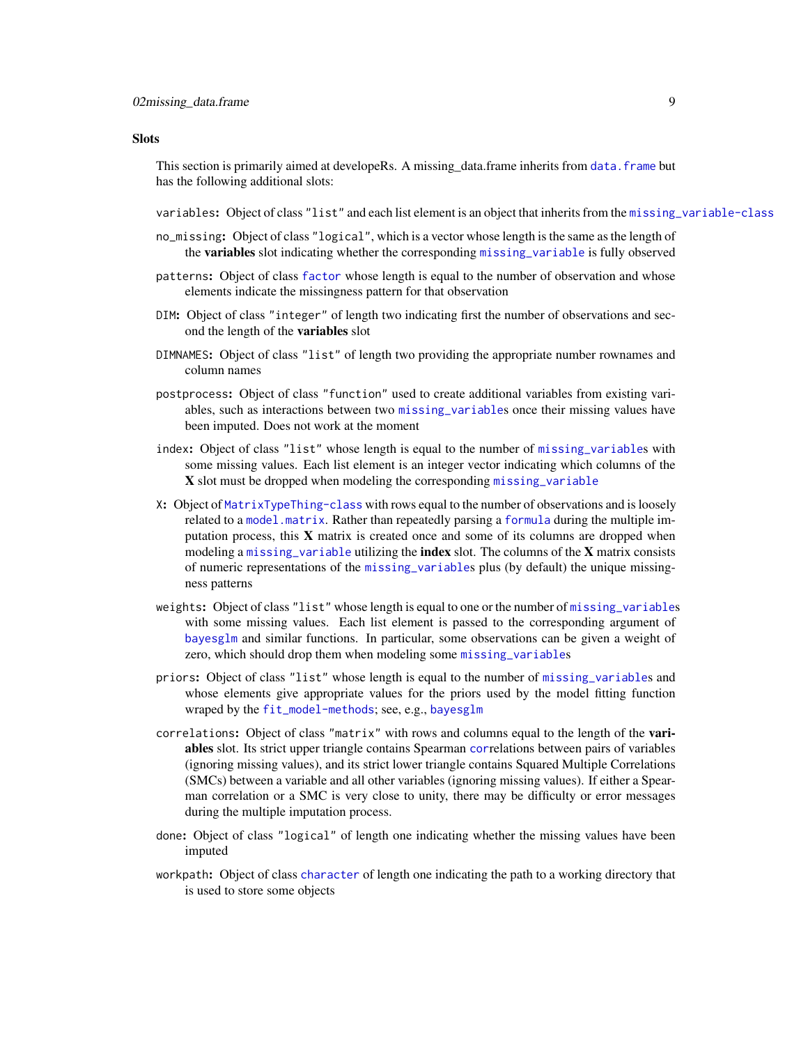### Slots

This section is primarily aimed at developeRs. A missing_data.frame inherits from `data.frame` but has the following additional slots:

`variables`: Object of class `"list"` and each list element is an object that inherits from the `missing_variable-class`

`no_missing`: Object of class `"logical"`, which is a vector whose length is the same as the length of the **variables** slot indicating whether the corresponding `missing_variable` is fully observed

`patterns`: Object of class `factor` whose length is equal to the number of observation and whose elements indicate the missingness pattern for that observation

`DIM`: Object of class `"integer"` of length two indicating first the number of observations and second the length of the **variables** slot

`DIMNAMES`: Object of class `"list"` of length two providing the appropriate number rownames and column names

`postprocess`: Object of class `"function"` used to create additional variables from existing variables, such as interactions between two `missing_variable`s once their missing values have been imputed. Does not work at the moment

`index`: Object of class `"list"` whose length is equal to the number of `missing_variable`s with some missing values. Each list element is an integer vector indicating which columns of the **X** slot must be dropped when modeling the corresponding `missing_variable`

`X`: Object of `MatrixTypeThing-class` with rows equal to the number of observations and is loosely related to a `model.matrix`. Rather than repeatedly parsing a `formula` during the multiple imputation process, this **X** matrix is created once and some of its columns are dropped when modeling a `missing_variable` utilizing the **index** slot. The columns of the **X** matrix consists of numeric representations of the `missing_variable`s plus (by default) the unique missingness patterns

`weights`: Object of class `"list"` whose length is equal to one or the number of `missing_variable`s with some missing values. Each list element is passed to the corresponding argument of `bayesglm` and similar functions. In particular, some observations can be given a weight of zero, which should drop them when modeling some `missing_variable`s

`priors`: Object of class `"list"` whose length is equal to the number of `missing_variable`s and whose elements give appropriate values for the priors used by the model fitting function wraped by the `fit_model-methods`; see, e.g., `bayesglm`

`correlations`: Object of class `"matrix"` with rows and columns equal to the length of the **variables** slot. Its strict upper triangle contains Spearman `cor`relations between pairs of variables (ignoring missing values), and its strict lower triangle contains Squared Multiple Correlations (SMCs) between a variable and all other variables (ignoring missing values). If either a Spearman correlation or a SMC is very close to unity, there may be difficulty or error messages during the multiple imputation process.

`done`: Object of class `"logical"` of length one indicating whether the missing values have been imputed

`workpath`: Object of class `character` of length one indicating the path to a working directory that is used to store some objects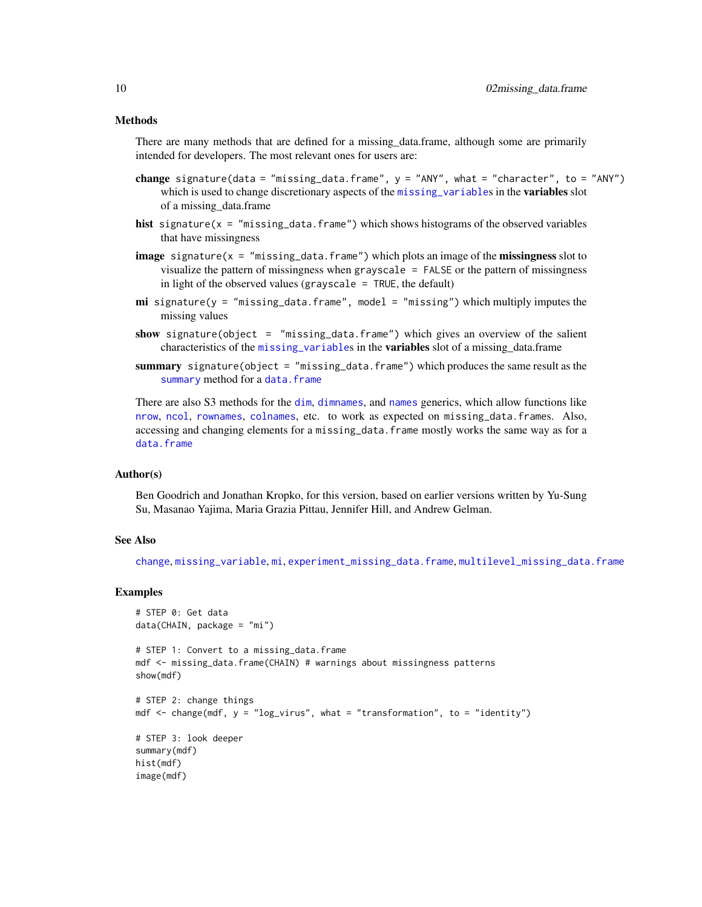### Methods

There are many methods that are defined for a missing_data.frame, although some are primarily intended for developers. The most relevant ones for users are:

**change** `signature(data = "missing_data.frame", y = "ANY", what = "character", to = "ANY")` which is used to change discretionary aspects of the `missing_variable`s in the **variables** slot of a missing_data.frame

**hist** `signature(x = "missing_data.frame")` which shows histograms of the observed variables that have missingness

**image** `signature(x = "missing_data.frame")` which plots an image of the **missingness** slot to visualize the pattern of missingness when `grayscale = FALSE` or the pattern of missingness in light of the observed values (`grayscale = TRUE`, the default)

**mi** `signature(y = "missing_data.frame", model = "missing")` which multiply imputes the missing values

**show** `signature(object = "missing_data.frame")` which gives an overview of the salient characteristics of the `missing_variable`s in the **variables** slot of a missing_data.frame

**summary** `signature(object = "missing_data.frame")` which produces the same result as the `summary` method for a `data.frame`

There are also S3 methods for the `dim`, `dimnames`, and `names` generics, which allow functions like `nrow`, `ncol`, `rownames`, `colnames`, etc. to work as expected on `missing_data.frames`. Also, accessing and changing elements for a `missing_data.frame` mostly works the same way as for a `data.frame`

### Author(s)

Ben Goodrich and Jonathan Kropko, for this version, based on earlier versions written by Yu-Sung Su, Masanao Yajima, Maria Grazia Pittau, Jennifer Hill, and Andrew Gelman.

### See Also

`change`, `missing_variable`, `mi`, `experiment_missing_data.frame`, `multilevel_missing_data.frame`

### Examples

```
# STEP 0: Get data
data(CHAIN, package = "mi")

# STEP 1: Convert to a missing_data.frame
mdf <- missing_data.frame(CHAIN) # warnings about missingness patterns
show(mdf)

# STEP 2: change things
mdf <- change(mdf, y = "log_virus", what = "transformation", to = "identity")

# STEP 3: look deeper
summary(mdf)
hist(mdf)
image(mdf)
```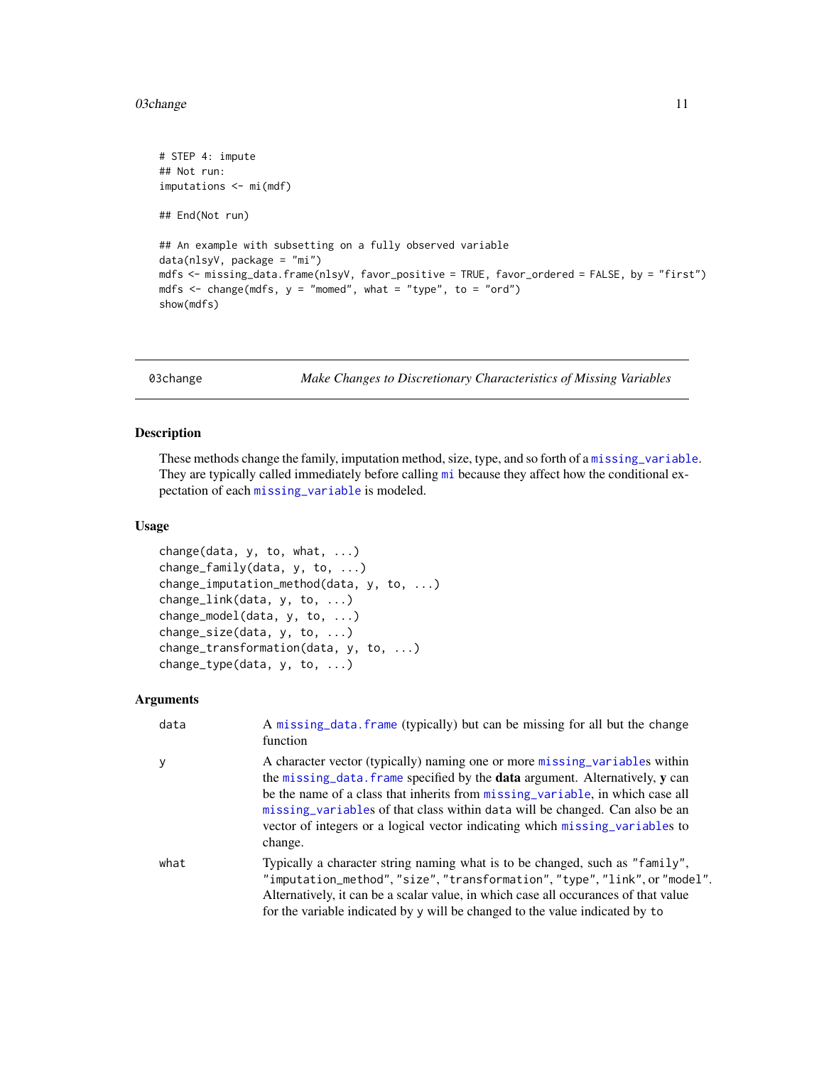```
# STEP 4: impute
## Not run:
imputations <- mi(mdf)

## End(Not run)

## An example with subsetting on a fully observed variable
data(nlsyV, package = "mi")
mdfs <- missing_data.frame(nlsyV, favor_positive = TRUE, favor_ordered = FALSE, by = "first")
mdfs <- change(mdfs, y = "momed", what = "type", to = "ord")
show(mdfs)
```

---

03change — *Make Changes to Discretionary Characteristics of Missing Variables*

---

### Description

These methods change the family, imputation method, size, type, and so forth of a missing_variable. They are typically called immediately before calling mi because they affect how the conditional expectation of each missing_variable is modeled.

### Usage

```
change(data, y, to, what, ...)
change_family(data, y, to, ...)
change_imputation_method(data, y, to, ...)
change_link(data, y, to, ...)
change_model(data, y, to, ...)
change_size(data, y, to, ...)
change_transformation(data, y, to, ...)
change_type(data, y, to, ...)
```

### Arguments

| | |
|---|---|
| data | A missing_data.frame (typically) but can be missing for all but the change function |
| y | A character vector (typically) naming one or more missing_variables within the missing_data.frame specified by the **data** argument. Alternatively, **y** can be the name of a class that inherits from missing_variable, in which case all missing_variables of that class within data will be changed. Can also be an vector of integers or a logical vector indicating which missing_variables to change. |
| what | Typically a character string naming what is to be changed, such as "family", "imputation_method", "size", "transformation", "type", "link", or "model". Alternatively, it can be a scalar value, in which case all occurances of that value for the variable indicated by y will be changed to the value indicated by to |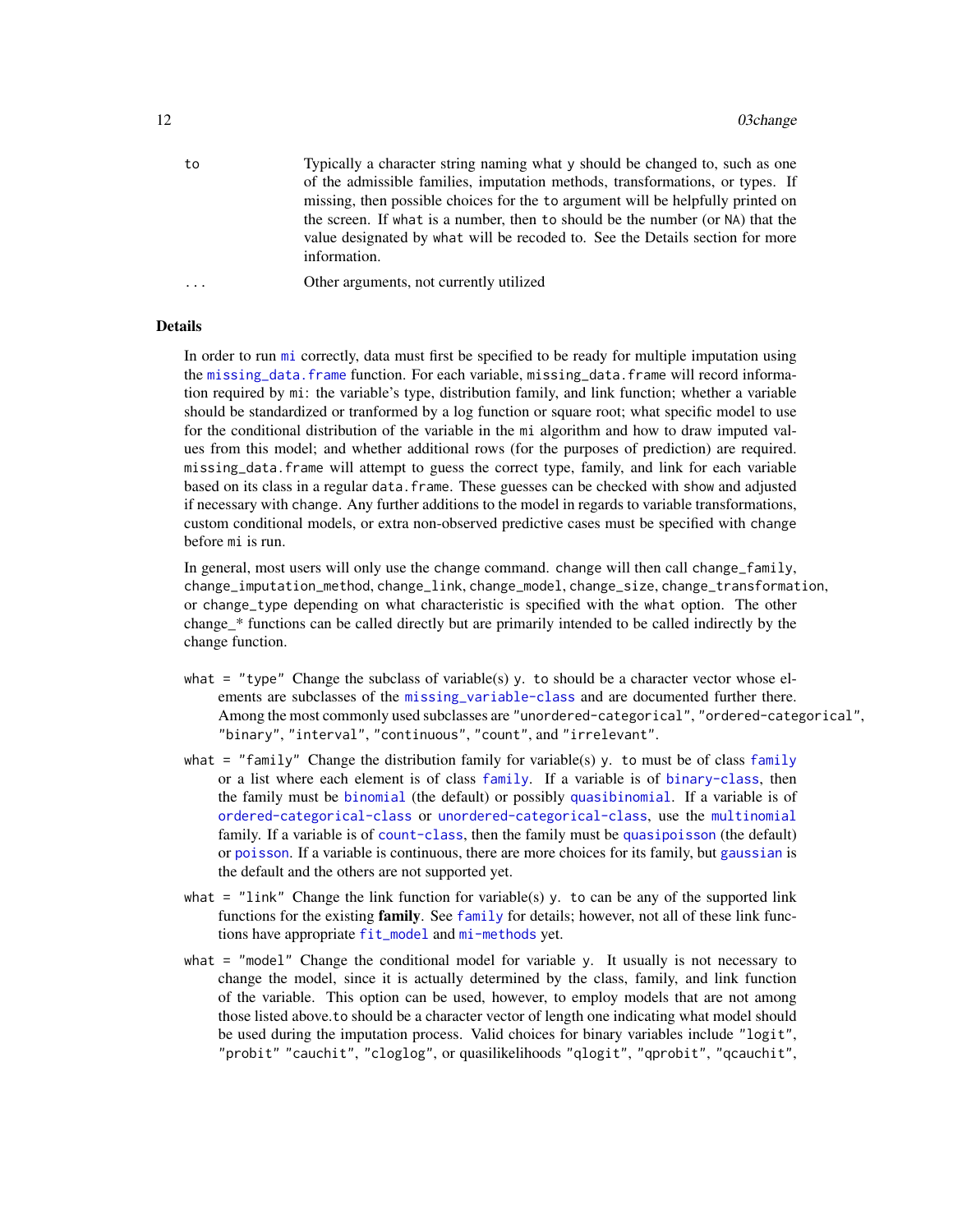| | |
|---|---|
| `to` | Typically a character string naming what `y` should be changed to, such as one of the admissible families, imputation methods, transformations, or types. If missing, then possible choices for the `to` argument will be helpfully printed on the screen. If `what` is a number, then `to` should be the number (or `NA`) that the value designated by `what` will be recoded to. See the Details section for more information. |
| `...` | Other arguments, not currently utilized |

## Details

In order to run `mi` correctly, data must first be specified to be ready for multiple imputation using the `missing_data.frame` function. For each variable, `missing_data.frame` will record information required by `mi`: the variable's type, distribution family, and link function; whether a variable should be standardized or tranformed by a log function or square root; what specific model to use for the conditional distribution of the variable in the `mi` algorithm and how to draw imputed values from this model; and whether additional rows (for the purposes of prediction) are required. `missing_data.frame` will attempt to guess the correct type, family, and link for each variable based on its class in a regular `data.frame`. These guesses can be checked with `show` and adjusted if necessary with `change`. Any further additions to the model in regards to variable transformations, custom conditional models, or extra non-observed predictive cases must be specified with `change` before `mi` is run.

In general, most users will only use the `change` command. `change` will then call `change_family`, `change_imputation_method`, `change_link`, `change_model`, `change_size`, `change_transformation`, or `change_type` depending on what characteristic is specified with the `what` option. The other change_* functions can be called directly but are primarily intended to be called indirectly by the `change` function.

- `what = "type"` Change the subclass of variable(s) `y`. `to` should be a character vector whose elements are subclasses of the `missing_variable-class` and are documented further there. Among the most commonly used subclasses are `"unordered-categorical"`, `"ordered-categorical"`, `"binary"`, `"interval"`, `"continuous"`, `"count"`, and `"irrelevant"`.
- `what = "family"` Change the distribution family for variable(s) `y`. `to` must be of class `family` or a list where each element is of class `family`. If a variable is of `binary-class`, then the family must be `binomial` (the default) or possibly `quasibinomial`. If a variable is of `ordered-categorical-class` or `unordered-categorical-class`, use the `multinomial` family. If a variable is of `count-class`, then the family must be `quasipoisson` (the default) or `poisson`. If a variable is continuous, there are more choices for its family, but `gaussian` is the default and the others are not supported yet.
- `what = "link"` Change the link function for variable(s) `y`. `to` can be any of the supported link functions for the existing **family**. See `family` for details; however, not all of these link functions have appropriate `fit_model` and `mi-methods` yet.
- `what = "model"` Change the conditional model for variable `y`. It usually is not necessary to change the model, since it is actually determined by the class, family, and link function of the variable. This option can be used, however, to employ models that are not among those listed above.`to` should be a character vector of length one indicating what model should be used during the imputation process. Valid choices for binary variables include `"logit"`, `"probit"` `"cauchit"`, `"cloglog"`, or quasilikelihoods `"qlogit"`, `"qprobit"`, `"qcauchit"`,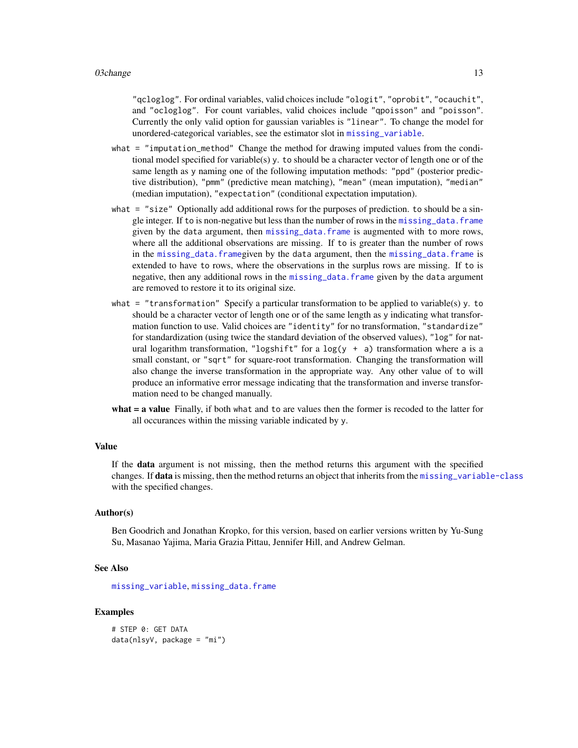"qcloglog". For ordinal variables, valid choices include "ologit", "oprobit", "ocauchit", and "ocloglog". For count variables, valid choices include "qpoisson" and "poisson". Currently the only valid option for gaussian variables is "linear". To change the model for unordered-categorical variables, see the estimator slot in missing_variable.

what = "imputation_method" Change the method for drawing imputed values from the conditional model specified for variable(s) y. to should be a character vector of length one or of the same length as y naming one of the following imputation methods: "ppd" (posterior predictive distribution), "pmm" (predictive mean matching), "mean" (mean imputation), "median" (median imputation), "expectation" (conditional expectation imputation).

what = "size" Optionally add additional rows for the purposes of prediction. to should be a single integer. If to is non-negative but less than the number of rows in the missing_data.frame given by the data argument, then missing_data.frame is augmented with to more rows, where all the additional observations are missing. If to is greater than the number of rows in the missing_data.framegiven by the data argument, then the missing_data.frame is extended to have to rows, where the observations in the surplus rows are missing. If to is negative, then any additional rows in the missing_data.frame given by the data argument are removed to restore it to its original size.

what = "transformation" Specify a particular transformation to be applied to variable(s) y. to should be a character vector of length one or of the same length as y indicating what transformation function to use. Valid choices are "identity" for no transformation, "standardize" for standardization (using twice the standard deviation of the observed values), "log" for natural logarithm transformation, "logshift" for a log(y + a) transformation where a is a small constant, or "sqrt" for square-root transformation. Changing the transformation will also change the inverse transformation in the appropriate way. Any other value of to will produce an informative error message indicating that the transformation and inverse transformation need to be changed manually.

**what = a value** Finally, if both what and to are values then the former is recoded to the latter for all occurances within the missing variable indicated by y.

### Value

If the **data** argument is not missing, then the method returns this argument with the specified changes. If **data** is missing, then the method returns an object that inherits from the missing_variable-class with the specified changes.

### Author(s)

Ben Goodrich and Jonathan Kropko, for this version, based on earlier versions written by Yu-Sung Su, Masanao Yajima, Maria Grazia Pittau, Jennifer Hill, and Andrew Gelman.

### See Also

missing_variable, missing_data.frame

### Examples

```
# STEP 0: GET DATA
data(nlsyV, package = "mi")
```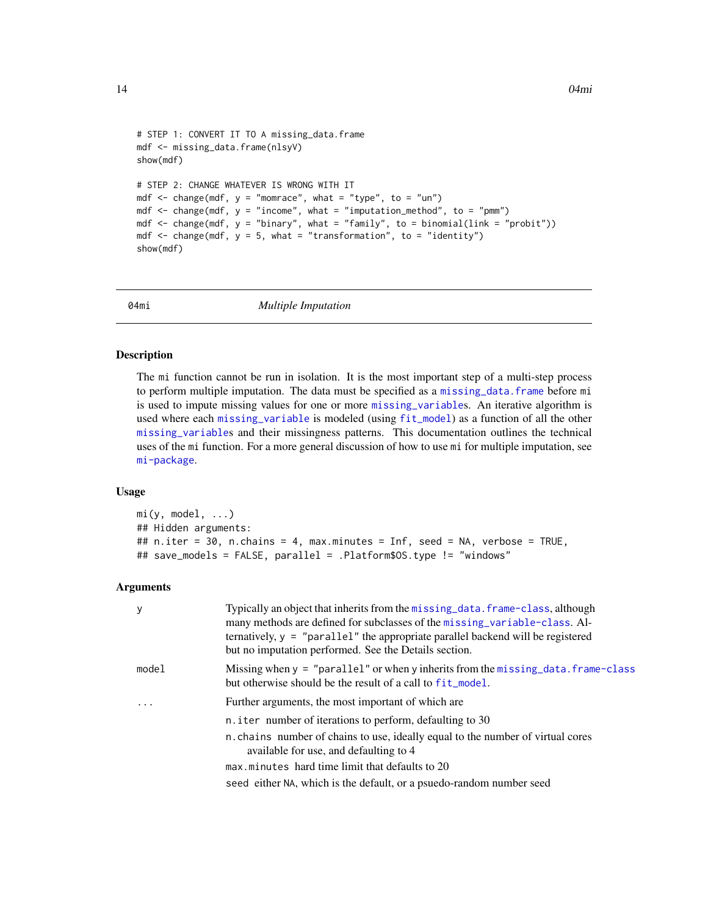```
# STEP 1: CONVERT IT TO A missing_data.frame
mdf <- missing_data.frame(nlsyV)
show(mdf)

# STEP 2: CHANGE WHATEVER IS WRONG WITH IT
mdf <- change(mdf, y = "momrace", what = "type", to = "un")
mdf <- change(mdf, y = "income", what = "imputation_method", to = "pmm")
mdf <- change(mdf, y = "binary", what = "family", to = binomial(link = "probit"))
mdf <- change(mdf, y = 5, what = "transformation", to = "identity")
show(mdf)
```

---

## 04mi *Multiple Imputation*

---

### Description

The mi function cannot be run in isolation. It is the most important step of a multi-step process to perform multiple imputation. The data must be specified as a missing_data.frame before mi is used to impute missing values for one or more missing_variables. An iterative algorithm is used where each missing_variable is modeled (using fit_model) as a function of all the other missing_variables and their missingness patterns. This documentation outlines the technical uses of the mi function. For a more general discussion of how to use mi for multiple imputation, see mi-package.

### Usage

```
mi(y, model, ...)
## Hidden arguments:
## n.iter = 30, n.chains = 4, max.minutes = Inf, seed = NA, verbose = TRUE,
## save_models = FALSE, parallel = .Platform$OS.type != "windows"
```

### Arguments

| | |
|---|---|
| y | Typically an object that inherits from the missing_data.frame-class, although many methods are defined for subclasses of the missing_variable-class. Alternatively, y = "parallel" the appropriate parallel backend will be registered but no imputation performed. See the Details section. |
| model | Missing when y = "parallel" or when y inherits from the missing_data.frame-class but otherwise should be the result of a call to fit_model. |
| ... | Further arguments, the most important of which are<br>n.iter number of iterations to perform, defaulting to 30<br>n.chains number of chains to use, ideally equal to the number of virtual cores available for use, and defaulting to 4<br>max.minutes hard time limit that defaults to 20<br>seed either NA, which is the default, or a psuedo-random number seed |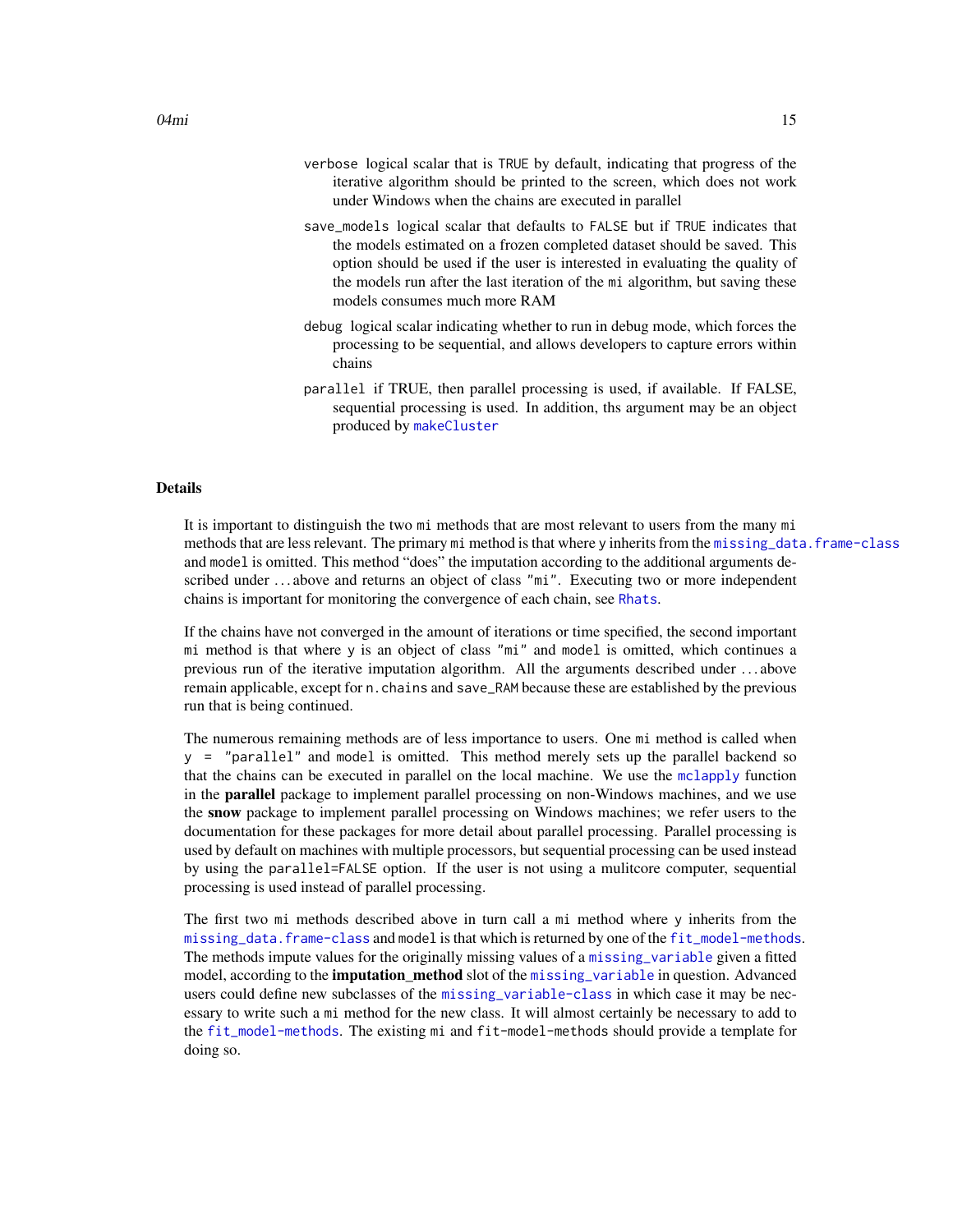`verbose` logical scalar that is `TRUE` by default, indicating that progress of the iterative algorithm should be printed to the screen, which does not work under Windows when the chains are executed in parallel

`save_models` logical scalar that defaults to `FALSE` but if `TRUE` indicates that the models estimated on a frozen completed dataset should be saved. This option should be used if the user is interested in evaluating the quality of the models run after the last iteration of the `mi` algorithm, but saving these models consumes much more RAM

`debug` logical scalar indicating whether to run in debug mode, which forces the processing to be sequential, and allows developers to capture errors within chains

`parallel` if TRUE, then parallel processing is used, if available. If FALSE, sequential processing is used. In addition, ths argument may be an object produced by `makeCluster`

## Details

It is important to distinguish the two `mi` methods that are most relevant to users from the many `mi` methods that are less relevant. The primary `mi` method is that where `y` inherits from the `missing_data.frame-class` and `model` is omitted. This method "does" the imputation according to the additional arguments described under ... above and returns an object of class `"mi"`. Executing two or more independent chains is important for monitoring the convergence of each chain, see `Rhats`.

If the chains have not converged in the amount of iterations or time specified, the second important `mi` method is that where `y` is an object of class `"mi"` and `model` is omitted, which continues a previous run of the iterative imputation algorithm. All the arguments described under ... above remain applicable, except for `n.chains` and `save_RAM` because these are established by the previous run that is being continued.

The numerous remaining methods are of less importance to users. One `mi` method is called when `y = "parallel"` and `model` is omitted. This method merely sets up the parallel backend so that the chains can be executed in parallel on the local machine. We use the `mclapply` function in the **parallel** package to implement parallel processing on non-Windows machines, and we use the **snow** package to implement parallel processing on Windows machines; we refer users to the documentation for these packages for more detail about parallel processing. Parallel processing is used by default on machines with multiple processors, but sequential processing can be used instead by using the `parallel=FALSE` option. If the user is not using a mulitcore computer, sequential processing is used instead of parallel processing.

The first two `mi` methods described above in turn call a `mi` method where `y` inherits from the `missing_data.frame-class` and `model` is that which is returned by one of the `fit_model-methods`. The methods impute values for the originally missing values of a `missing_variable` given a fitted model, according to the **imputation_method** slot of the `missing_variable` in question. Advanced users could define new subclasses of the `missing_variable-class` in which case it may be necessary to write such a `mi` method for the new class. It will almost certainly be necessary to add to the `fit_model-methods`. The existing `mi` and `fit-model-methods` should provide a template for doing so.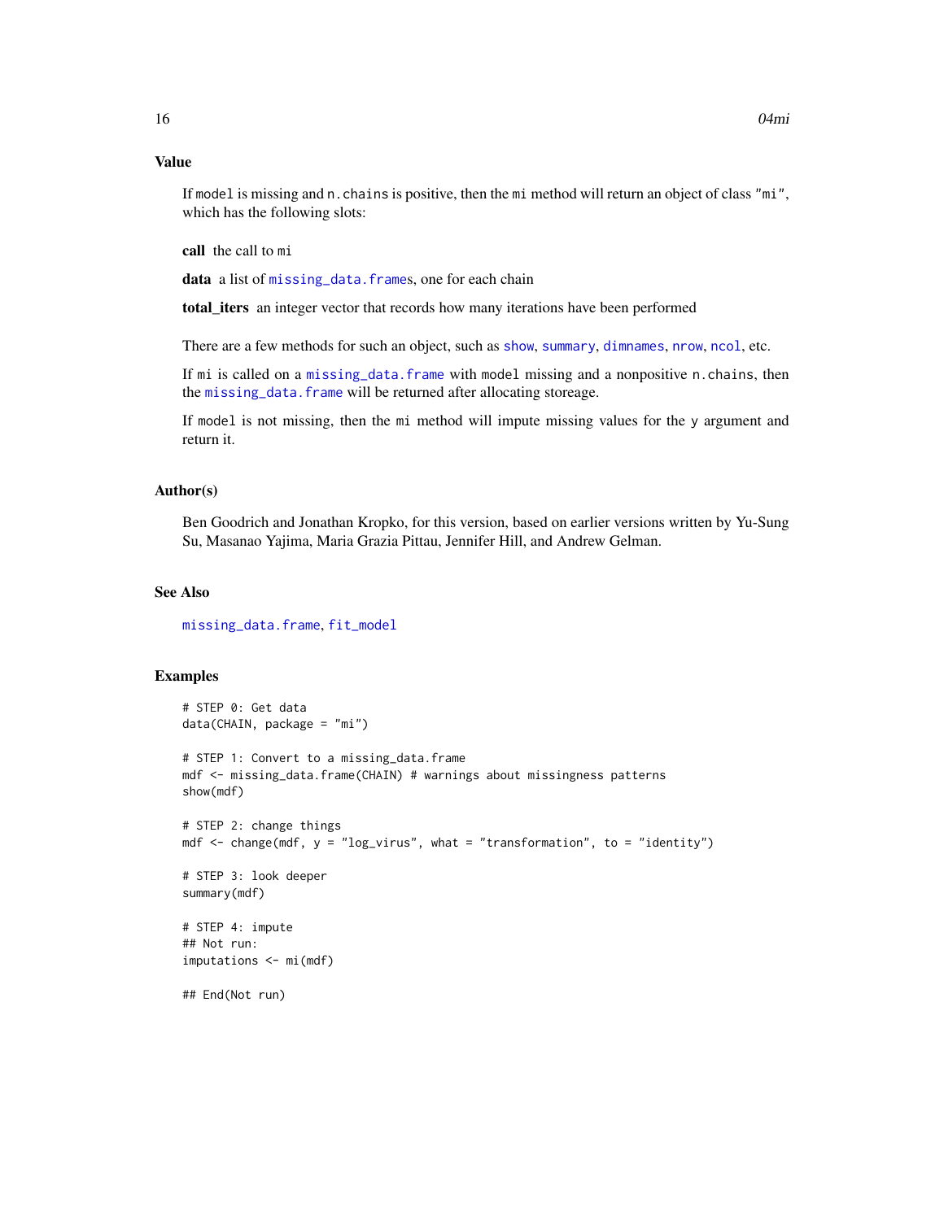## Value

If `model` is missing and `n.chains` is positive, then the `mi` method will return an object of class `"mi"`, which has the following slots:

**call** the call to `mi`

**data** a list of `missing_data.frame`s, one for each chain

**total_iters** an integer vector that records how many iterations have been performed

There are a few methods for such an object, such as `show`, `summary`, `dimnames`, `nrow`, `ncol`, etc.

If `mi` is called on a `missing_data.frame` with `model` missing and a nonpositive `n.chains`, then the `missing_data.frame` will be returned after allocating storeage.

If `model` is not missing, then the `mi` method will impute missing values for the `y` argument and return it.

## Author(s)

Ben Goodrich and Jonathan Kropko, for this version, based on earlier versions written by Yu-Sung Su, Masanao Yajima, Maria Grazia Pittau, Jennifer Hill, and Andrew Gelman.

## See Also

`missing_data.frame`, `fit_model`

## Examples

```
# STEP 0: Get data
data(CHAIN, package = "mi")

# STEP 1: Convert to a missing_data.frame
mdf <- missing_data.frame(CHAIN) # warnings about missingness patterns
show(mdf)

# STEP 2: change things
mdf <- change(mdf, y = "log_virus", what = "transformation", to = "identity")

# STEP 3: look deeper
summary(mdf)

# STEP 4: impute
## Not run:
imputations <- mi(mdf)

## End(Not run)
```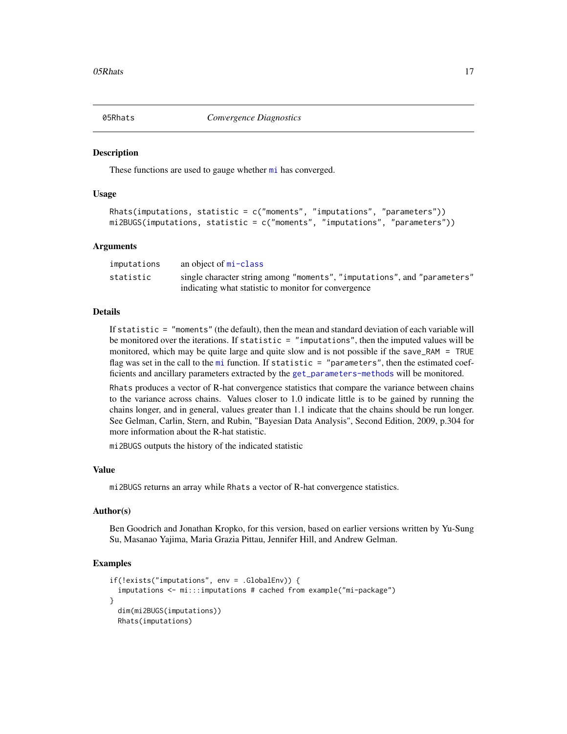## 05Rhats *Convergence Diagnostics*

### Description

These functions are used to gauge whether `mi` has converged.

### Usage

```
Rhats(imputations, statistic = c("moments", "imputations", "parameters"))
mi2BUGS(imputations, statistic = c("moments", "imputations", "parameters"))
```

### Arguments

| | |
|---|---|
| `imputations` | an object of `mi-class` |
| `statistic` | single character string among `"moments"`, `"imputations"`, and `"parameters"` indicating what statistic to monitor for convergence |

### Details

If `statistic = "moments"` (the default), then the mean and standard deviation of each variable will be monitored over the iterations. If `statistic = "imputations"`, then the imputed values will be monitored, which may be quite large and quite slow and is not possible if the `save_RAM = TRUE` flag was set in the call to the `mi` function. If `statistic = "parameters"`, then the estimated coefficients and ancillary parameters extracted by the `get_parameters-methods` will be monitored.

`Rhats` produces a vector of R-hat convergence statistics that compare the variance between chains to the variance across chains. Values closer to 1.0 indicate little is to be gained by running the chains longer, and in general, values greater than 1.1 indicate that the chains should be run longer. See Gelman, Carlin, Stern, and Rubin, "Bayesian Data Analysis", Second Edition, 2009, p.304 for more information about the R-hat statistic.

`mi2BUGS` outputs the history of the indicated statistic

### Value

`mi2BUGS` returns an array while `Rhats` a vector of R-hat convergence statistics.

### Author(s)

Ben Goodrich and Jonathan Kropko, for this version, based on earlier versions written by Yu-Sung Su, Masanao Yajima, Maria Grazia Pittau, Jennifer Hill, and Andrew Gelman.

### Examples

```
if(!exists("imputations", env = .GlobalEnv)) {
  imputations <- mi:::imputations # cached from example("mi-package")
}
  dim(mi2BUGS(imputations))
  Rhats(imputations)
```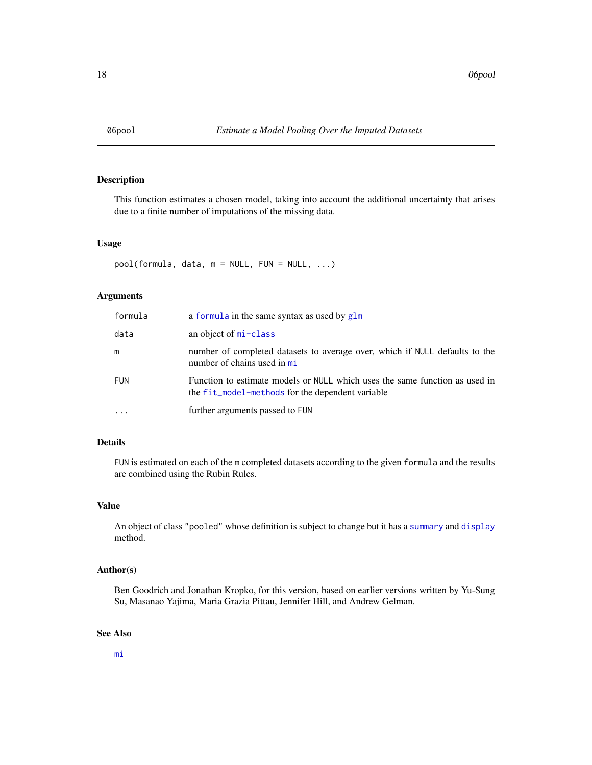# 06pool *Estimate a Model Pooling Over the Imputed Datasets*

## Description

This function estimates a chosen model, taking into account the additional uncertainty that arises due to a finite number of imputations of the missing data.

## Usage

```
pool(formula, data, m = NULL, FUN = NULL, ...)
```

## Arguments

| | |
|---|---|
| formula | a `formula` in the same syntax as used by `glm` |
| data | an object of `mi-class` |
| m | number of completed datasets to average over, which if `NULL` defaults to the number of chains used in `mi` |
| FUN | Function to estimate models or `NULL` which uses the same function as used in the `fit_model-methods` for the dependent variable |
| ... | further arguments passed to `FUN` |

## Details

`FUN` is estimated on each of the `m` completed datasets according to the given `formula` and the results are combined using the Rubin Rules.

## Value

An object of class `"pooled"` whose definition is subject to change but it has a `summary` and `display` method.

## Author(s)

Ben Goodrich and Jonathan Kropko, for this version, based on earlier versions written by Yu-Sung Su, Masanao Yajima, Maria Grazia Pittau, Jennifer Hill, and Andrew Gelman.

## See Also

`mi`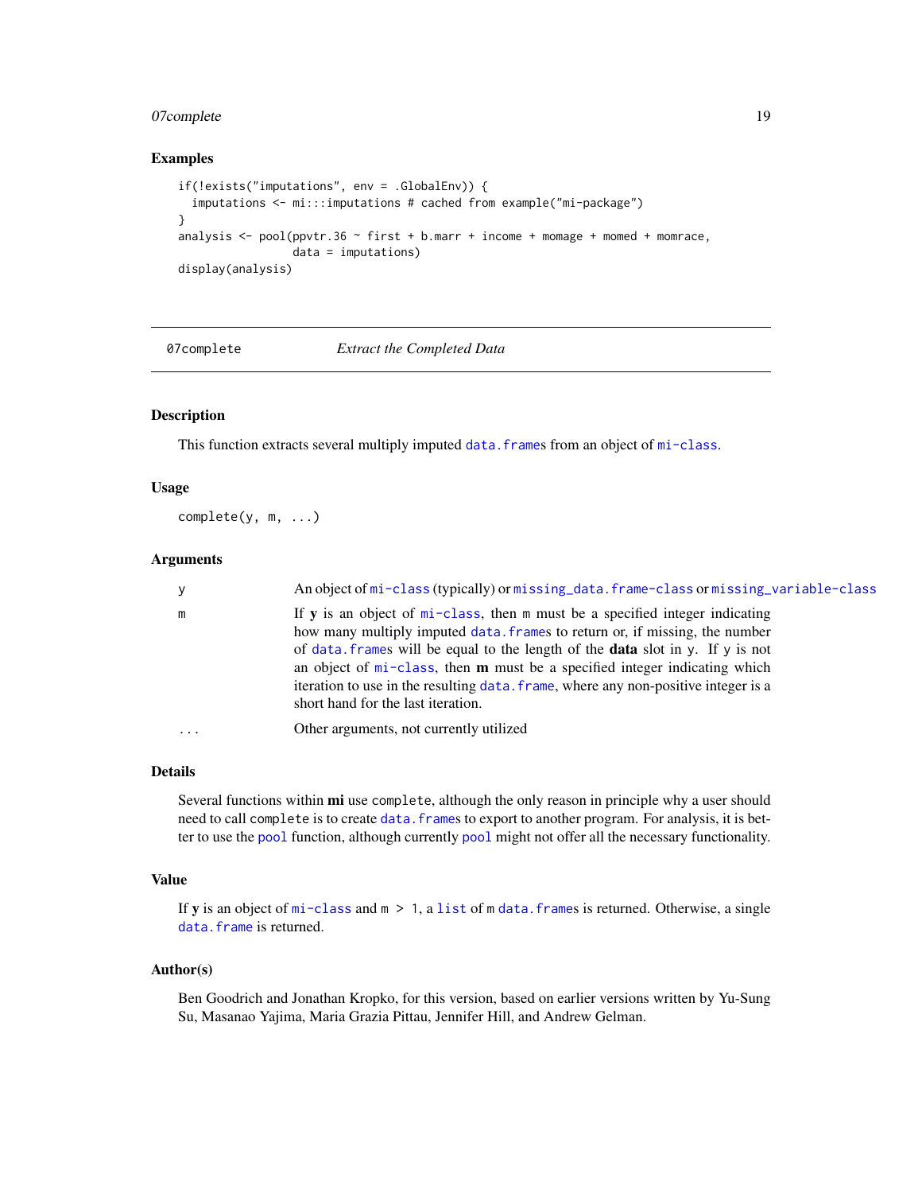## Examples

```
if(!exists("imputations", env = .GlobalEnv)) {
  imputations <- mi:::imputations # cached from example("mi-package")
}
analysis <- pool(ppvtr.36 ~ first + b.marr + income + momage + momed + momrace,
                 data = imputations)
display(analysis)
```

---

# 07complete — *Extract the Completed Data*

---

## Description

This function extracts several multiply imputed `data.frame`s from an object of `mi-class`.

## Usage

```
complete(y, m, ...)
```

## Arguments

| | |
|---|---|
| `y` | An object of `mi-class` (typically) or `missing_data.frame-class` or `missing_variable-class` |
| `m` | If **y** is an object of `mi-class`, then `m` must be a specified integer indicating how many multiply imputed `data.frame`s to return or, if missing, the number of `data.frame`s will be equal to the length of the **data** slot in `y`. If `y` is not an object of `mi-class`, then **m** must be a specified integer indicating which iteration to use in the resulting `data.frame`, where any non-positive integer is a short hand for the last iteration. |
| `...` | Other arguments, not currently utilized |

## Details

Several functions within **mi** use `complete`, although the only reason in principle why a user should need to call `complete` is to create `data.frame`s to export to another program. For analysis, it is better to use the `pool` function, although currently `pool` might not offer all the necessary functionality.

## Value

If **y** is an object of `mi-class` and `m > 1`, a `list` of `m` `data.frame`s is returned. Otherwise, a single `data.frame` is returned.

## Author(s)

Ben Goodrich and Jonathan Kropko, for this version, based on earlier versions written by Yu-Sung Su, Masanao Yajima, Maria Grazia Pittau, Jennifer Hill, and Andrew Gelman.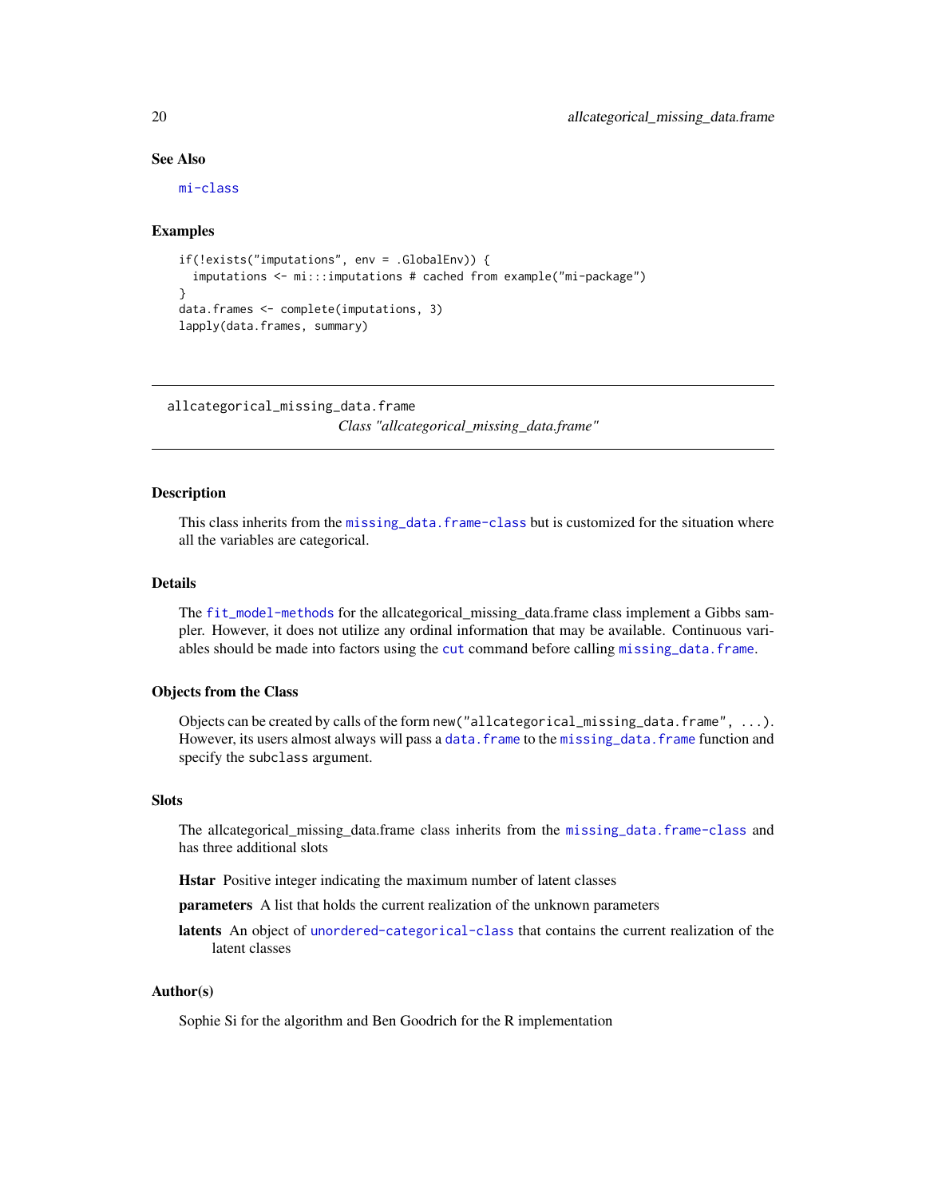## See Also

mi-class

## Examples

```
if(!exists("imputations", env = .GlobalEnv)) {
  imputations <- mi:::imputations # cached from example("mi-package")
}
data.frames <- complete(imputations, 3)
lapply(data.frames, summary)
```

---

allcategorical_missing_data.frame

*Class "allcategorical_missing_data.frame"*

---

## Description

This class inherits from the missing_data.frame-class but is customized for the situation where all the variables are categorical.

## Details

The fit_model-methods for the allcategorical_missing_data.frame class implement a Gibbs sampler. However, it does not utilize any ordinal information that may be available. Continuous variables should be made into factors using the cut command before calling missing_data.frame.

## Objects from the Class

Objects can be created by calls of the form `new("allcategorical_missing_data.frame", ...)`. However, its users almost always will pass a data.frame to the missing_data.frame function and specify the `subclass` argument.

## Slots

The allcategorical_missing_data.frame class inherits from the missing_data.frame-class and has three additional slots

**Hstar** Positive integer indicating the maximum number of latent classes

**parameters** A list that holds the current realization of the unknown parameters

**latents** An object of unordered-categorical-class that contains the current realization of the latent classes

## Author(s)

Sophie Si for the algorithm and Ben Goodrich for the R implementation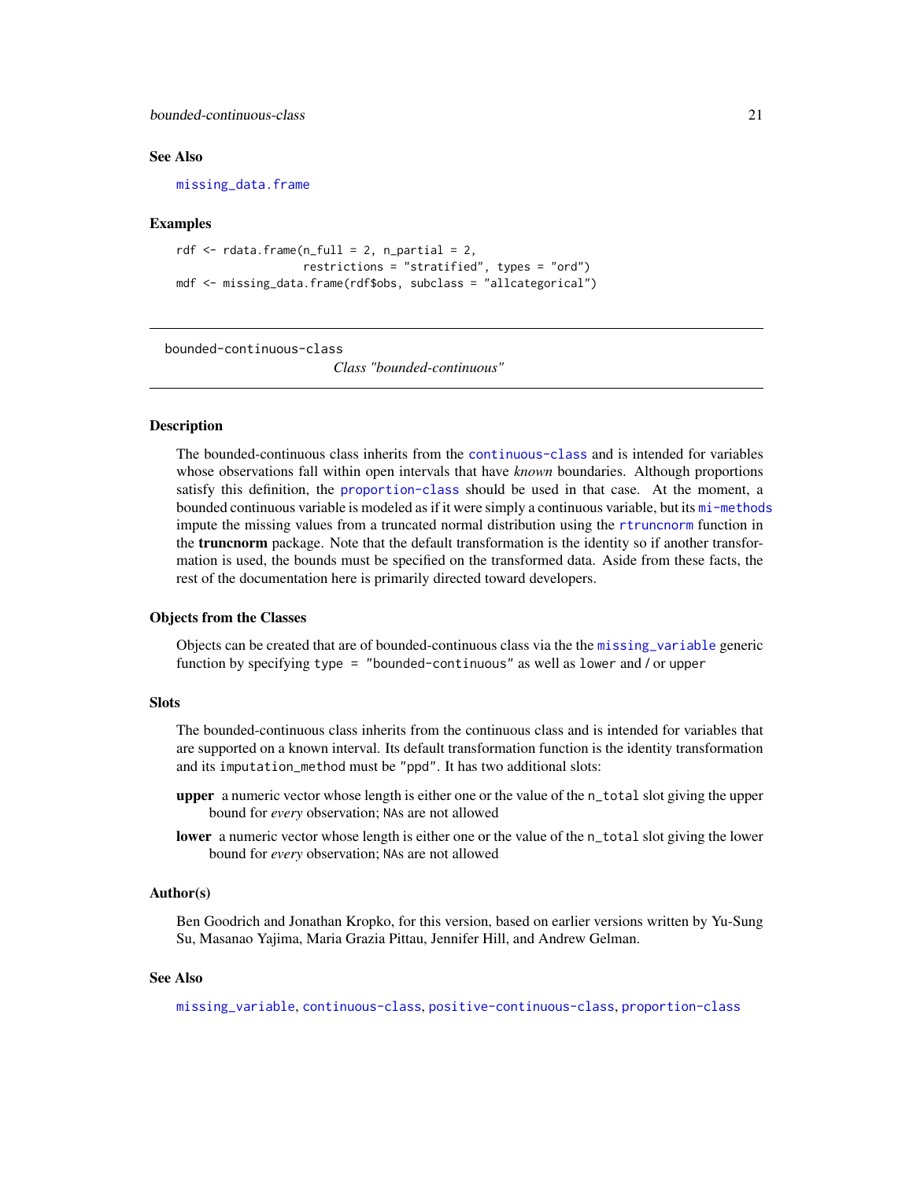### See Also

missing_data.frame

### Examples

```
rdf <- rdata.frame(n_full = 2, n_partial = 2,
                   restrictions = "stratified", types = "ord")
mdf <- missing_data.frame(rdf$obs, subclass = "allcategorical")
```

---

bounded-continuous-class    *Class "bounded-continuous"*

---

### Description

The bounded-continuous class inherits from the continuous-class and is intended for variables whose observations fall within open intervals that have *known* boundaries. Although proportions satisfy this definition, the proportion-class should be used in that case. At the moment, a bounded continuous variable is modeled as if it were simply a continuous variable, but its mi-methods impute the missing values from a truncated normal distribution using the rtruncnorm function in the **truncnorm** package. Note that the default transformation is the identity so if another transformation is used, the bounds must be specified on the transformed data. Aside from these facts, the rest of the documentation here is primarily directed toward developers.

### Objects from the Classes

Objects can be created that are of bounded-continuous class via the the missing_variable generic function by specifying `type = "bounded-continuous"` as well as `lower` and / or `upper`

### Slots

The bounded-continuous class inherits from the continuous class and is intended for variables that are supported on a known interval. Its default transformation function is the identity transformation and its `imputation_method` must be `"ppd"`. It has two additional slots:

**upper** a numeric vector whose length is either one or the value of the `n_total` slot giving the upper bound for *every* observation; `NA`s are not allowed

**lower** a numeric vector whose length is either one or the value of the `n_total` slot giving the lower bound for *every* observation; `NA`s are not allowed

### Author(s)

Ben Goodrich and Jonathan Kropko, for this version, based on earlier versions written by Yu-Sung Su, Masanao Yajima, Maria Grazia Pittau, Jennifer Hill, and Andrew Gelman.

### See Also

missing_variable, continuous-class, positive-continuous-class, proportion-class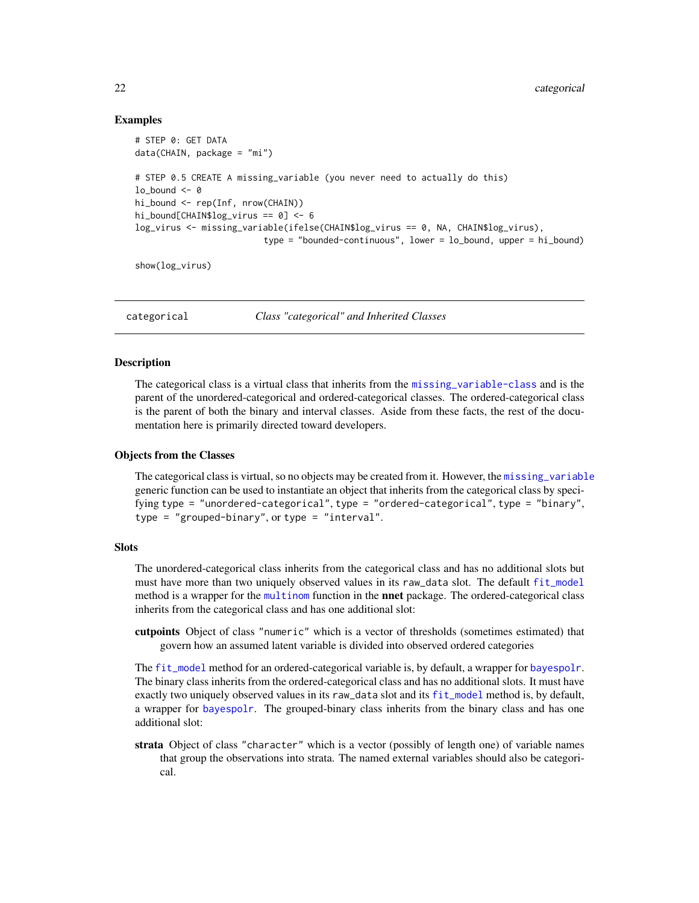## Examples

```
# STEP 0: GET DATA
data(CHAIN, package = "mi")

# STEP 0.5 CREATE A missing_variable (you never need to actually do this)
lo_bound <- 0
hi_bound <- rep(Inf, nrow(CHAIN))
hi_bound[CHAIN$log_virus == 0] <- 6
log_virus <- missing_variable(ifelse(CHAIN$log_virus == 0, NA, CHAIN$log_virus),
                         type = "bounded-continuous", lower = lo_bound, upper = hi_bound)

show(log_virus)
```

---

`categorical` *Class "categorical" and Inherited Classes*

---

## Description

The categorical class is a virtual class that inherits from the `missing_variable-class` and is the parent of the unordered-categorical and ordered-categorical classes. The ordered-categorical class is the parent of both the binary and interval classes. Aside from these facts, the rest of the documentation here is primarily directed toward developers.

## Objects from the Classes

The categorical class is virtual, so no objects may be created from it. However, the `missing_variable` generic function can be used to instantiate an object that inherits from the categorical class by specifying `type = "unordered-categorical"`, `type = "ordered-categorical"`, `type = "binary"`, `type = "grouped-binary"`, or `type = "interval"`.

## Slots

The unordered-categorical class inherits from the categorical class and has no additional slots but must have more than two uniquely observed values in its `raw_data` slot. The default `fit_model` method is a wrapper for the `multinom` function in the **nnet** package. The ordered-categorical class inherits from the categorical class and has one additional slot:

**cutpoints** Object of class `"numeric"` which is a vector of thresholds (sometimes estimated) that govern how an assumed latent variable is divided into observed ordered categories

The `fit_model` method for an ordered-categorical variable is, by default, a wrapper for `bayespolr`. The binary class inherits from the ordered-categorical class and has no additional slots. It must have exactly two uniquely observed values in its `raw_data` slot and its `fit_model` method is, by default, a wrapper for `bayespolr`. The grouped-binary class inherits from the binary class and has one additional slot:

**strata** Object of class `"character"` which is a vector (possibly of length one) of variable names that group the observations into strata. The named external variables should also be categorical.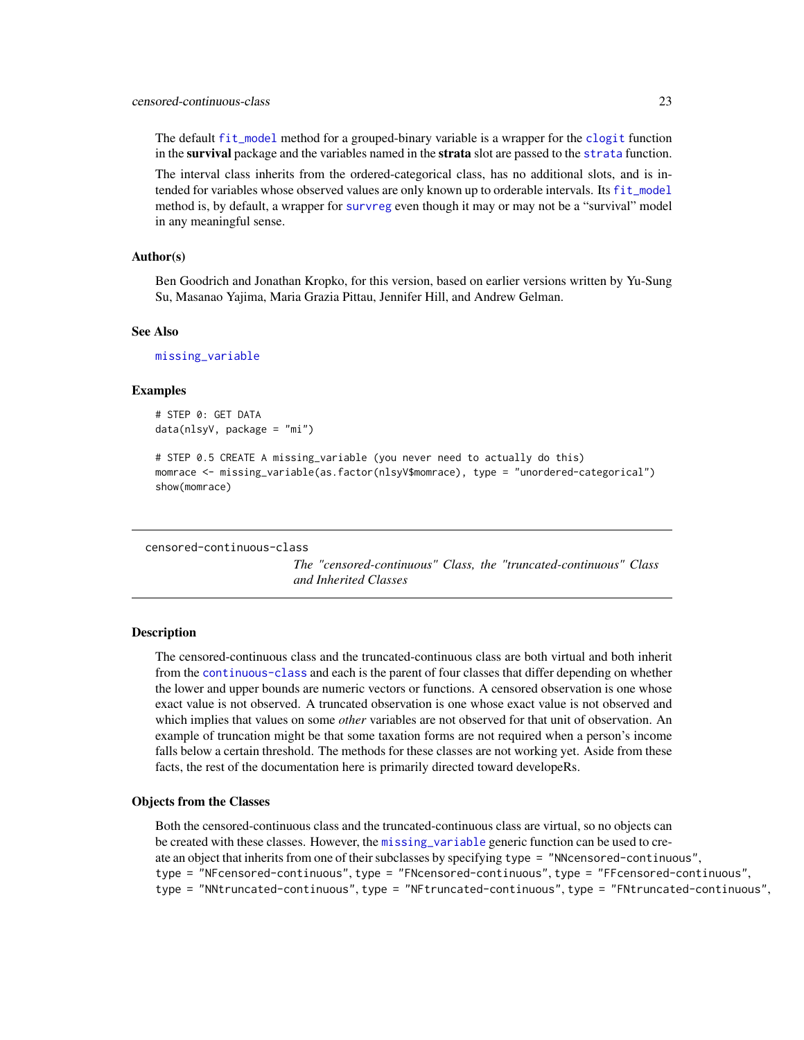The default `fit_model` method for a grouped-binary variable is a wrapper for the `clogit` function in the **survival** package and the variables named in the **strata** slot are passed to the `strata` function.

The interval class inherits from the ordered-categorical class, has no additional slots, and is intended for variables whose observed values are only known up to orderable intervals. Its `fit_model` method is, by default, a wrapper for `survreg` even though it may or may not be a "survival" model in any meaningful sense.

### Author(s)

Ben Goodrich and Jonathan Kropko, for this version, based on earlier versions written by Yu-Sung Su, Masanao Yajima, Maria Grazia Pittau, Jennifer Hill, and Andrew Gelman.

### See Also

`missing_variable`

### Examples

```
# STEP 0: GET DATA
data(nlsyV, package = "mi")

# STEP 0.5 CREATE A missing_variable (you never need to actually do this)
momrace <- missing_variable(as.factor(nlsyV$momrace), type = "unordered-categorical")
show(momrace)
```

---

## censored-continuous-class

*The "censored-continuous" Class, the "truncated-continuous" Class and Inherited Classes*

---

### Description

The censored-continuous class and the truncated-continuous class are both virtual and both inherit from the `continuous-class` and each is the parent of four classes that differ depending on whether the lower and upper bounds are numeric vectors or functions. A censored observation is one whose exact value is not observed. A truncated observation is one whose exact value is not observed and which implies that values on some *other* variables are not observed for that unit of observation. An example of truncation might be that some taxation forms are not required when a person's income falls below a certain threshold. The methods for these classes are not working yet. Aside from these facts, the rest of the documentation here is primarily directed toward developeRs.

### Objects from the Classes

Both the censored-continuous class and the truncated-continuous class are virtual, so no objects can be created with these classes. However, the `missing_variable` generic function can be used to create an object that inherits from one of their subclasses by specifying `type = "NNcensored-continuous"`, `type = "NFcensored-continuous"`, `type = "FNcensored-continuous"`, `type = "FFcensored-continuous"`, `type = "NNtruncated-continuous"`, `type = "NFtruncated-continuous"`, `type = "FNtruncated-continuous"`,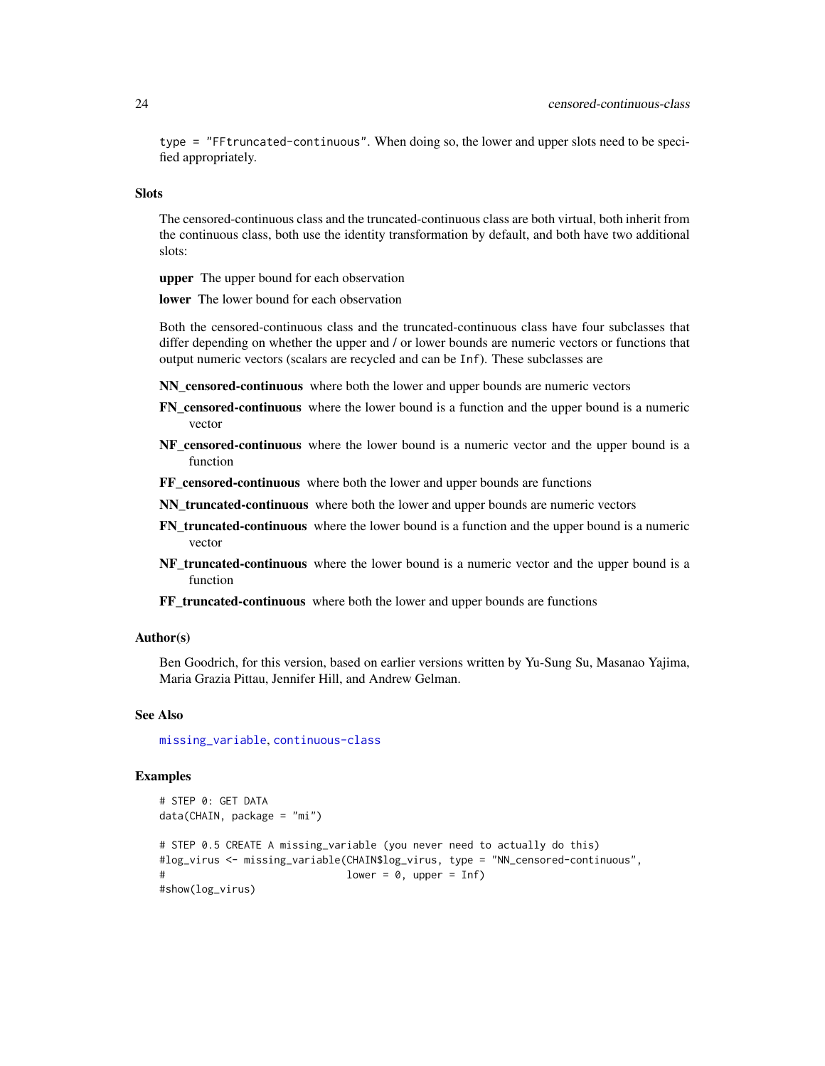type = "FFtruncated-continuous". When doing so, the lower and upper slots need to be specified appropriately.

### Slots

The censored-continuous class and the truncated-continuous class are both virtual, both inherit from the continuous class, both use the identity transformation by default, and both have two additional slots:

**upper** The upper bound for each observation

**lower** The lower bound for each observation

Both the censored-continuous class and the truncated-continuous class have four subclasses that differ depending on whether the upper and / or lower bounds are numeric vectors or functions that output numeric vectors (scalars are recycled and can be Inf). These subclasses are

**NN_censored-continuous** where both the lower and upper bounds are numeric vectors

**FN_censored-continuous** where the lower bound is a function and the upper bound is a numeric vector

**NF_censored-continuous** where the lower bound is a numeric vector and the upper bound is a function

**FF_censored-continuous** where both the lower and upper bounds are functions

**NN_truncated-continuous** where both the lower and upper bounds are numeric vectors

**FN_truncated-continuous** where the lower bound is a function and the upper bound is a numeric vector

**NF_truncated-continuous** where the lower bound is a numeric vector and the upper bound is a function

**FF_truncated-continuous** where both the lower and upper bounds are functions

### Author(s)

Ben Goodrich, for this version, based on earlier versions written by Yu-Sung Su, Masanao Yajima, Maria Grazia Pittau, Jennifer Hill, and Andrew Gelman.

### See Also

missing_variable, continuous-class

### Examples

```
# STEP 0: GET DATA
data(CHAIN, package = "mi")

# STEP 0.5 CREATE A missing_variable (you never need to actually do this)
#log_virus <- missing_variable(CHAIN$log_virus, type = "NN_censored-continuous",
#                              lower = 0, upper = Inf)
#show(log_virus)
```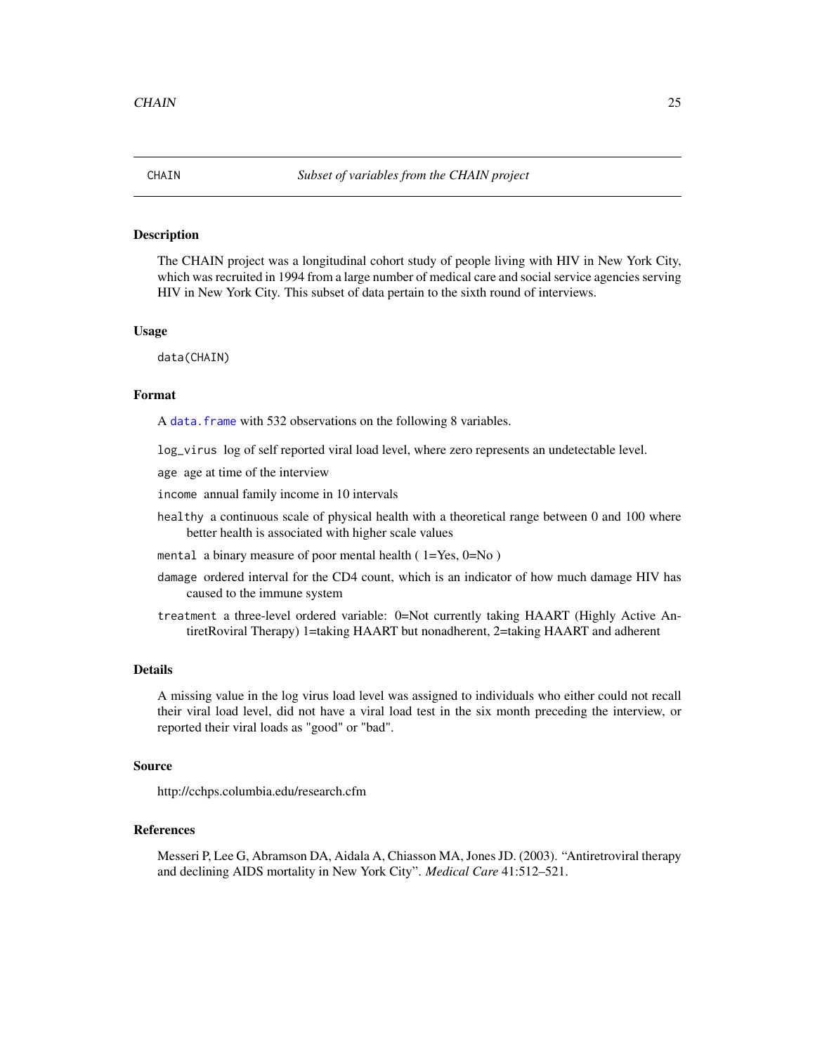# CHAIN — *Subset of variables from the CHAIN project*

## Description

The CHAIN project was a longitudinal cohort study of people living with HIV in New York City, which was recruited in 1994 from a large number of medical care and social service agencies serving HIV in New York City. This subset of data pertain to the sixth round of interviews.

## Usage

```
data(CHAIN)
```

## Format

A `data.frame` with 532 observations on the following 8 variables.

- `log_virus` log of self reported viral load level, where zero represents an undetectable level.
- `age` age at time of the interview
- `income` annual family income in 10 intervals
- `healthy` a continuous scale of physical health with a theoretical range between 0 and 100 where better health is associated with higher scale values
- `mental` a binary measure of poor mental health ( 1=Yes, 0=No )
- `damage` ordered interval for the CD4 count, which is an indicator of how much damage HIV has caused to the immune system
- `treatment` a three-level ordered variable: 0=Not currently taking HAART (Highly Active AntiretRoviral Therapy) 1=taking HAART but nonadherent, 2=taking HAART and adherent

## Details

A missing value in the log virus load level was assigned to individuals who either could not recall their viral load level, did not have a viral load test in the six month preceding the interview, or reported their viral loads as "good" or "bad".

## Source

http://cchps.columbia.edu/research.cfm

## References

Messeri P, Lee G, Abramson DA, Aidala A, Chiasson MA, Jones JD. (2003). "Antiretroviral therapy and declining AIDS mortality in New York City". *Medical Care* 41:512–521.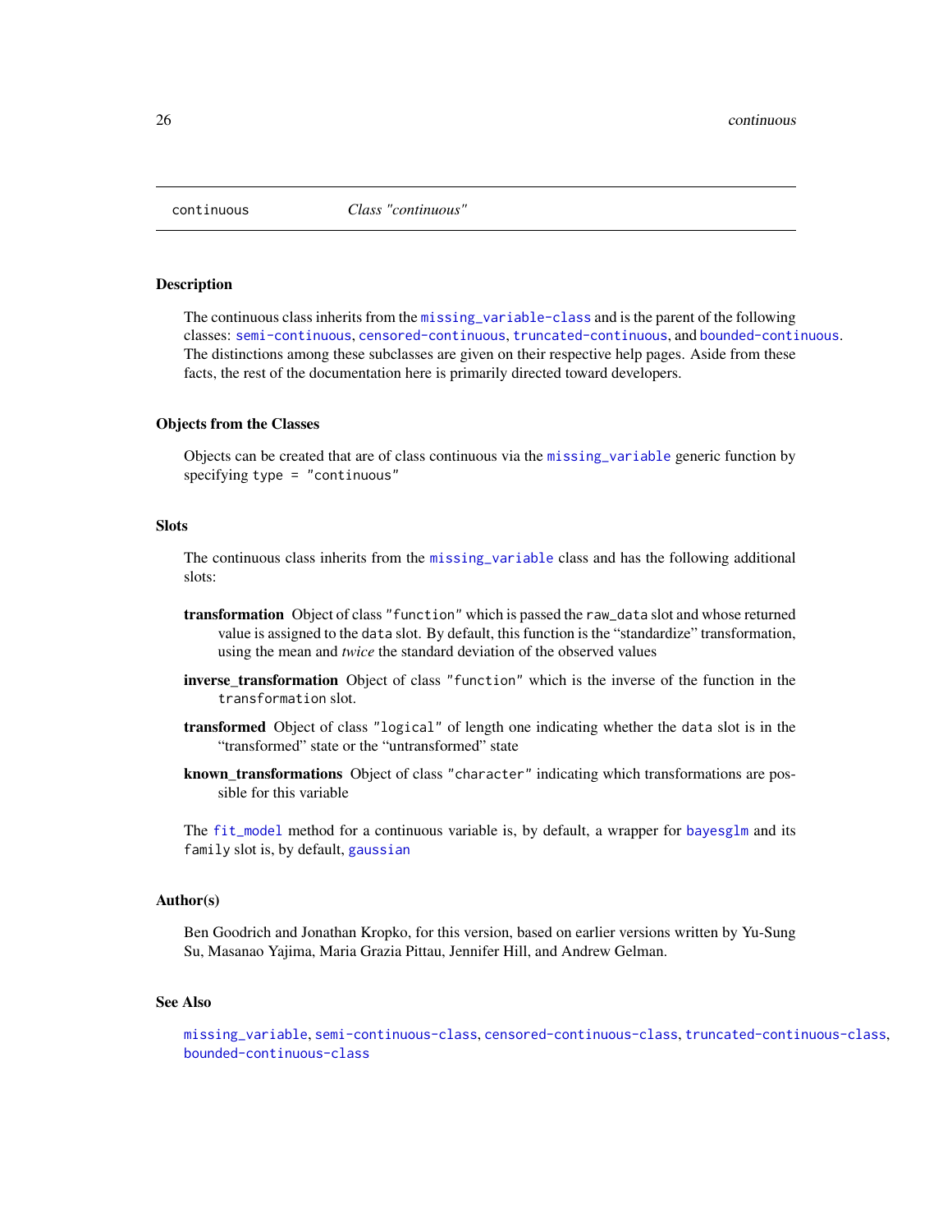`continuous` *Class "continuous"*

## Description

The continuous class inherits from the `missing_variable-class` and is the parent of the following classes: `semi-continuous`, `censored-continuous`, `truncated-continuous`, and `bounded-continuous`. The distinctions among these subclasses are given on their respective help pages. Aside from these facts, the rest of the documentation here is primarily directed toward developers.

## Objects from the Classes

Objects can be created that are of class continuous via the `missing_variable` generic function by specifying `type = "continuous"`

## Slots

The continuous class inherits from the `missing_variable` class and has the following additional slots:

**transformation** Object of class `"function"` which is passed the `raw_data` slot and whose returned value is assigned to the `data` slot. By default, this function is the "standardize" transformation, using the mean and *twice* the standard deviation of the observed values

**inverse_transformation** Object of class `"function"` which is the inverse of the function in the `transformation` slot.

**transformed** Object of class `"logical"` of length one indicating whether the `data` slot is in the "transformed" state or the "untransformed" state

**known_transformations** Object of class `"character"` indicating which transformations are possible for this variable

The `fit_model` method for a continuous variable is, by default, a wrapper for `bayesglm` and its `family` slot is, by default, `gaussian`

## Author(s)

Ben Goodrich and Jonathan Kropko, for this version, based on earlier versions written by Yu-Sung Su, Masanao Yajima, Maria Grazia Pittau, Jennifer Hill, and Andrew Gelman.

## See Also

`missing_variable`, `semi-continuous-class`, `censored-continuous-class`, `truncated-continuous-class`, `bounded-continuous-class`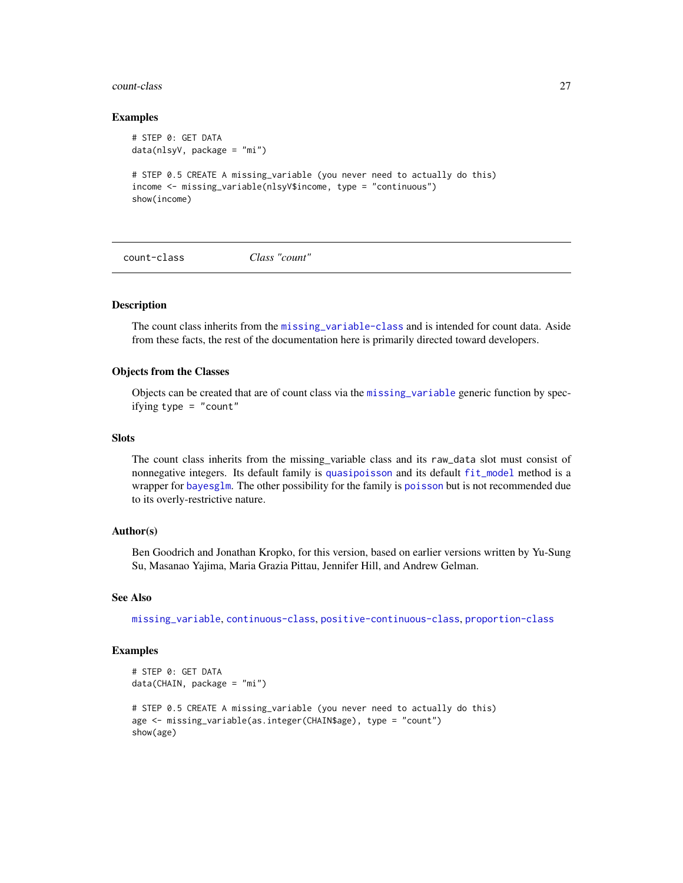### Examples

```
# STEP 0: GET DATA
data(nlsyV, package = "mi")

# STEP 0.5 CREATE A missing_variable (you never need to actually do this)
income <- missing_variable(nlsyV$income, type = "continuous")
show(income)
```

---

## count-class *Class "count"*

---

### Description

The count class inherits from the missing_variable-class and is intended for count data. Aside from these facts, the rest of the documentation here is primarily directed toward developers.

### Objects from the Classes

Objects can be created that are of count class via the missing_variable generic function by specifying type = "count"

### Slots

The count class inherits from the missing_variable class and its raw_data slot must consist of nonnegative integers. Its default family is quasipoisson and its default fit_model method is a wrapper for bayesglm. The other possibility for the family is poisson but is not recommended due to its overly-restrictive nature.

### Author(s)

Ben Goodrich and Jonathan Kropko, for this version, based on earlier versions written by Yu-Sung Su, Masanao Yajima, Maria Grazia Pittau, Jennifer Hill, and Andrew Gelman.

### See Also

missing_variable, continuous-class, positive-continuous-class, proportion-class

### Examples

```
# STEP 0: GET DATA
data(CHAIN, package = "mi")

# STEP 0.5 CREATE A missing_variable (you never need to actually do this)
age <- missing_variable(as.integer(CHAIN$age), type = "count")
show(age)
```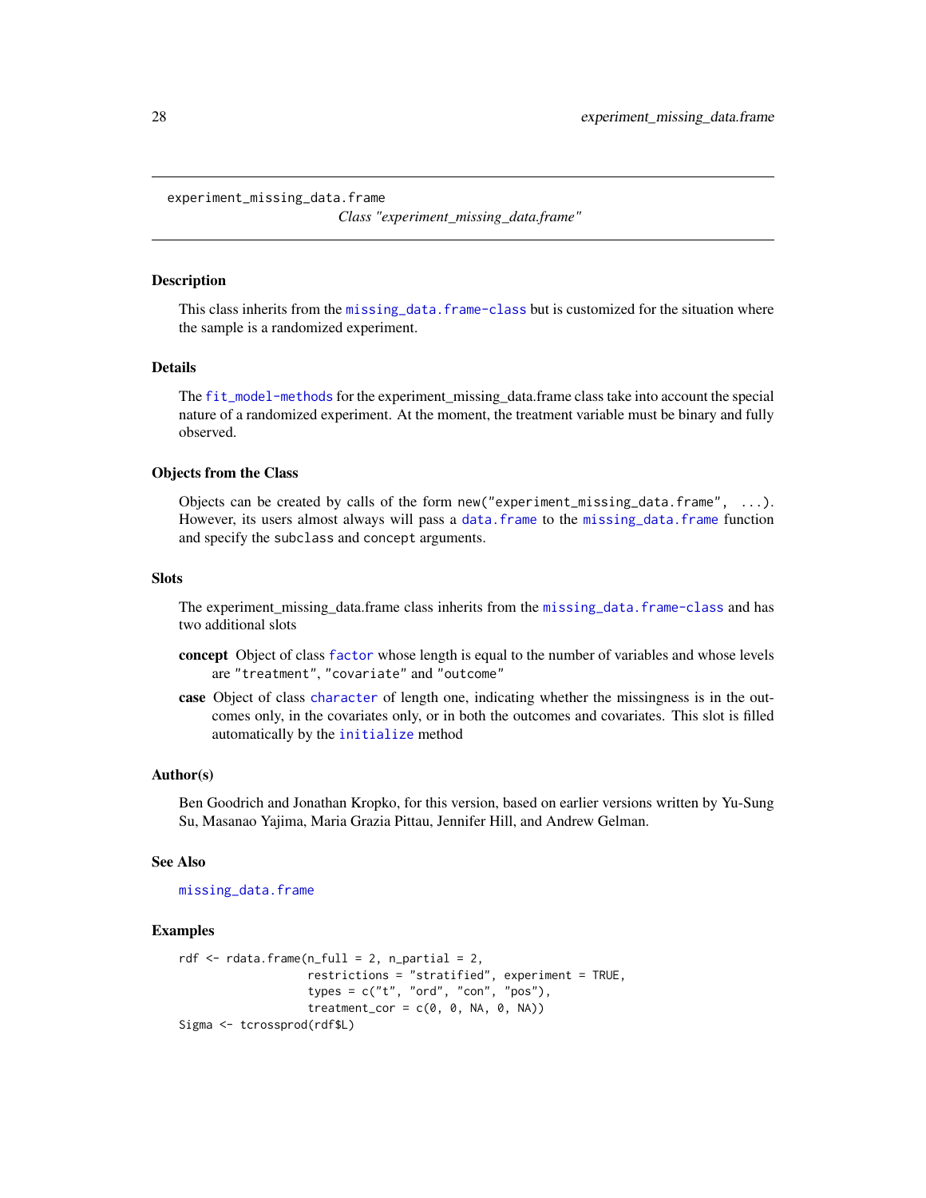experiment_missing_data.frame

*Class "experiment_missing_data.frame"*

## Description

This class inherits from the `missing_data.frame-class` but is customized for the situation where the sample is a randomized experiment.

## Details

The `fit_model-methods` for the experiment_missing_data.frame class take into account the special nature of a randomized experiment. At the moment, the treatment variable must be binary and fully observed.

## Objects from the Class

Objects can be created by calls of the form `new("experiment_missing_data.frame", ...)`. However, its users almost always will pass a `data.frame` to the `missing_data.frame` function and specify the `subclass` and `concept` arguments.

## Slots

The experiment_missing_data.frame class inherits from the `missing_data.frame-class` and has two additional slots

- **concept** Object of class `factor` whose length is equal to the number of variables and whose levels are `"treatment"`, `"covariate"` and `"outcome"`
- **case** Object of class `character` of length one, indicating whether the missingness is in the outcomes only, in the covariates only, or in both the outcomes and covariates. This slot is filled automatically by the `initialize` method

## Author(s)

Ben Goodrich and Jonathan Kropko, for this version, based on earlier versions written by Yu-Sung Su, Masanao Yajima, Maria Grazia Pittau, Jennifer Hill, and Andrew Gelman.

## See Also

`missing_data.frame`

## Examples

```
rdf <- rdata.frame(n_full = 2, n_partial = 2,
                   restrictions = "stratified", experiment = TRUE,
                   types = c("t", "ord", "con", "pos"),
                   treatment_cor = c(0, 0, NA, 0, NA))
Sigma <- tcrossprod(rdf$L)
```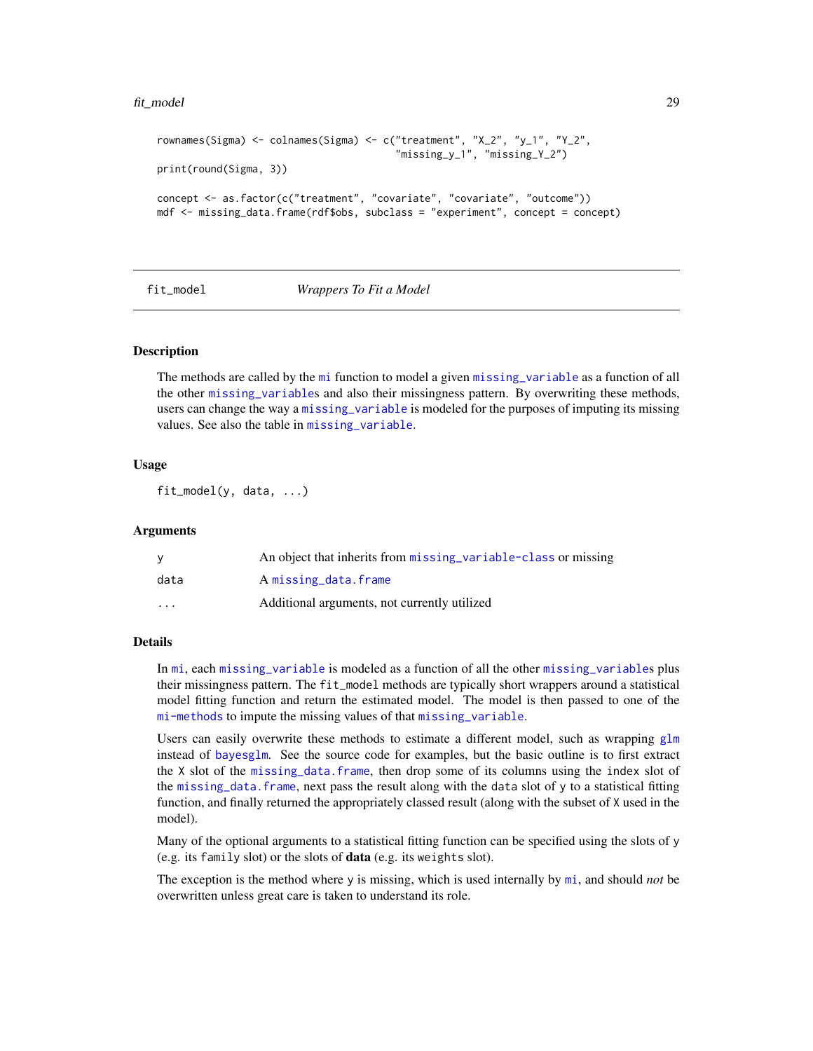```
rownames(Sigma) <- colnames(Sigma) <- c("treatment", "X_2", "y_1", "Y_2",
                                        "missing_y_1", "missing_Y_2")
print(round(Sigma, 3))

concept <- as.factor(c("treatment", "covariate", "covariate", "outcome"))
mdf <- missing_data.frame(rdf$obs, subclass = "experiment", concept = concept)
```

---

## fit_model — *Wrappers To Fit a Model*

### Description

The methods are called by the mi function to model a given missing_variable as a function of all the other missing_variables and also their missingness pattern. By overwriting these methods, users can change the way a missing_variable is modeled for the purposes of imputing its missing values. See also the table in missing_variable.

### Usage

```
fit_model(y, data, ...)
```

### Arguments

| | |
|---|---|
| y | An object that inherits from missing_variable-class or missing |
| data | A missing_data.frame |
| ... | Additional arguments, not currently utilized |

### Details

In mi, each missing_variable is modeled as a function of all the other missing_variables plus their missingness pattern. The fit_model methods are typically short wrappers around a statistical model fitting function and return the estimated model. The model is then passed to one of the mi-methods to impute the missing values of that missing_variable.

Users can easily overwrite these methods to estimate a different model, such as wrapping glm instead of bayesglm. See the source code for examples, but the basic outline is to first extract the X slot of the missing_data.frame, then drop some of its columns using the index slot of the missing_data.frame, next pass the result along with the data slot of y to a statistical fitting function, and finally returned the appropriately classed result (along with the subset of X used in the model).

Many of the optional arguments to a statistical fitting function can be specified using the slots of y (e.g. its family slot) or the slots of **data** (e.g. its weights slot).

The exception is the method where y is missing, which is used internally by mi, and should *not* be overwritten unless great care is taken to understand its role.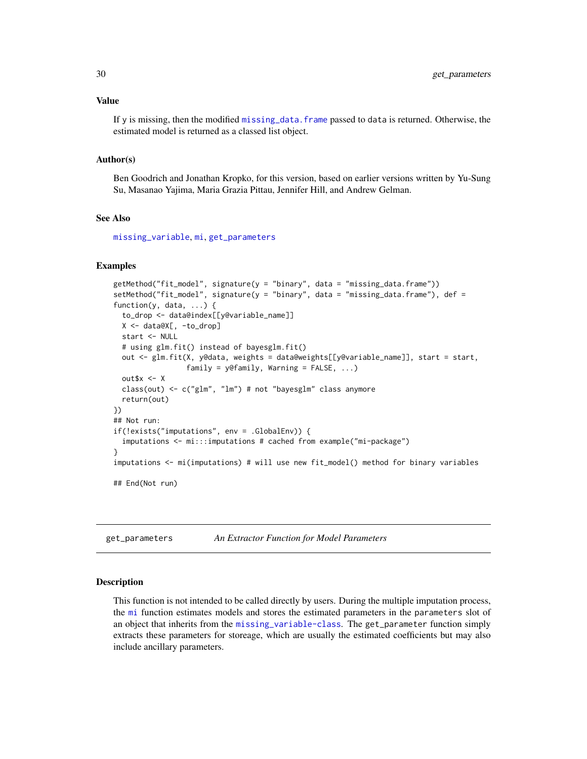### Value

If y is missing, then the modified missing_data.frame passed to data is returned. Otherwise, the estimated model is returned as a classed list object.

### Author(s)

Ben Goodrich and Jonathan Kropko, for this version, based on earlier versions written by Yu-Sung Su, Masanao Yajima, Maria Grazia Pittau, Jennifer Hill, and Andrew Gelman.

### See Also

missing_variable, mi, get_parameters

### Examples

```
getMethod("fit_model", signature(y = "binary", data = "missing_data.frame"))
setMethod("fit_model", signature(y = "binary", data = "missing_data.frame"), def =
function(y, data, ...) {
  to_drop <- data@index[[y@variable_name]]
  X <- data@X[, -to_drop]
  start <- NULL
  # using glm.fit() instead of bayesglm.fit()
  out <- glm.fit(X, y@data, weights = data@weights[[y@variable_name]], start = start,
                 family = y@family, Warning = FALSE, ...)
  out$x <- X
  class(out) <- c("glm", "lm") # not "bayesglm" class anymore
  return(out)
})
## Not run:
if(!exists("imputations", env = .GlobalEnv)) {
  imputations <- mi:::imputations # cached from example("mi-package")
}
imputations <- mi(imputations) # will use new fit_model() method for binary variables

## End(Not run)
```

---

## get_parameters — *An Extractor Function for Model Parameters*

### Description

This function is not intended to be called directly by users. During the multiple imputation process, the mi function estimates models and stores the estimated parameters in the parameters slot of an object that inherits from the missing_variable-class. The get_parameter function simply extracts these parameters for storeage, which are usually the estimated coefficients but may also include ancillary parameters.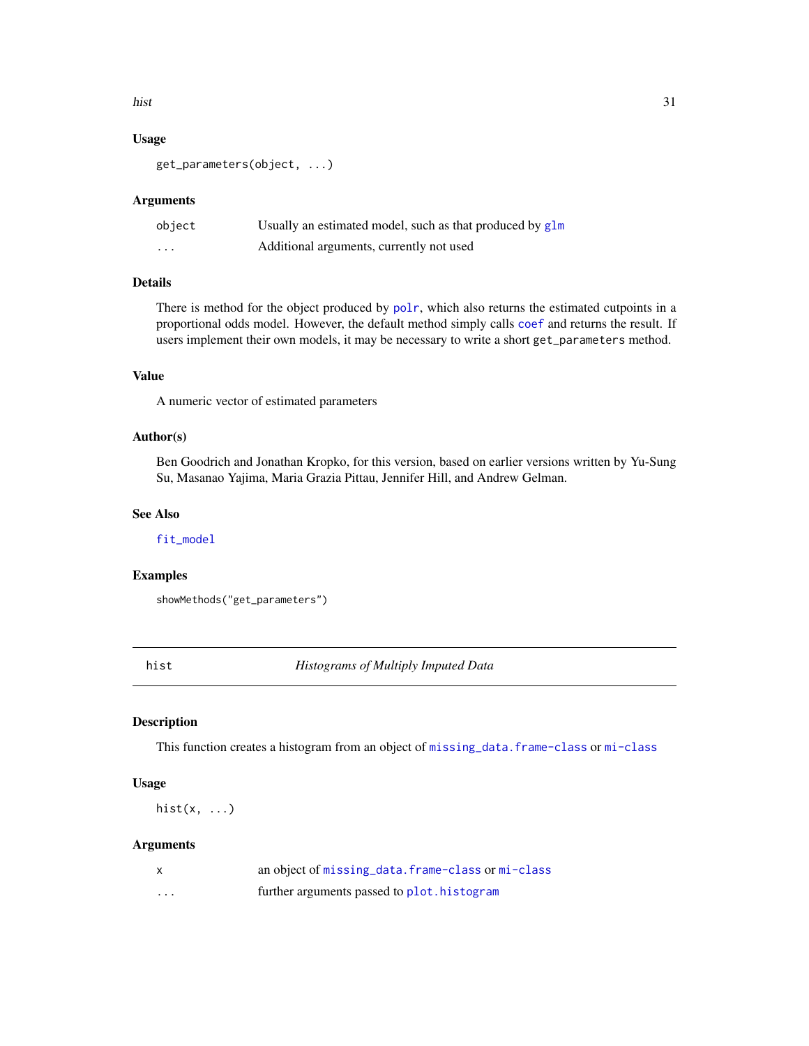### Usage

```
get_parameters(object, ...)
```

### Arguments

| | |
|---|---|
| object | Usually an estimated model, such as that produced by glm |
| ... | Additional arguments, currently not used |

### Details

There is method for the object produced by polr, which also returns the estimated cutpoints in a proportional odds model. However, the default method simply calls coef and returns the result. If users implement their own models, it may be necessary to write a short get_parameters method.

### Value

A numeric vector of estimated parameters

### Author(s)

Ben Goodrich and Jonathan Kropko, for this version, based on earlier versions written by Yu-Sung Su, Masanao Yajima, Maria Grazia Pittau, Jennifer Hill, and Andrew Gelman.

### See Also

fit_model

### Examples

```
showMethods("get_parameters")
```

## hist — *Histograms of Multiply Imputed Data*

### Description

This function creates a histogram from an object of missing_data.frame-class or mi-class

### Usage

```
hist(x, ...)
```

### Arguments

| | |
|---|---|
| x | an object of missing_data.frame-class or mi-class |
| ... | further arguments passed to plot.histogram |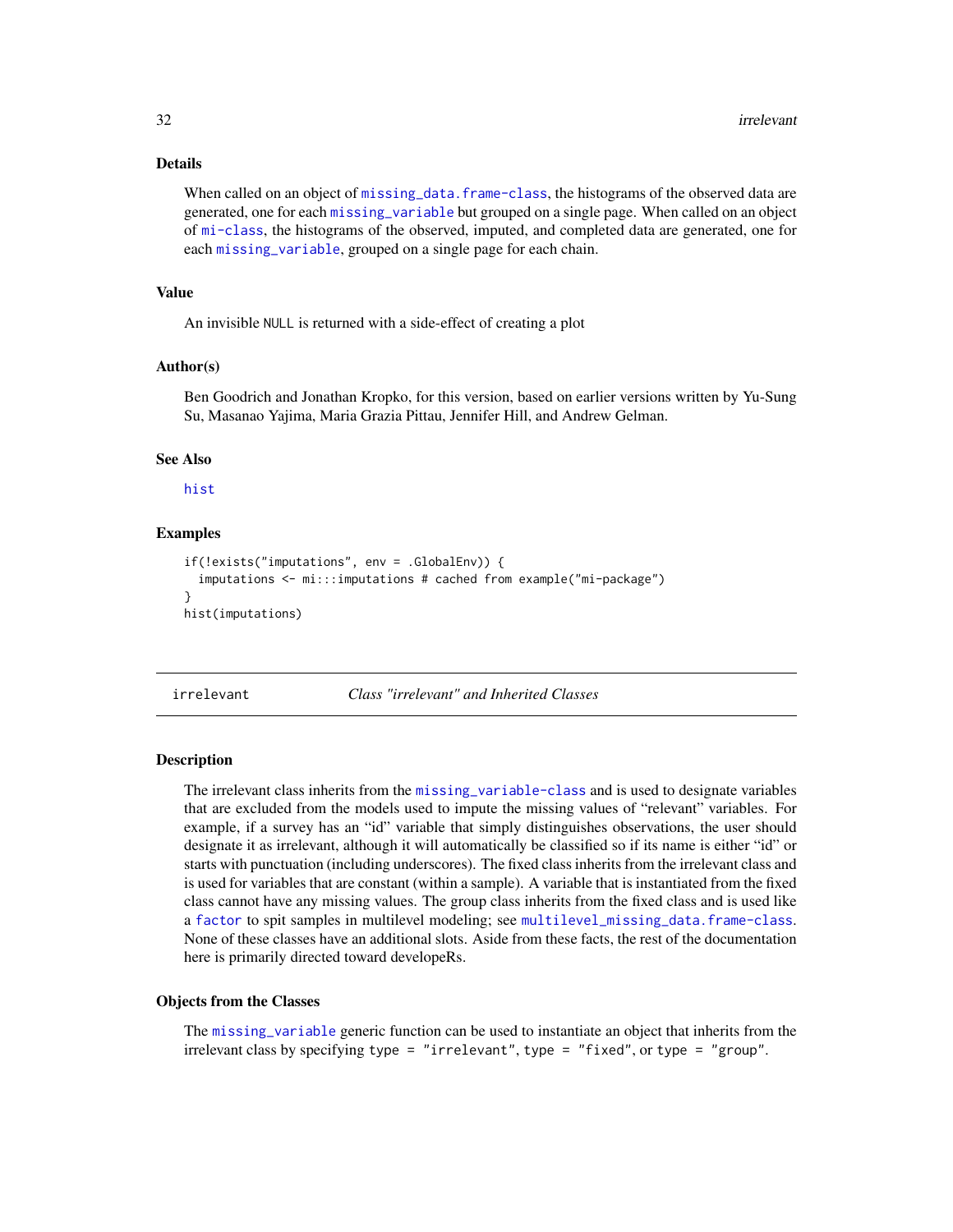### Details

When called on an object of missing_data.frame-class, the histograms of the observed data are generated, one for each missing_variable but grouped on a single page. When called on an object of mi-class, the histograms of the observed, imputed, and completed data are generated, one for each missing_variable, grouped on a single page for each chain.

### Value

An invisible NULL is returned with a side-effect of creating a plot

### Author(s)

Ben Goodrich and Jonathan Kropko, for this version, based on earlier versions written by Yu-Sung Su, Masanao Yajima, Maria Grazia Pittau, Jennifer Hill, and Andrew Gelman.

### See Also

hist

### Examples

```
if(!exists("imputations", env = .GlobalEnv)) {
  imputations <- mi:::imputations # cached from example("mi-package")
}
hist(imputations)
```

---

## irrelevant    *Class "irrelevant" and Inherited Classes*

---

### Description

The irrelevant class inherits from the missing_variable-class and is used to designate variables that are excluded from the models used to impute the missing values of "relevant" variables. For example, if a survey has an "id" variable that simply distinguishes observations, the user should designate it as irrelevant, although it will automatically be classified so if its name is either "id" or starts with punctuation (including underscores). The fixed class inherits from the irrelevant class and is used for variables that are constant (within a sample). A variable that is instantiated from the fixed class cannot have any missing values. The group class inherits from the fixed class and is used like a factor to spit samples in multilevel modeling; see multilevel_missing_data.frame-class. None of these classes have an additional slots. Aside from these facts, the rest of the documentation here is primarily directed toward developeRs.

### Objects from the Classes

The missing_variable generic function can be used to instantiate an object that inherits from the irrelevant class by specifying `type = "irrelevant"`, `type = "fixed"`, or `type = "group"`.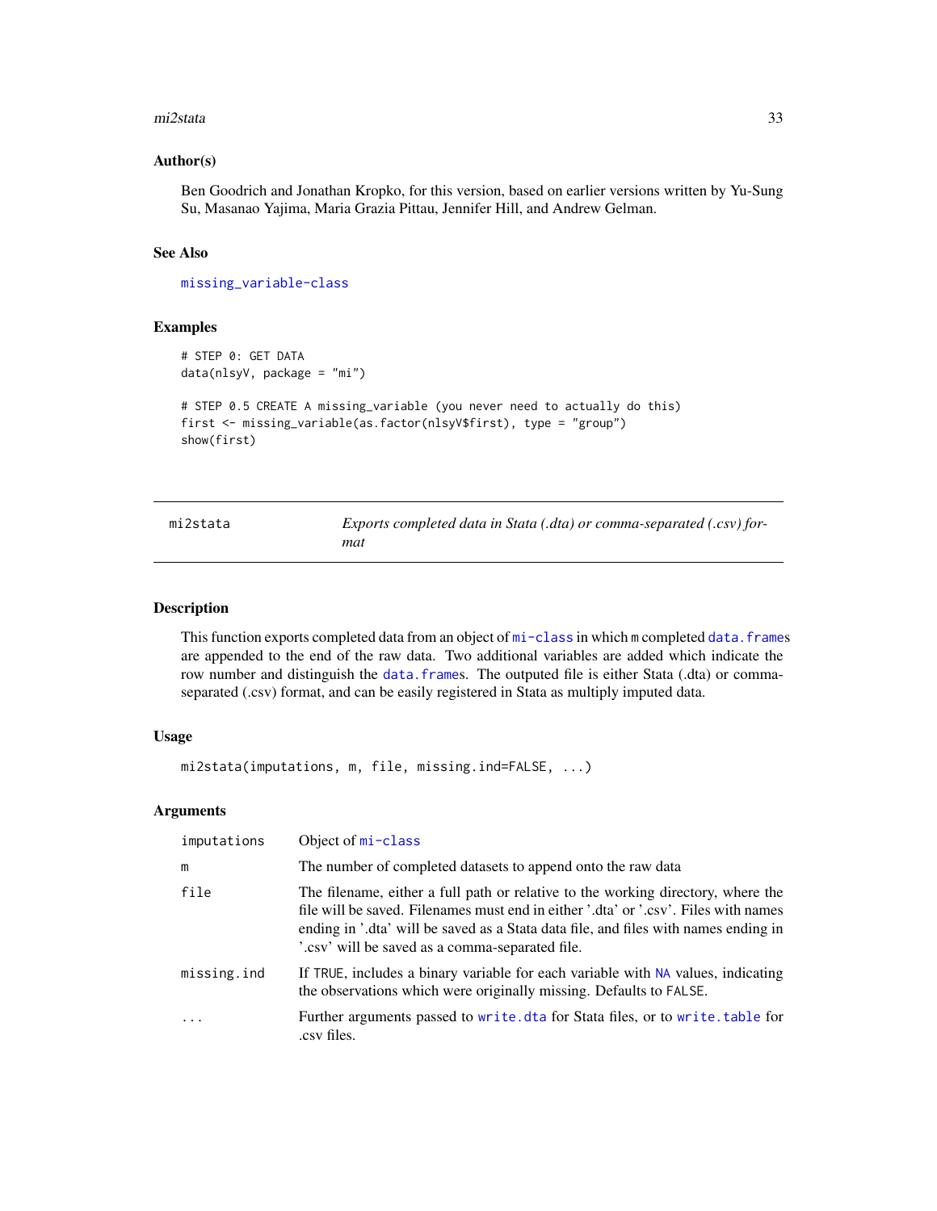### Author(s)

Ben Goodrich and Jonathan Kropko, for this version, based on earlier versions written by Yu-Sung Su, Masanao Yajima, Maria Grazia Pittau, Jennifer Hill, and Andrew Gelman.

### See Also

missing_variable-class

### Examples

```
# STEP 0: GET DATA
data(nlsyV, package = "mi")

# STEP 0.5 CREATE A missing_variable (you never need to actually do this)
first <- missing_variable(as.factor(nlsyV$first), type = "group")
show(first)
```

---

## mi2stata — *Exports completed data in Stata (.dta) or comma-separated (.csv) format*

---

### Description

This function exports completed data from an object of mi-class in which m completed data.frames are appended to the end of the raw data. Two additional variables are added which indicate the row number and distinguish the data.frames. The outputed file is either Stata (.dta) or comma-separated (.csv) format, and can be easily registered in Stata as multiply imputed data.

### Usage

```
mi2stata(imputations, m, file, missing.ind=FALSE, ...)
```

### Arguments

| | |
|---|---|
| imputations | Object of mi-class |
| m | The number of completed datasets to append onto the raw data |
| file | The filename, either a full path or relative to the working directory, where the file will be saved. Filenames must end in either '.dta' or '.csv'. Files with names ending in '.dta' will be saved as a Stata data file, and files with names ending in '.csv' will be saved as a comma-separated file. |
| missing.ind | If TRUE, includes a binary variable for each variable with NA values, indicating the observations which were originally missing. Defaults to FALSE. |
| ... | Further arguments passed to write.dta for Stata files, or to write.table for .csv files. |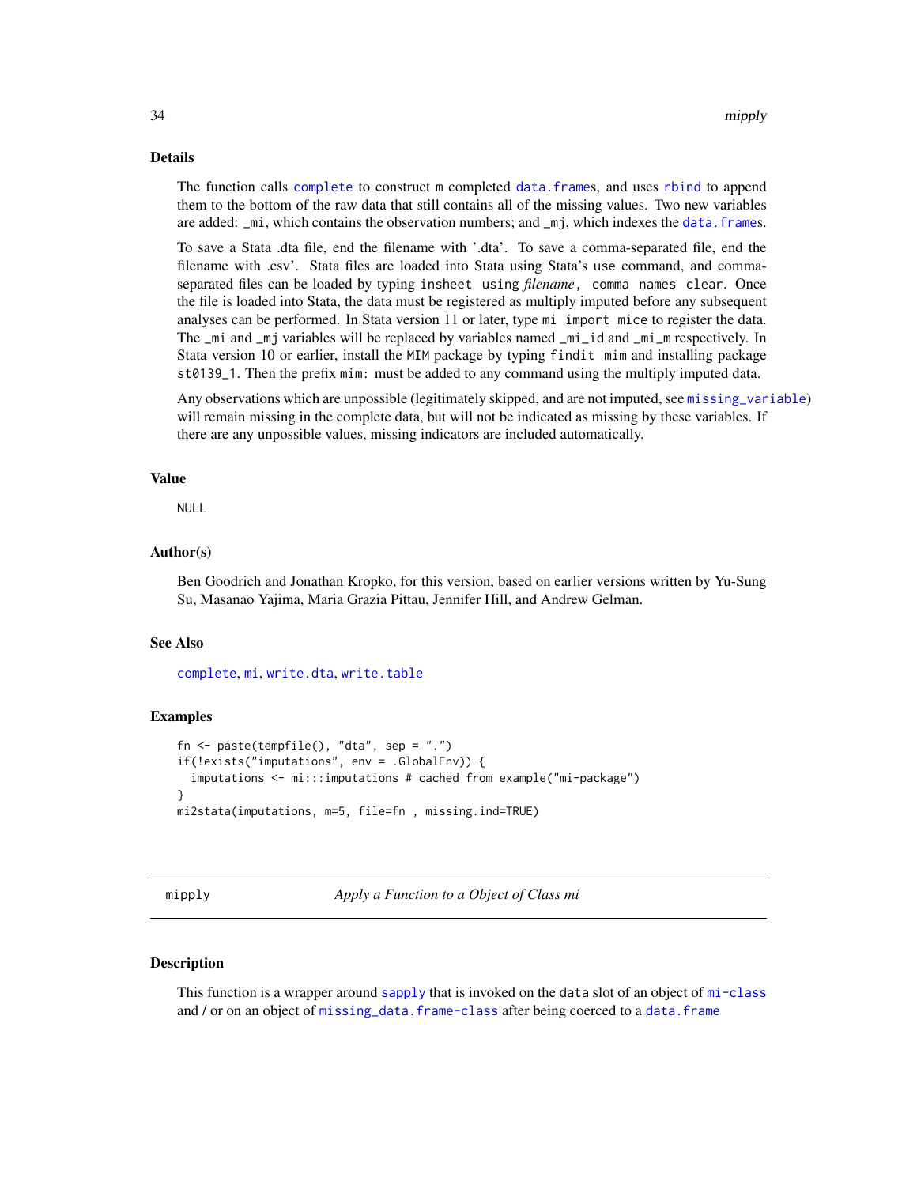## Details

The function calls `complete` to construct m completed `data.frame`s, and uses `rbind` to append them to the bottom of the raw data that still contains all of the missing values. Two new variables are added: `_mi`, which contains the observation numbers; and `_mj`, which indexes the `data.frame`s.

To save a Stata .dta file, end the filename with '.dta'. To save a comma-separated file, end the filename with .csv'. Stata files are loaded into Stata using Stata's `use` command, and comma-separated files can be loaded by typing `insheet using` *filename*`, comma names clear`. Once the file is loaded into Stata, the data must be registered as multiply imputed before any subsequent analyses can be performed. In Stata version 11 or later, type `mi import mice` to register the data. The `_mi` and `_mj` variables will be replaced by variables named `_mi_id` and `_mi_m` respectively. In Stata version 10 or earlier, install the `MIM` package by typing `findit mim` and installing package `st0139_1`. Then the prefix `mim:` must be added to any command using the multiply imputed data.

Any observations which are unpossible (legitimately skipped, and are not imputed, see `missing_variable`) will remain missing in the complete data, but will not be indicated as missing by these variables. If there are any unpossible values, missing indicators are included automatically.

## Value

`NULL`

## Author(s)

Ben Goodrich and Jonathan Kropko, for this version, based on earlier versions written by Yu-Sung Su, Masanao Yajima, Maria Grazia Pittau, Jennifer Hill, and Andrew Gelman.

## See Also

`complete`, `mi`, `write.dta`, `write.table`

## Examples

```
fn <- paste(tempfile(), "dta", sep = ".")
if(!exists("imputations", env = .GlobalEnv)) {
  imputations <- mi:::imputations # cached from example("mi-package")
}
mi2stata(imputations, m=5, file=fn , missing.ind=TRUE)
```

---

# mipply — *Apply a Function to a Object of Class mi*

## Description

This function is a wrapper around `sapply` that is invoked on the `data` slot of an object of `mi-class` and / or on an object of `missing_data.frame-class` after being coerced to a `data.frame`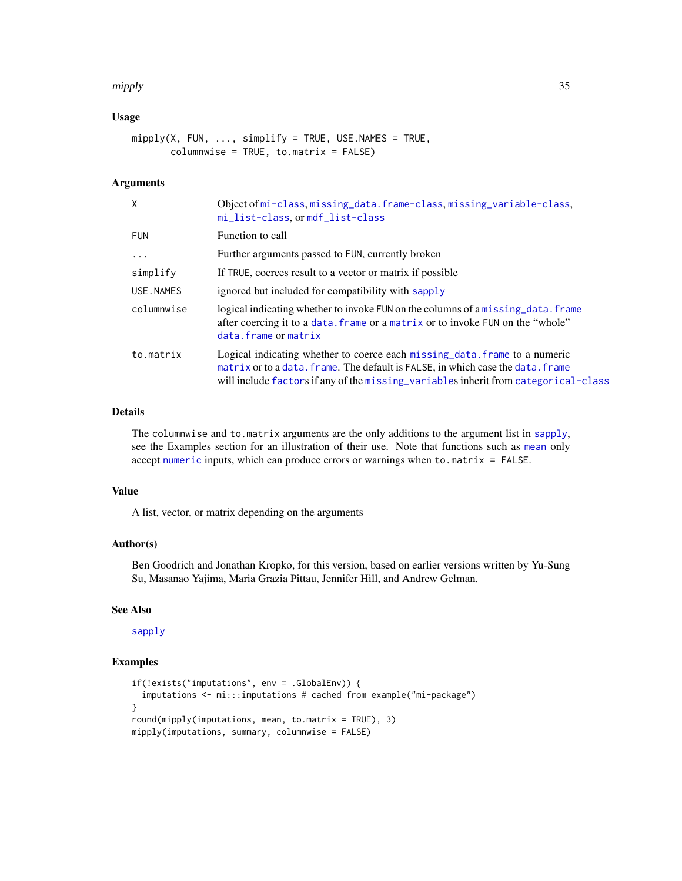### Usage

```
mipply(X, FUN, ..., simplify = TRUE, USE.NAMES = TRUE,
       columnwise = TRUE, to.matrix = FALSE)
```

### Arguments

| | |
|---|---|
| X | Object of mi-class, missing_data.frame-class, missing_variable-class, mi_list-class, or mdf_list-class |
| FUN | Function to call |
| ... | Further arguments passed to FUN, currently broken |
| simplify | If TRUE, coerces result to a vector or matrix if possible |
| USE.NAMES | ignored but included for compatibility with sapply |
| columnwise | logical indicating whether to invoke FUN on the columns of a missing_data.frame after coercing it to a data.frame or a matrix or to invoke FUN on the "whole" data.frame or matrix |
| to.matrix | Logical indicating whether to coerce each missing_data.frame to a numeric matrix or to a data.frame. The default is FALSE, in which case the data.frame will include factors if any of the missing_variables inherit from categorical-class |

### Details

The columnwise and to.matrix arguments are the only additions to the argument list in sapply, see the Examples section for an illustration of their use. Note that functions such as mean only accept numeric inputs, which can produce errors or warnings when to.matrix = FALSE.

### Value

A list, vector, or matrix depending on the arguments

### Author(s)

Ben Goodrich and Jonathan Kropko, for this version, based on earlier versions written by Yu-Sung Su, Masanao Yajima, Maria Grazia Pittau, Jennifer Hill, and Andrew Gelman.

### See Also

sapply

### Examples

```
if(!exists("imputations", env = .GlobalEnv)) {
  imputations <- mi:::imputations # cached from example("mi-package")
}
round(mipply(imputations, mean, to.matrix = TRUE), 3)
mipply(imputations, summary, columnwise = FALSE)
```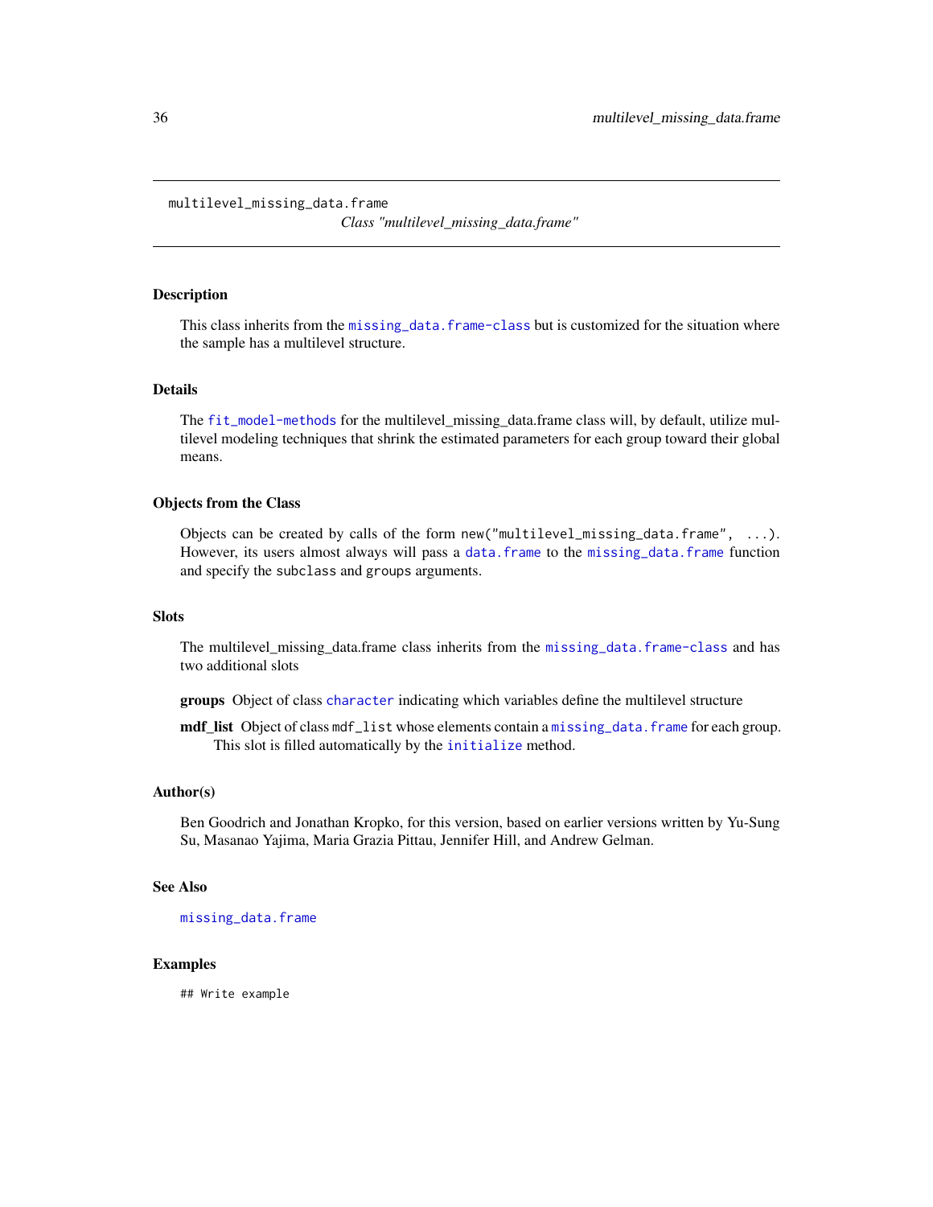`multilevel_missing_data.frame`

*Class "multilevel_missing_data.frame"*

## Description

This class inherits from the `missing_data.frame-class` but is customized for the situation where the sample has a multilevel structure.

## Details

The `fit_model-methods` for the multilevel_missing_data.frame class will, by default, utilize multilevel modeling techniques that shrink the estimated parameters for each group toward their global means.

## Objects from the Class

Objects can be created by calls of the form `new("multilevel_missing_data.frame", ...)`. However, its users almost always will pass a `data.frame` to the `missing_data.frame` function and specify the `subclass` and `groups` arguments.

## Slots

The multilevel_missing_data.frame class inherits from the `missing_data.frame-class` and has two additional slots

**groups** Object of class `character` indicating which variables define the multilevel structure

**mdf_list** Object of class `mdf_list` whose elements contain a `missing_data.frame` for each group. This slot is filled automatically by the `initialize` method.

## Author(s)

Ben Goodrich and Jonathan Kropko, for this version, based on earlier versions written by Yu-Sung Su, Masanao Yajima, Maria Grazia Pittau, Jennifer Hill, and Andrew Gelman.

## See Also

`missing_data.frame`

## Examples

```
## Write example
```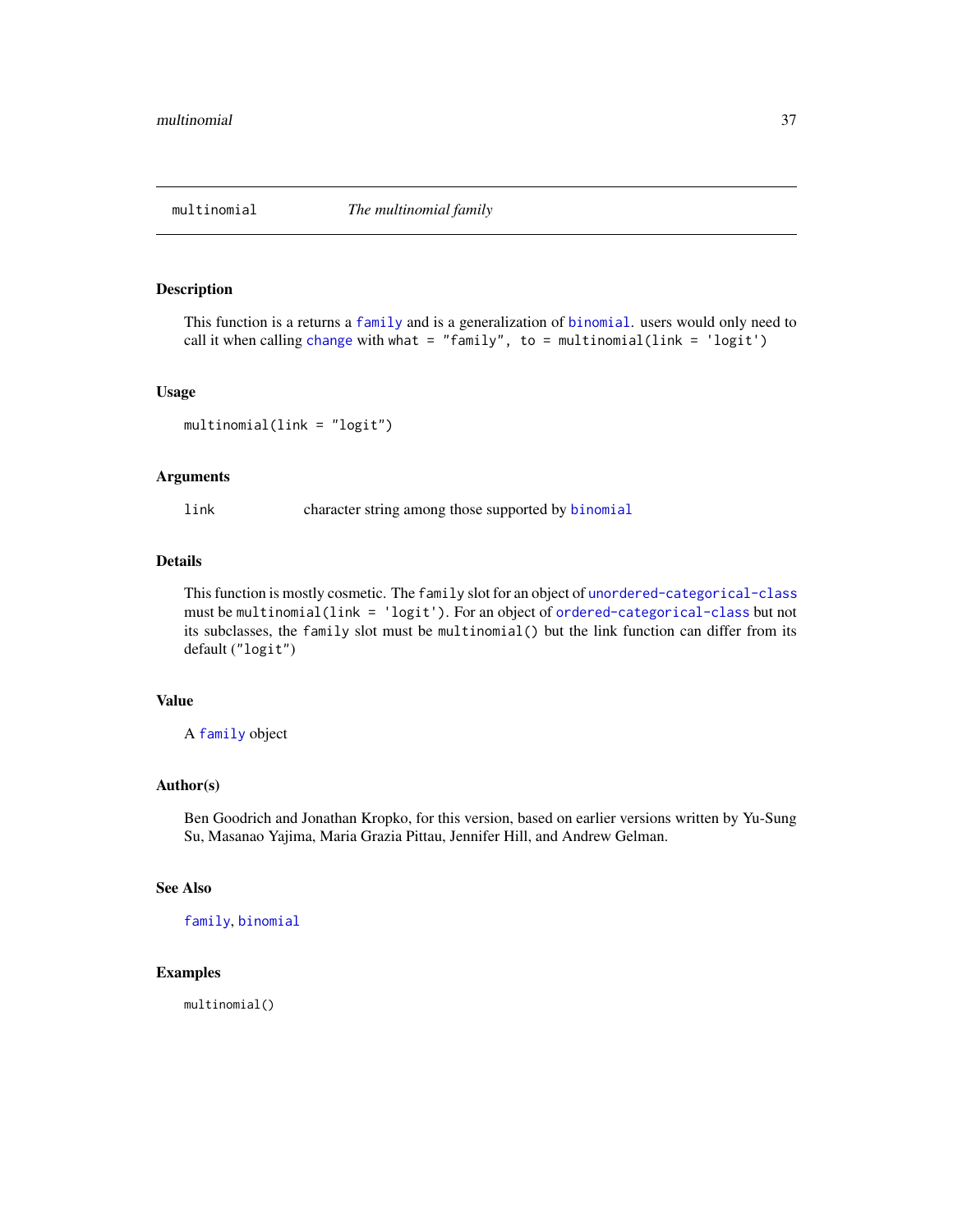# multinomial — *The multinomial family*

## Description

This function is a returns a `family` and is a generalization of `binomial`. users would only need to call it when calling `change` with `what = "family", to = multinomial(link = 'logit')`

## Usage

```
multinomial(link = "logit")
```

## Arguments

| | |
|---|---|
| `link` | character string among those supported by `binomial` |

## Details

This function is mostly cosmetic. The `family` slot for an object of `unordered-categorical-class` must be `multinomial(link = 'logit')`. For an object of `ordered-categorical-class` but not its subclasses, the `family` slot must be `multinomial()` but the link function can differ from its default (`"logit"`)

## Value

A `family` object

## Author(s)

Ben Goodrich and Jonathan Kropko, for this version, based on earlier versions written by Yu-Sung Su, Masanao Yajima, Maria Grazia Pittau, Jennifer Hill, and Andrew Gelman.

## See Also

`family`, `binomial`

## Examples

```
multinomial()
```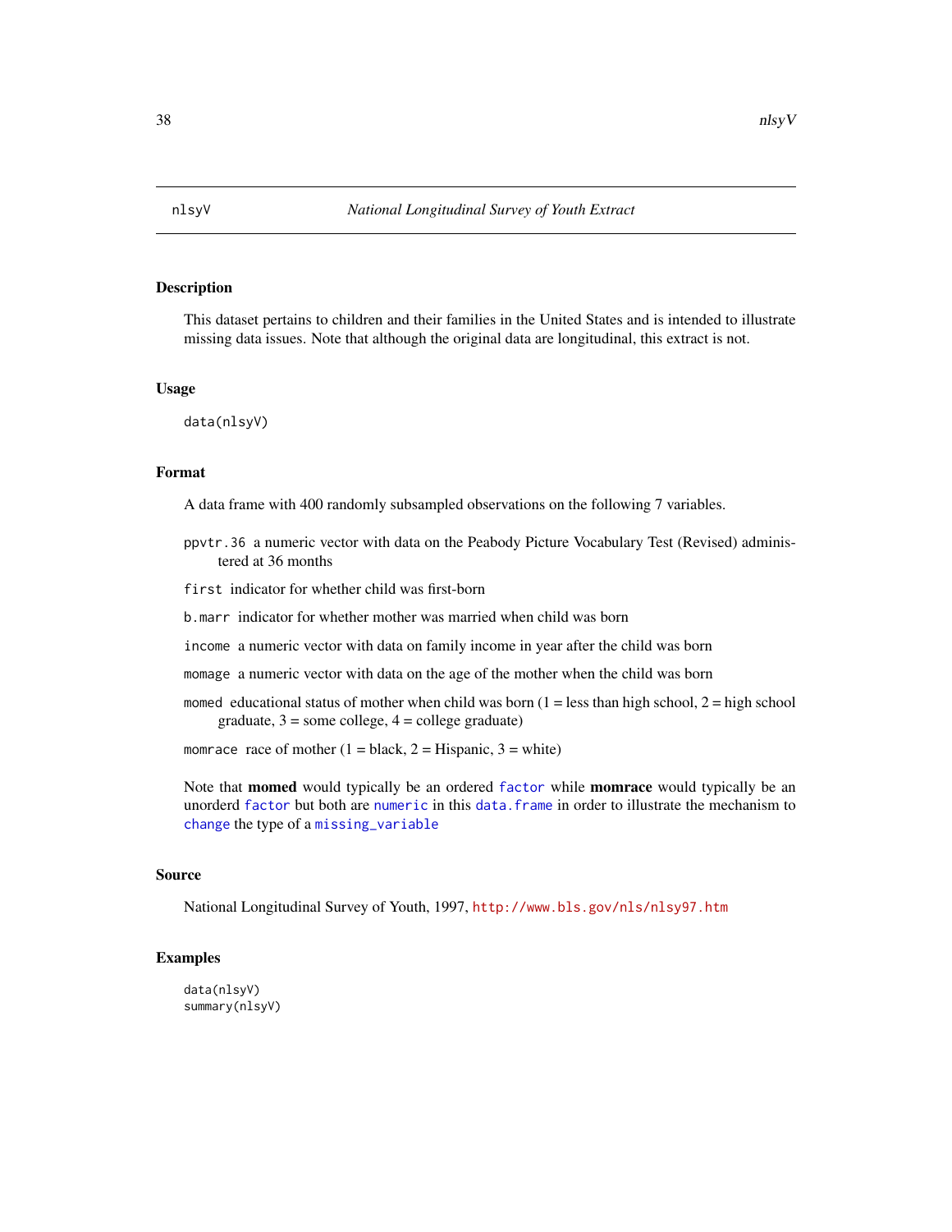# nlsyV — *National Longitudinal Survey of Youth Extract*

## Description

This dataset pertains to children and their families in the United States and is intended to illustrate missing data issues. Note that although the original data are longitudinal, this extract is not.

## Usage

```
data(nlsyV)
```

## Format

A data frame with 400 randomly subsampled observations on the following 7 variables.

- `ppvtr.36` a numeric vector with data on the Peabody Picture Vocabulary Test (Revised) administered at 36 months
- `first` indicator for whether child was first-born
- `b.marr` indicator for whether mother was married when child was born
- `income` a numeric vector with data on family income in year after the child was born
- `momage` a numeric vector with data on the age of the mother when the child was born
- `momed` educational status of mother when child was born (1 = less than high school, 2 = high school graduate, 3 = some college, 4 = college graduate)
- `momrace` race of mother (1 = black, 2 = Hispanic, 3 = white)

Note that **momed** would typically be an ordered `factor` while **momrace** would typically be an unorderd `factor` but both are `numeric` in this `data.frame` in order to illustrate the mechanism to `change` the type of a `missing_variable`

## Source

National Longitudinal Survey of Youth, 1997, `http://www.bls.gov/nls/nlsy97.htm`

## Examples

```
data(nlsyV)
summary(nlsyV)
```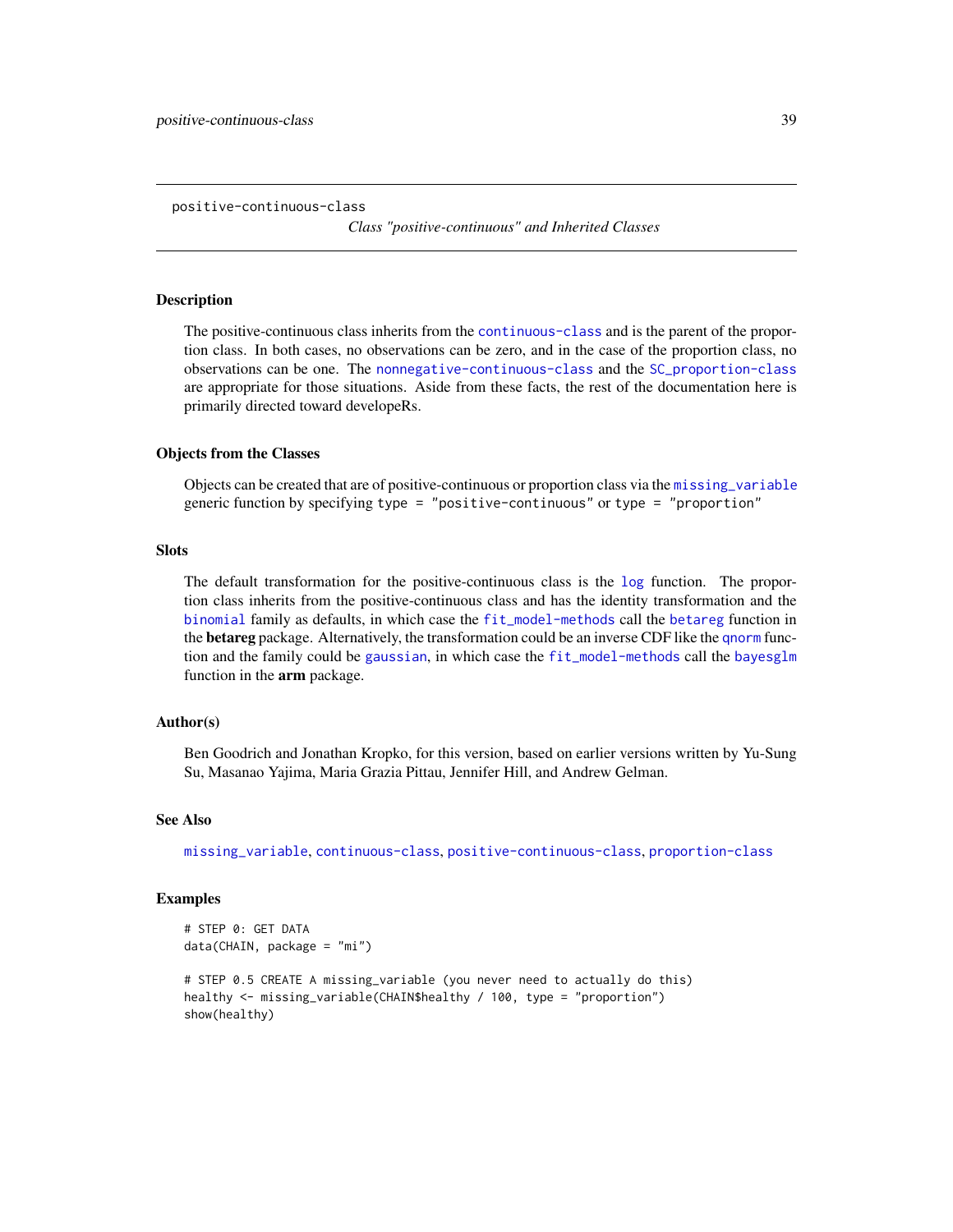positive-continuous-class

*Class "positive-continuous" and Inherited Classes*

## Description

The positive-continuous class inherits from the continuous-class and is the parent of the proportion class. In both cases, no observations can be zero, and in the case of the proportion class, no observations can be one. The nonnegative-continuous-class and the SC_proportion-class are appropriate for those situations. Aside from these facts, the rest of the documentation here is primarily directed toward developeRs.

## Objects from the Classes

Objects can be created that are of positive-continuous or proportion class via the missing_variable generic function by specifying type = "positive-continuous" or type = "proportion"

## Slots

The default transformation for the positive-continuous class is the log function. The proportion class inherits from the positive-continuous class and has the identity transformation and the binomial family as defaults, in which case the fit_model-methods call the betareg function in the **betareg** package. Alternatively, the transformation could be an inverse CDF like the qnorm function and the family could be gaussian, in which case the fit_model-methods call the bayesglm function in the **arm** package.

## Author(s)

Ben Goodrich and Jonathan Kropko, for this version, based on earlier versions written by Yu-Sung Su, Masanao Yajima, Maria Grazia Pittau, Jennifer Hill, and Andrew Gelman.

## See Also

missing_variable, continuous-class, positive-continuous-class, proportion-class

## Examples

```
# STEP 0: GET DATA
data(CHAIN, package = "mi")

# STEP 0.5 CREATE A missing_variable (you never need to actually do this)
healthy <- missing_variable(CHAIN$healthy / 100, type = "proportion")
show(healthy)
```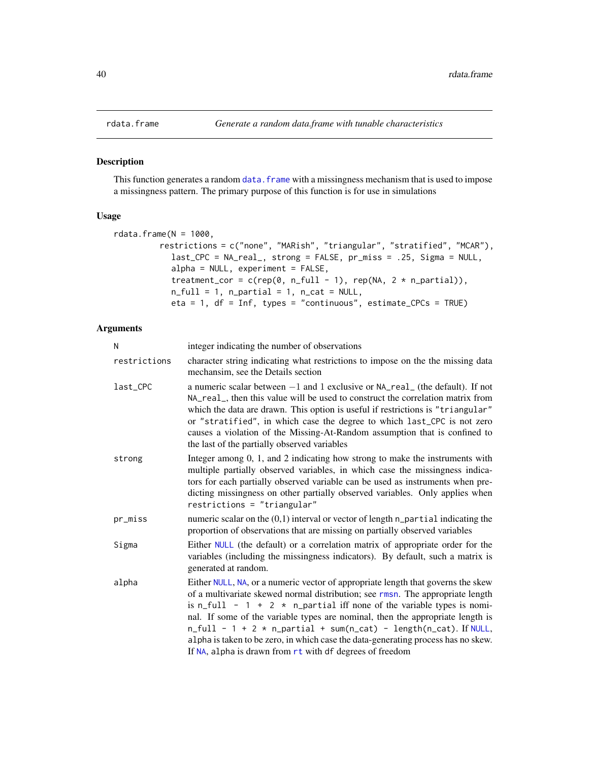## rdata.frame — *Generate a random data.frame with tunable characteristics*

### Description

This function generates a random data.frame with a missingness mechanism that is used to impose a missingness pattern. The primary purpose of this function is for use in simulations

### Usage

```
rdata.frame(N = 1000,
        restrictions = c("none", "MARish", "triangular", "stratified", "MCAR"),
          last_CPC = NA_real_, strong = FALSE, pr_miss = .25, Sigma = NULL,
          alpha = NULL, experiment = FALSE,
          treatment_cor = c(rep(0, n_full - 1), rep(NA, 2 * n_partial)),
          n_full = 1, n_partial = 1, n_cat = NULL,
          eta = 1, df = Inf, types = "continuous", estimate_CPCs = TRUE)
```

### Arguments

| | |
|---|---|
| `N` | integer indicating the number of observations |
| `restrictions` | character string indicating what restrictions to impose on the the missing data mechansim, see the Details section |
| `last_CPC` | a numeric scalar between $-1$ and 1 exclusive or `NA_real_` (the default). If not `NA_real_`, then this value will be used to construct the correlation matrix from which the data are drawn. This option is useful if restrictions is `"triangular"` or `"stratified"`, in which case the degree to which `last_CPC` is not zero causes a violation of the Missing-At-Random assumption that is confined to the last of the partially observed variables |
| `strong` | Integer among 0, 1, and 2 indicating how strong to make the instruments with multiple partially observed variables, in which case the missingness indicators for each partially observed variable can be used as instruments when predicting missingness on other partially observed variables. Only applies when `restrictions = "triangular"` |
| `pr_miss` | numeric scalar on the (0,1) interval or vector of length `n_partial` indicating the proportion of observations that are missing on partially observed variables |
| `Sigma` | Either `NULL` (the default) or a correlation matrix of appropriate order for the variables (including the missingness indicators). By default, such a matrix is generated at random. |
| `alpha` | Either `NULL`, `NA`, or a numeric vector of appropriate length that governs the skew of a multivariate skewed normal distribution; see `rmsn`. The appropriate length is `n_full - 1 + 2 * n_partial` iff none of the variable types is nominal. If some of the variable types are nominal, then the appropriate length is `n_full - 1 + 2 * n_partial + sum(n_cat) - length(n_cat)`. If `NULL`, `alpha` is taken to be zero, in which case the data-generating process has no skew. If `NA`, `alpha` is drawn from `rt` with `df` degrees of freedom |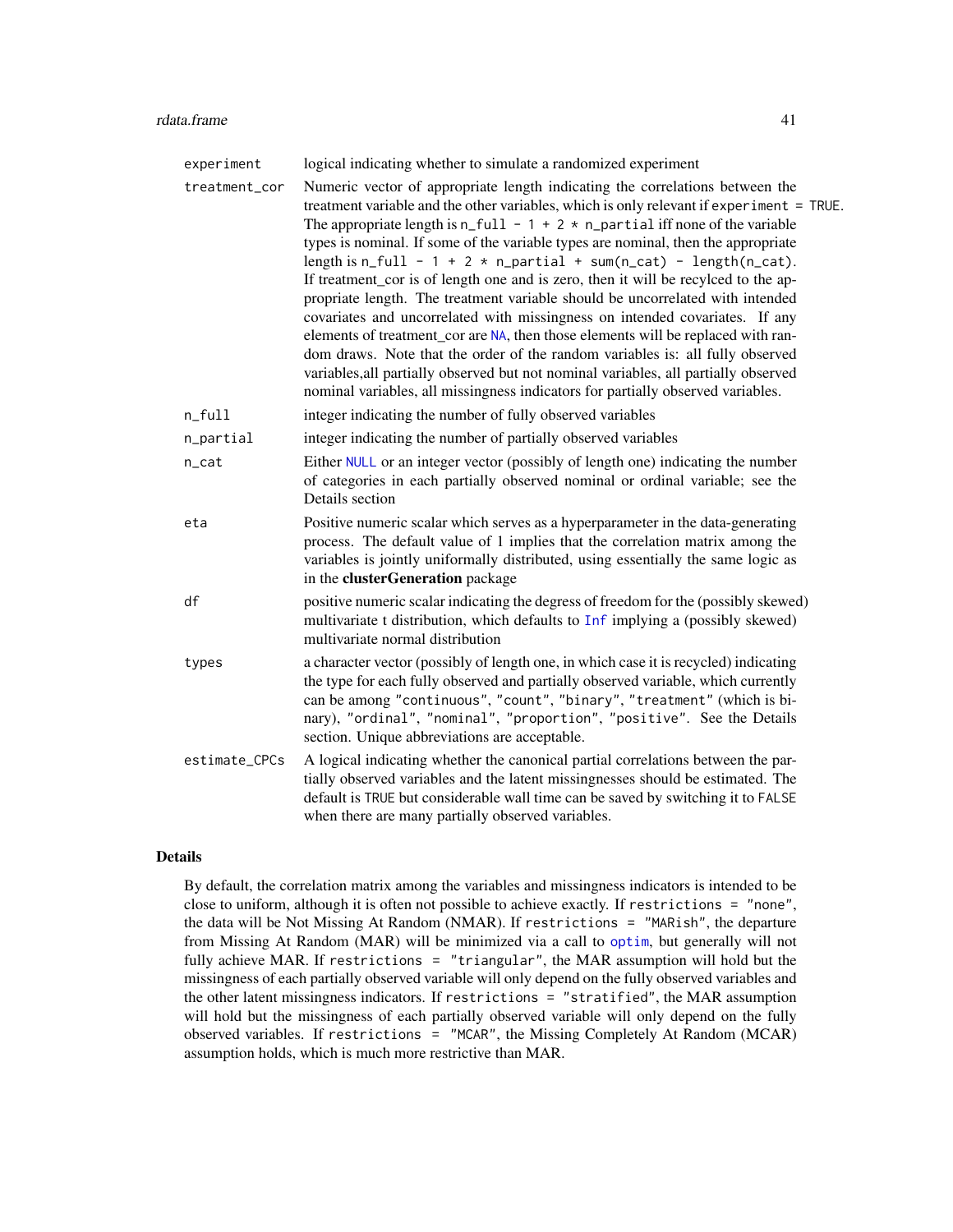| | |
|---|---|
| `experiment` | logical indicating whether to simulate a randomized experiment |
| `treatment_cor` | Numeric vector of appropriate length indicating the correlations between the treatment variable and the other variables, which is only relevant if `experiment = TRUE`. The appropriate length is `n_full - 1 + 2 * n_partial` iff none of the variable types is nominal. If some of the variable types are nominal, then the appropriate length is `n_full - 1 + 2 * n_partial + sum(n_cat) - length(n_cat)`. If treatment_cor is of length one and is zero, then it will be recylced to the appropriate length. The treatment variable should be uncorrelated with intended covariates and uncorrelated with missingness on intended covariates. If any elements of treatment_cor are `NA`, then those elements will be replaced with random draws. Note that the order of the random variables is: all fully observed variables,all partially observed but not nominal variables, all partially observed nominal variables, all missingness indicators for partially observed variables. |
| `n_full` | integer indicating the number of fully observed variables |
| `n_partial` | integer indicating the number of partially observed variables |
| `n_cat` | Either `NULL` or an integer vector (possibly of length one) indicating the number of categories in each partially observed nominal or ordinal variable; see the Details section |
| `eta` | Positive numeric scalar which serves as a hyperparameter in the data-generating process. The default value of 1 implies that the correlation matrix among the variables is jointly uniformally distributed, using essentially the same logic as in the **clusterGeneration** package |
| `df` | positive numeric scalar indicating the degress of freedom for the (possibly skewed) multivariate t distribution, which defaults to `Inf` implying a (possibly skewed) multivariate normal distribution |
| `types` | a character vector (possibly of length one, in which case it is recycled) indicating the type for each fully observed and partially observed variable, which currently can be among `"continuous"`, `"count"`, `"binary"`, `"treatment"` (which is binary), `"ordinal"`, `"nominal"`, `"proportion"`, `"positive"`. See the Details section. Unique abbreviations are acceptable. |
| `estimate_CPCs` | A logical indicating whether the canonical partial correlations between the partially observed variables and the latent missingnesses should be estimated. The default is `TRUE` but considerable wall time can be saved by switching it to `FALSE` when there are many partially observed variables. |

## Details

By default, the correlation matrix among the variables and missingness indicators is intended to be close to uniform, although it is often not possible to achieve exactly. If `restrictions = "none"`, the data will be Not Missing At Random (NMAR). If `restrictions = "MARish"`, the departure from Missing At Random (MAR) will be minimized via a call to `optim`, but generally will not fully achieve MAR. If `restrictions = "triangular"`, the MAR assumption will hold but the missingness of each partially observed variable will only depend on the fully observed variables and the other latent missingness indicators. If `restrictions = "stratified"`, the MAR assumption will hold but the missingness of each partially observed variable will only depend on the fully observed variables. If `restrictions = "MCAR"`, the Missing Completely At Random (MCAR) assumption holds, which is much more restrictive than MAR.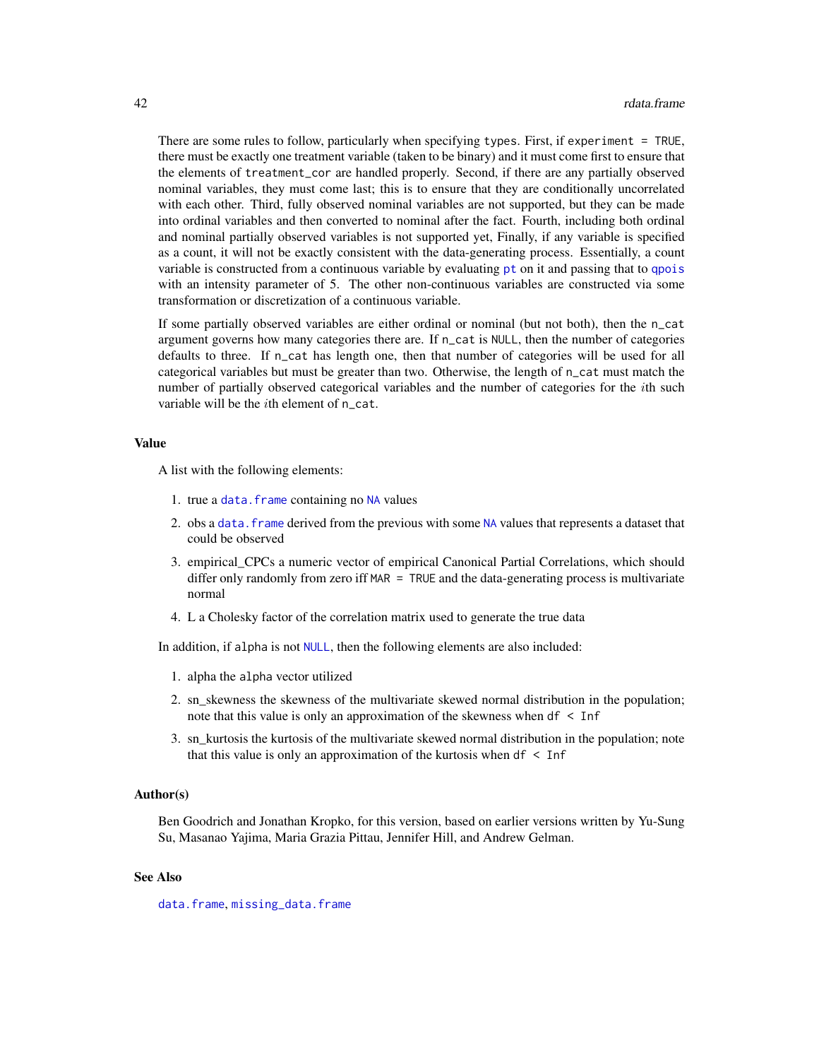There are some rules to follow, particularly when specifying `types`. First, if `experiment = TRUE`, there must be exactly one treatment variable (taken to be binary) and it must come first to ensure that the elements of `treatment_cor` are handled properly. Second, if there are any partially observed nominal variables, they must come last; this is to ensure that they are conditionally uncorrelated with each other. Third, fully observed nominal variables are not supported, but they can be made into ordinal variables and then converted to nominal after the fact. Fourth, including both ordinal and nominal partially observed variables is not supported yet, Finally, if any variable is specified as a count, it will not be exactly consistent with the data-generating process. Essentially, a count variable is constructed from a continuous variable by evaluating `pt` on it and passing that to `qpois` with an intensity parameter of 5. The other non-continuous variables are constructed via some transformation or discretization of a continuous variable.

If some partially observed variables are either ordinal or nominal (but not both), then the `n_cat` argument governs how many categories there are. If `n_cat` is `NULL`, then the number of categories defaults to three. If `n_cat` has length one, then that number of categories will be used for all categorical variables but must be greater than two. Otherwise, the length of `n_cat` must match the number of partially observed categorical variables and the number of categories for the $i$th such variable will be the $i$th element of `n_cat`.

## Value

A list with the following elements:

1. true a `data.frame` containing no `NA` values
2. obs a `data.frame` derived from the previous with some `NA` values that represents a dataset that could be observed
3. empirical_CPCs a numeric vector of empirical Canonical Partial Correlations, which should differ only randomly from zero iff `MAR = TRUE` and the data-generating process is multivariate normal
4. L a Cholesky factor of the correlation matrix used to generate the true data

In addition, if `alpha` is not `NULL`, then the following elements are also included:

1. alpha the `alpha` vector utilized
2. sn_skewness the skewness of the multivariate skewed normal distribution in the population; note that this value is only an approximation of the skewness when `df < Inf`
3. sn_kurtosis the kurtosis of the multivariate skewed normal distribution in the population; note that this value is only an approximation of the kurtosis when `df < Inf`

## Author(s)

Ben Goodrich and Jonathan Kropko, for this version, based on earlier versions written by Yu-Sung Su, Masanao Yajima, Maria Grazia Pittau, Jennifer Hill, and Andrew Gelman.

## See Also

`data.frame`, `missing_data.frame`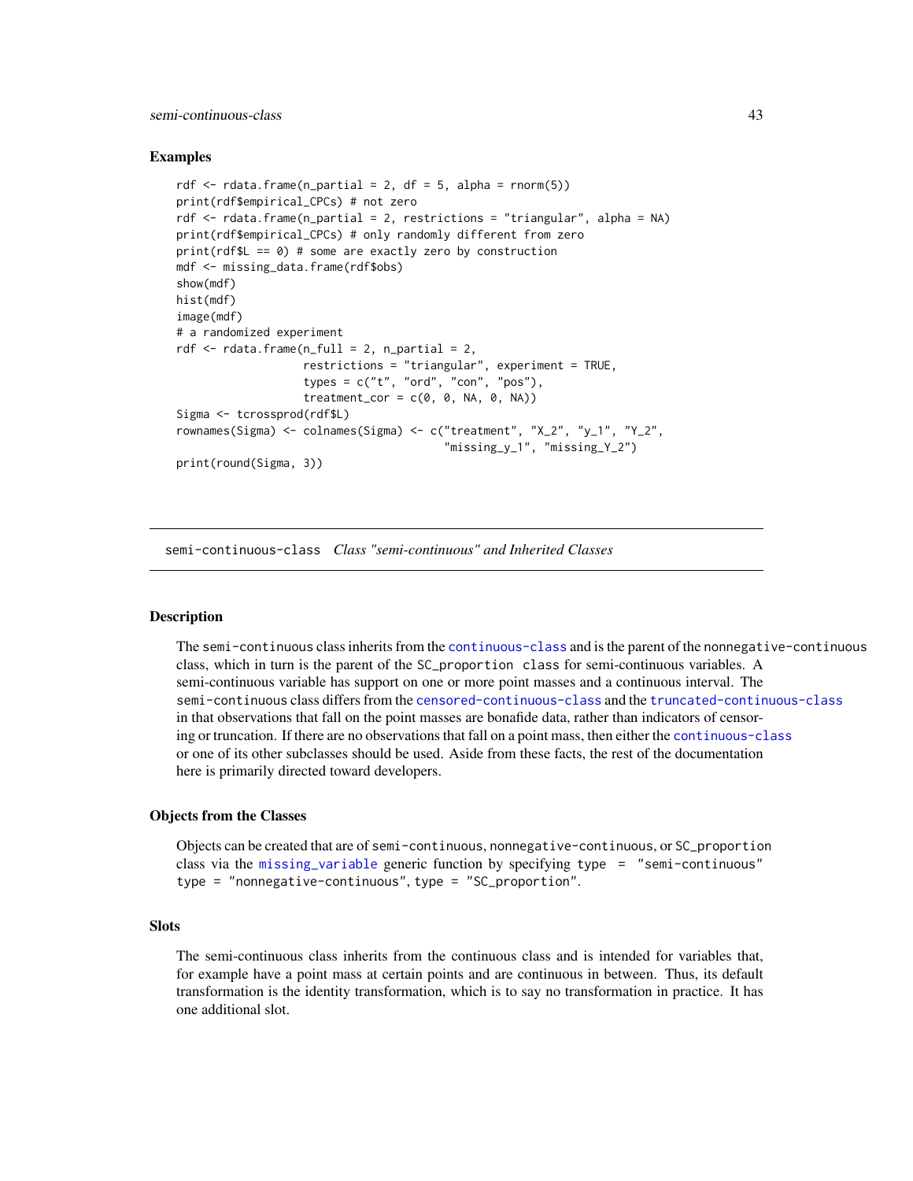### Examples

```
rdf <- rdata.frame(n_partial = 2, df = 5, alpha = rnorm(5))
print(rdf$empirical_CPCs) # not zero
rdf <- rdata.frame(n_partial = 2, restrictions = "triangular", alpha = NA)
print(rdf$empirical_CPCs) # only randomly different from zero
print(rdf$L == 0) # some are exactly zero by construction
mdf <- missing_data.frame(rdf$obs)
show(mdf)
hist(mdf)
image(mdf)
# a randomized experiment
rdf <- rdata.frame(n_full = 2, n_partial = 2,
                   restrictions = "triangular", experiment = TRUE,
                   types = c("t", "ord", "con", "pos"),
                   treatment_cor = c(0, 0, NA, 0, NA))
Sigma <- tcrossprod(rdf$L)
rownames(Sigma) <- colnames(Sigma) <- c("treatment", "X_2", "y_1", "Y_2",
                                        "missing_y_1", "missing_Y_2")
print(round(Sigma, 3))
```

---

semi-continuous-class    *Class "semi-continuous" and Inherited Classes*

---

### Description

The semi-continuous class inherits from the continuous-class and is the parent of the nonnegative-continuous class, which in turn is the parent of the SC_proportion class for semi-continuous variables. A semi-continuous variable has support on one or more point masses and a continuous interval. The semi-continuous class differs from the censored-continuous-class and the truncated-continuous-class in that observations that fall on the point masses are bonafide data, rather than indicators of censoring or truncation. If there are no observations that fall on a point mass, then either the continuous-class or one of its other subclasses should be used. Aside from these facts, the rest of the documentation here is primarily directed toward developers.

### Objects from the Classes

Objects can be created that are of semi-continuous, nonnegative-continuous, or SC_proportion class via the missing_variable generic function by specifying type = "semi-continuous" type = "nonnegative-continuous", type = "SC_proportion".

### Slots

The semi-continuous class inherits from the continuous class and is intended for variables that, for example have a point mass at certain points and are continuous in between. Thus, its default transformation is the identity transformation, which is to say no transformation in practice. It has one additional slot.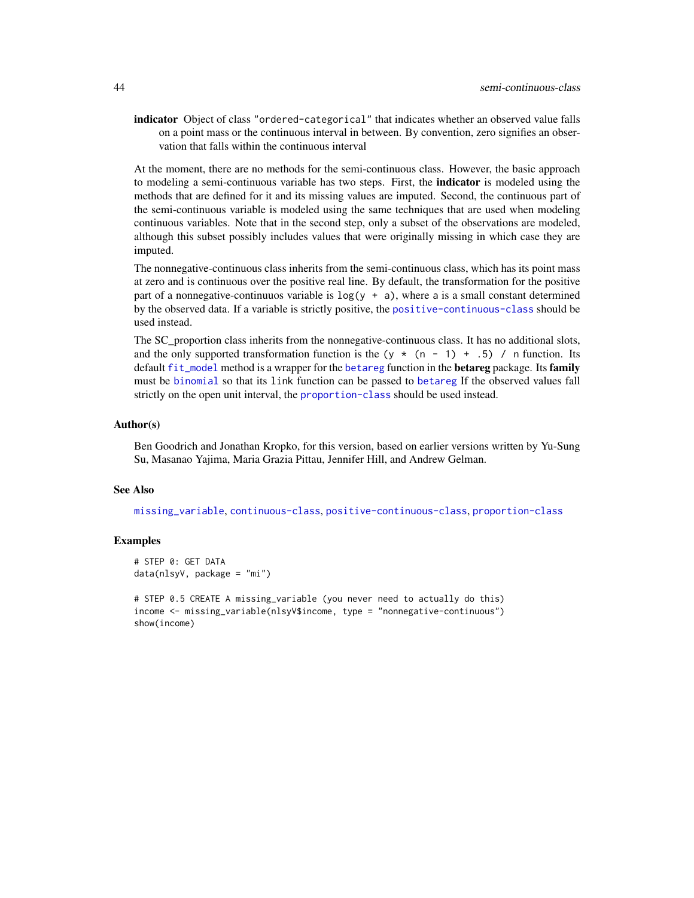**indicator** Object of class "ordered-categorical" that indicates whether an observed value falls on a point mass or the continuous interval in between. By convention, zero signifies an observation that falls within the continuous interval

At the moment, there are no methods for the semi-continuous class. However, the basic approach to modeling a semi-continuous variable has two steps. First, the **indicator** is modeled using the methods that are defined for it and its missing values are imputed. Second, the continuous part of the semi-continuous variable is modeled using the same techniques that are used when modeling continuous variables. Note that in the second step, only a subset of the observations are modeled, although this subset possibly includes values that were originally missing in which case they are imputed.

The nonnegative-continuous class inherits from the semi-continuous class, which has its point mass at zero and is continuous over the positive real line. By default, the transformation for the positive part of a nonnegative-continuuos variable is `log(y + a)`, where `a` is a small constant determined by the observed data. If a variable is strictly positive, the `positive-continuous-class` should be used instead.

The SC_proportion class inherits from the nonnegative-continuous class. It has no additional slots, and the only supported transformation function is the `(y * (n - 1) + .5) / n` function. Its default `fit_model` method is a wrapper for the `betareg` function in the **betareg** package. Its **family** must be `binomial` so that its `link` function can be passed to `betareg` If the observed values fall strictly on the open unit interval, the `proportion-class` should be used instead.

## Author(s)

Ben Goodrich and Jonathan Kropko, for this version, based on earlier versions written by Yu-Sung Su, Masanao Yajima, Maria Grazia Pittau, Jennifer Hill, and Andrew Gelman.

## See Also

`missing_variable`, `continuous-class`, `positive-continuous-class`, `proportion-class`

## Examples

```
# STEP 0: GET DATA
data(nlsyV, package = "mi")

# STEP 0.5 CREATE A missing_variable (you never need to actually do this)
income <- missing_variable(nlsyV$income, type = "nonnegative-continuous")
show(income)
```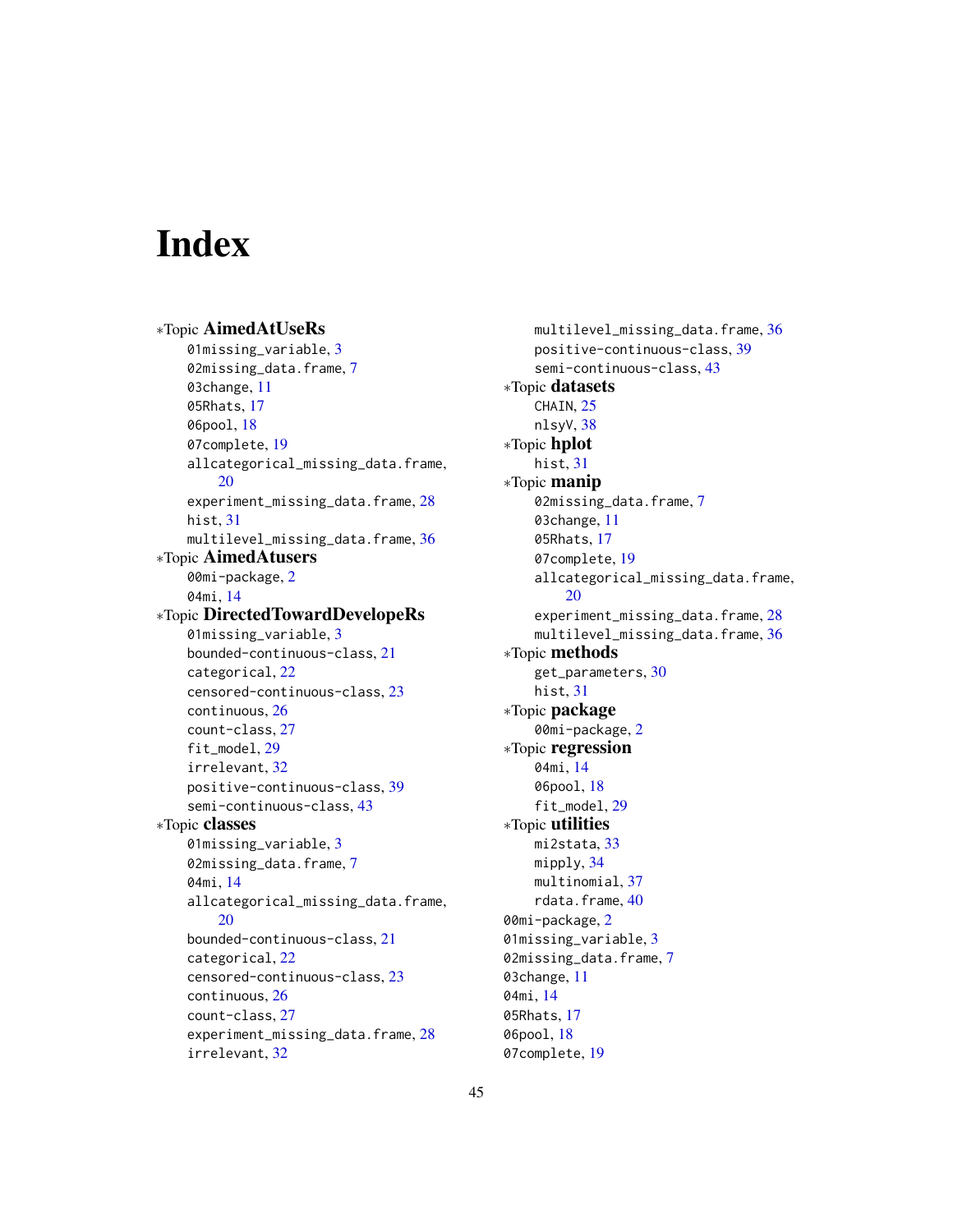# Index

∗Topic **AimedAtUseRs**
- 01missing_variable, 3
- 02missing_data.frame, 7
- 03change, 11
- 05Rhats, 17
- 06pool, 18
- 07complete, 19
- allcategorical_missing_data.frame, 20
- experiment_missing_data.frame, 28
- hist, 31
- multilevel_missing_data.frame, 36

∗Topic **AimedAtusers**
- 00mi-package, 2
- 04mi, 14

∗Topic **DirectedTowardDevelopeRs**
- 01missing_variable, 3
- bounded-continuous-class, 21
- categorical, 22
- censored-continuous-class, 23
- continuous, 26
- count-class, 27
- fit_model, 29
- irrelevant, 32
- positive-continuous-class, 39
- semi-continuous-class, 43

∗Topic **classes**
- 01missing_variable, 3
- 02missing_data.frame, 7
- 04mi, 14
- allcategorical_missing_data.frame, 20
- bounded-continuous-class, 21
- categorical, 22
- censored-continuous-class, 23
- continuous, 26
- count-class, 27
- experiment_missing_data.frame, 28
- irrelevant, 32
- multilevel_missing_data.frame, 36
- positive-continuous-class, 39
- semi-continuous-class, 43

∗Topic **datasets**
- CHAIN, 25
- nlsyV, 38

∗Topic **hplot**
- hist, 31

∗Topic **manip**
- 02missing_data.frame, 7
- 03change, 11
- 05Rhats, 17
- 07complete, 19
- allcategorical_missing_data.frame, 20
- experiment_missing_data.frame, 28
- multilevel_missing_data.frame, 36

∗Topic **methods**
- get_parameters, 30
- hist, 31

∗Topic **package**
- 00mi-package, 2

∗Topic **regression**
- 04mi, 14
- 06pool, 18
- fit_model, 29

∗Topic **utilities**
- mi2stata, 33
- mipply, 34
- multinomial, 37
- rdata.frame, 40

00mi-package, 2
01missing_variable, 3
02missing_data.frame, 7
03change, 11
04mi, 14
05Rhats, 17
06pool, 18
07complete, 19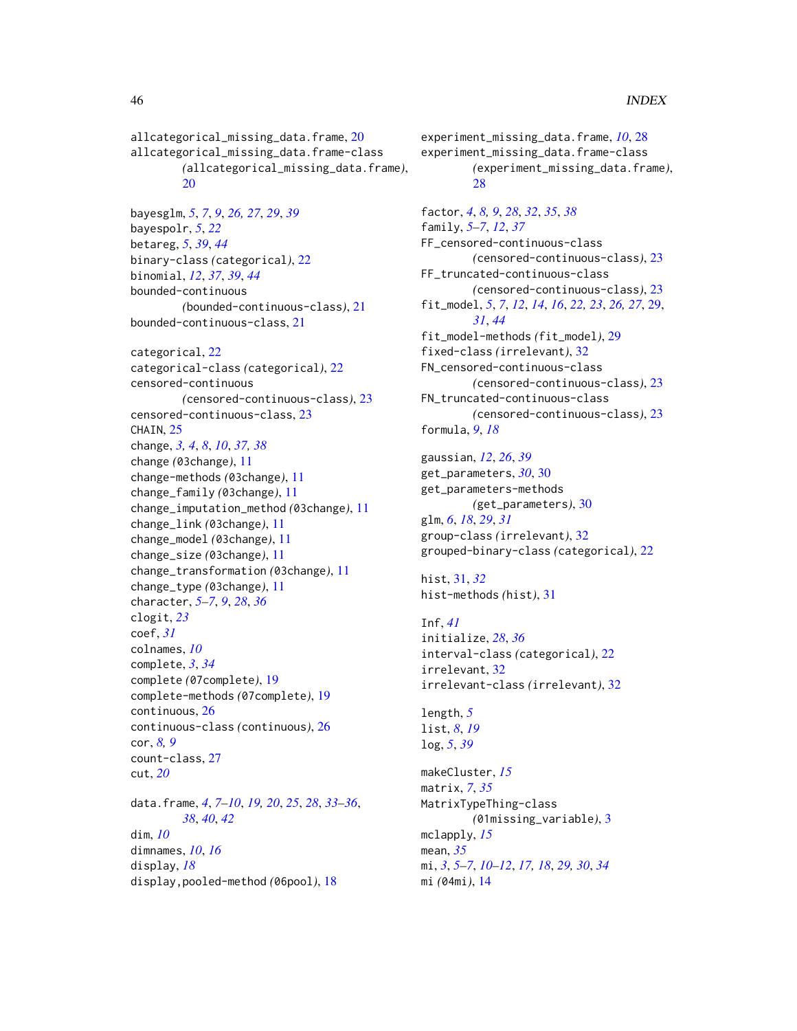allcategorical_missing_data.frame, 20
allcategorical_missing_data.frame-class
    *(*allcategorical_missing_data.frame*)*, 20

bayesglm, *5*, *7*, *9*, *26, 27*, *29*, *39*
bayespolr, *5*, *22*
betareg, *5*, *39*, *44*
binary-class *(*categorical*)*, 22
binomial, *12*, *37*, *39*, *44*
bounded-continuous
    *(*bounded-continuous-class*)*, 21
bounded-continuous-class, 21

categorical, 22
categorical-class *(*categorical*)*, 22
censored-continuous
    *(*censored-continuous-class*)*, 23
censored-continuous-class, 23
CHAIN, 25
change, *3, 4*, *8*, *10*, *37, 38*
change *(*03change*)*, 11
change-methods *(*03change*)*, 11
change_family *(*03change*)*, 11
change_imputation_method *(*03change*)*, 11
change_link *(*03change*)*, 11
change_model *(*03change*)*, 11
change_size *(*03change*)*, 11
change_transformation *(*03change*)*, 11
change_type *(*03change*)*, 11
character, *5–7*, *9*, *28*, *36*
clogit, *23*
coef, *31*
colnames, *10*
complete, *3*, *34*
complete *(*07complete*)*, 19
complete-methods *(*07complete*)*, 19
continuous, 26
continuous-class *(*continuous*)*, 26
cor, *8, 9*
count-class, 27
cut, *20*

data.frame, *4*, *7–10*, *19, 20*, *25*, *28*, *33–36*,
    *38*, *40*, *42*
dim, *10*
dimnames, *10*, *16*
display, *18*
display,pooled-method *(*06pool*)*, 18

experiment_missing_data.frame, *10*, 28
experiment_missing_data.frame-class
    *(*experiment_missing_data.frame*)*,
    28

factor, *4*, *8, 9*, *28*, *32*, *35*, *38*
family, *5–7*, *12*, *37*
FF_censored-continuous-class
    *(*censored-continuous-class*)*, 23
FF_truncated-continuous-class
    *(*censored-continuous-class*)*, 23
fit_model, *5*, *7*, *12*, *14*, *16*, *22, 23*, *26, 27*, 29,
    *31*, *44*
fit_model-methods *(*fit_model*)*, 29
fixed-class *(*irrelevant*)*, 32
FN_censored-continuous-class
    *(*censored-continuous-class*)*, 23
FN_truncated-continuous-class
    *(*censored-continuous-class*)*, 23
formula, *9*, *18*

gaussian, *12*, *26*, *39*
get_parameters, *30*, 30
get_parameters-methods
    *(*get_parameters*)*, 30
glm, *6*, *18*, *29*, *31*
group-class *(*irrelevant*)*, 32
grouped-binary-class *(*categorical*)*, 22

hist, 31, *32*
hist-methods *(*hist*)*, 31

Inf, *41*
initialize, *28*, *36*
interval-class *(*categorical*)*, 22
irrelevant, 32
irrelevant-class *(*irrelevant*)*, 32

length, *5*
list, *8*, *19*
log, *5*, *39*

makeCluster, *15*
matrix, *7*, *35*
MatrixTypeThing-class
    *(*01missing_variable*)*, 3
mclapply, *15*
mean, *35*
mi, *3*, *5–7*, *10–12*, *17, 18*, *29, 30*, *34*
mi *(*04mi*)*, 14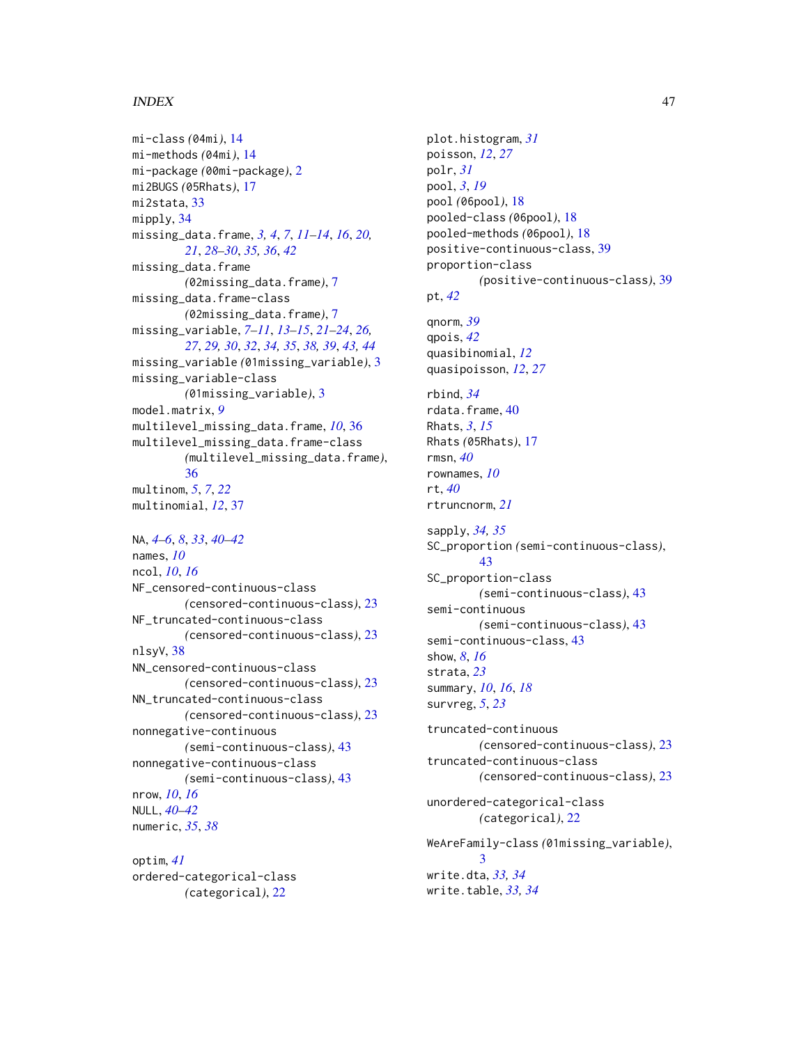mi-class *(04mi)*, 14
mi-methods *(04mi)*, 14
mi-package *(00mi-package)*, 2
mi2BUGS *(05Rhats)*, 17
mi2stata, 33
mipply, 34
missing_data.frame, *3, 4*, *7*, *11–14*, *16*, *20, 21*, *28–30*, *35, 36*, *42*
missing_data.frame *(02missing_data.frame)*, 7
missing_data.frame-class *(02missing_data.frame)*, 7
missing_variable, *7–11*, *13–15*, *21–24*, *26, 27*, *29, 30*, *32*, *34, 35*, *38, 39*, *43, 44*
missing_variable *(01missing_variable)*, 3
missing_variable-class *(01missing_variable)*, 3
model.matrix, *9*
multilevel_missing_data.frame, *10*, 36
multilevel_missing_data.frame-class *(multilevel_missing_data.frame)*, 36
multinom, *5*, *7*, *22*
multinomial, *12*, 37

NA, *4–6*, *8*, *33*, *40–42*
names, *10*
ncol, *10*, *16*
NF_censored-continuous-class *(censored-continuous-class)*, 23
NF_truncated-continuous-class *(censored-continuous-class)*, 23
nlsyV, 38
NN_censored-continuous-class *(censored-continuous-class)*, 23
NN_truncated-continuous-class *(censored-continuous-class)*, 23
nonnegative-continuous *(semi-continuous-class)*, 43
nonnegative-continuous-class *(semi-continuous-class)*, 43
nrow, *10*, *16*
NULL, *40–42*
numeric, *35*, *38*

optim, *41*
ordered-categorical-class *(categorical)*, 22

plot.histogram, *31*
poisson, *12*, *27*
polr, *31*
pool, *3*, *19*
pool *(06pool)*, 18
pooled-class *(06pool)*, 18
pooled-methods *(06pool)*, 18
positive-continuous-class, 39
proportion-class *(positive-continuous-class)*, 39
pt, *42*

qnorm, *39*
qpois, *42*
quasibinomial, *12*
quasipoisson, *12*, *27*

rbind, *34*
rdata.frame, 40
Rhats, *3*, *15*
Rhats *(05Rhats)*, 17
rmsn, *40*
rownames, *10*
rt, *40*
rtruncnorm, *21*

sapply, *34, 35*
SC_proportion *(semi-continuous-class)*, 43
SC_proportion-class *(semi-continuous-class)*, 43
semi-continuous *(semi-continuous-class)*, 43
semi-continuous-class, 43
show, *8*, *16*
strata, *23*
summary, *10*, *16*, *18*
survreg, *5*, *23*

truncated-continuous *(censored-continuous-class)*, 23
truncated-continuous-class *(censored-continuous-class)*, 23

unordered-categorical-class *(categorical)*, 22

WeAreFamily-class *(01missing_variable)*, 3
write.dta, *33, 34*
write.table, *33, 34*